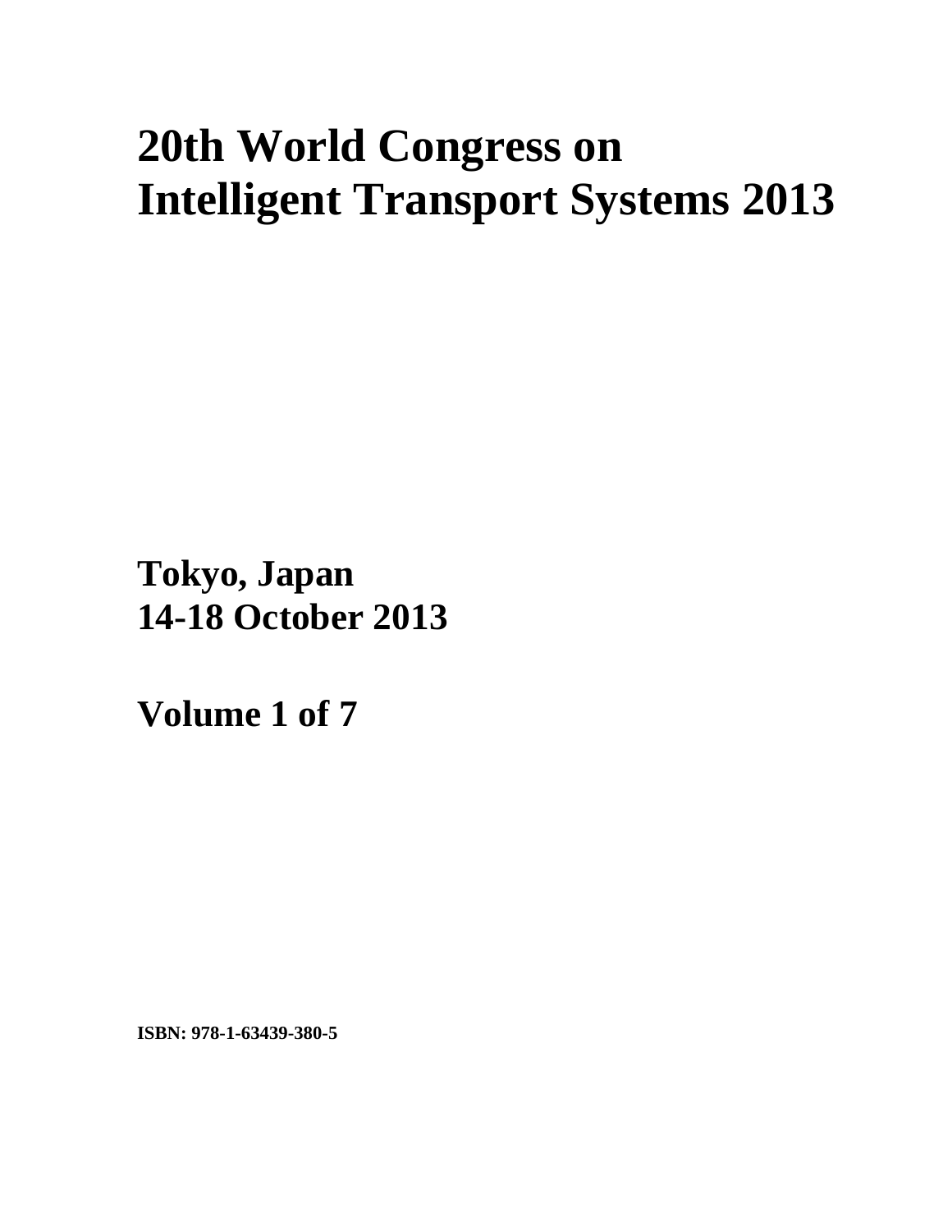# 20th World Congress on Intelligent Transport Systems 2013

**Tokyo, Japan**
**14-18 October 2013**

**Volume 1 of 7**

**ISBN: 978-1-63439-380-5**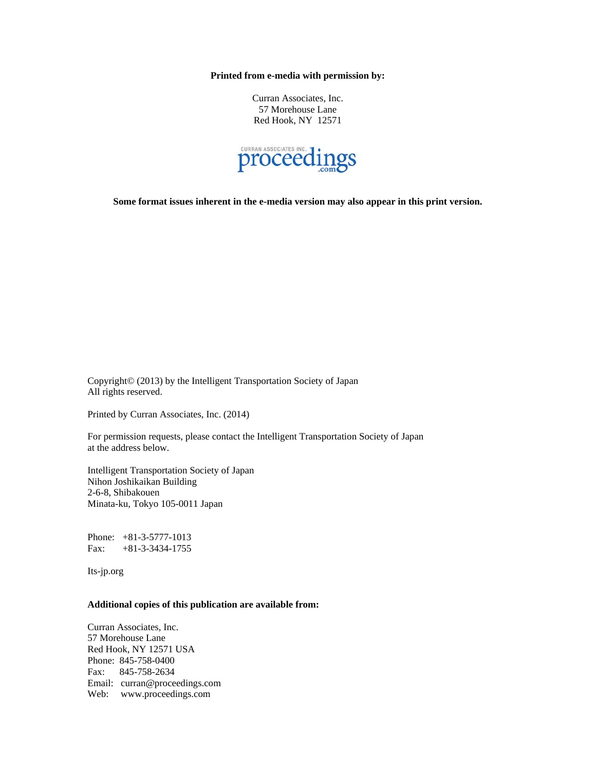**Printed from e-media with permission by:**

Curran Associates, Inc.
57 Morehouse Lane
Red Hook, NY 12571

**Some format issues inherent in the e-media version may also appear in this print version.**

Copyright© (2013) by the Intelligent Transportation Society of Japan
All rights reserved.

Printed by Curran Associates, Inc. (2014)

For permission requests, please contact the Intelligent Transportation Society of Japan at the address below.

Intelligent Transportation Society of Japan
Nihon Joshikaikan Building
2-6-8, Shibakouen
Minata-ku, Tokyo 105-0011 Japan

Phone: +81-3-5777-1013
Fax: +81-3-3434-1755

Its-jp.org

**Additional copies of this publication are available from:**

Curran Associates, Inc.
57 Morehouse Lane
Red Hook, NY 12571 USA
Phone: 845-758-0400
Fax: 845-758-2634
Email: curran@proceedings.com
Web: www.proceedings.com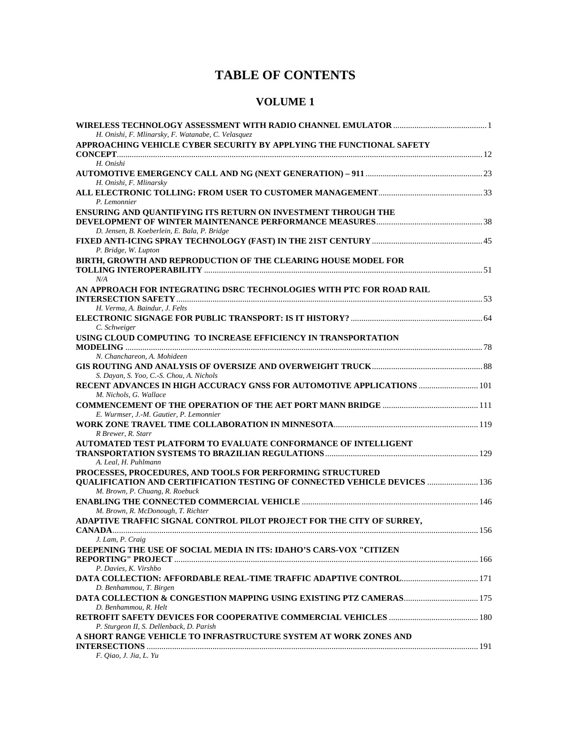# TABLE OF CONTENTS

## VOLUME 1

**WIRELESS TECHNOLOGY ASSESSMENT WITH RADIO CHANNEL EMULATOR** ... 1
*H. Onishi, F. Mlinarsky, F. Watanabe, C. Velasquez*

**APPROACHING VEHICLE CYBER SECURITY BY APPLYING THE FUNCTIONAL SAFETY CONCEPT** ... 12
*H. Onishi*

**AUTOMOTIVE EMERGENCY CALL AND NG (NEXT GENERATION) – 911** ... 23
*H. Onishi, F. Mlinarsky*

**ALL ELECTRONIC TOLLING: FROM USER TO CUSTOMER MANAGEMENT** ... 33
*P. Lemonnier*

**ENSURING AND QUANTIFYING ITS RETURN ON INVESTMENT THROUGH THE DEVELOPMENT OF WINTER MAINTENANCE PERFORMANCE MEASURES** ... 38
*D. Jensen, B. Koeberlein, E. Bala, P. Bridge*

**FIXED ANTI-ICING SPRAY TECHNOLOGY (FAST) IN THE 21ST CENTURY** ... 45
*P. Bridge, W. Lupton*

**BIRTH, GROWTH AND REPRODUCTION OF THE CLEARING HOUSE MODEL FOR TOLLING INTEROPERABILITY** ... 51
*N/A*

**AN APPROACH FOR INTEGRATING DSRC TECHNOLOGIES WITH PTC FOR ROAD RAIL INTERSECTION SAFETY** ... 53
*H. Verma, A. Baindur, J. Felts*

**ELECTRONIC SIGNAGE FOR PUBLIC TRANSPORT: IS IT HISTORY?** ... 64
*C. Schweiger*

**USING CLOUD COMPUTING TO INCREASE EFFICIENCY IN TRANSPORTATION MODELING** ... 78
*N. Chanchareon, A. Mohideen*

**GIS ROUTING AND ANALYSIS OF OVERSIZE AND OVERWEIGHT TRUCK** ... 88
*S. Dayan, S. Yoo, C.-S. Chou, A. Nichols*

**RECENT ADVANCES IN HIGH ACCURACY GNSS FOR AUTOMOTIVE APPLICATIONS** ... 101
*M. Nichols, G. Wallace*

**COMMENCEMENT OF THE OPERATION OF THE AET PORT MANN BRIDGE** ... 111
*E. Wurmser, J.-M. Gautier, P. Lemonnier*

**WORK ZONE TRAVEL TIME COLLABORATION IN MINNESOTA** ... 119
*R Brewer, R. Starr*

**AUTOMATED TEST PLATFORM TO EVALUATE CONFORMANCE OF INTELLIGENT TRANSPORTATION SYSTEMS TO BRAZILIAN REGULATIONS** ... 129
*A. Leal, H. Puhlmann*

**PROCESSES, PROCEDURES, AND TOOLS FOR PERFORMING STRUCTURED QUALIFICATION AND CERTIFICATION TESTING OF CONNECTED VEHICLE DEVICES** ... 136
*M. Brown, P. Chuang, R. Roebuck*

**ENABLING THE CONNECTED COMMERCIAL VEHICLE** ... 146
*M. Brown, R. McDonough, T. Richter*

**ADAPTIVE TRAFFIC SIGNAL CONTROL PILOT PROJECT FOR THE CITY OF SURREY, CANADA** ... 156
*J. Lam, P. Craig*

**DEEPENING THE USE OF SOCIAL MEDIA IN ITS: IDAHO'S CARS-VOX "CITIZEN REPORTING" PROJECT** ... 166
*P. Davies, K. Virshbo*

**DATA COLLECTION: AFFORDABLE REAL-TIME TRAFFIC ADAPTIVE CONTROL** ... 171
*D. Benhammou, T. Birgen*

**DATA COLLECTION & CONGESTION MAPPING USING EXISTING PTZ CAMERAS** ... 175
*D. Benhammou, R. Helt*

**RETROFIT SAFETY DEVICES FOR COOPERATIVE COMMERCIAL VEHICLES** ... 180
*P. Sturgeon II, S. Dellenback, D. Parish*

**A SHORT RANGE VEHICLE TO INFRASTRUCTURE SYSTEM AT WORK ZONES AND INTERSECTIONS** ... 191
*F. Qiao, J. Jia, L. Yu*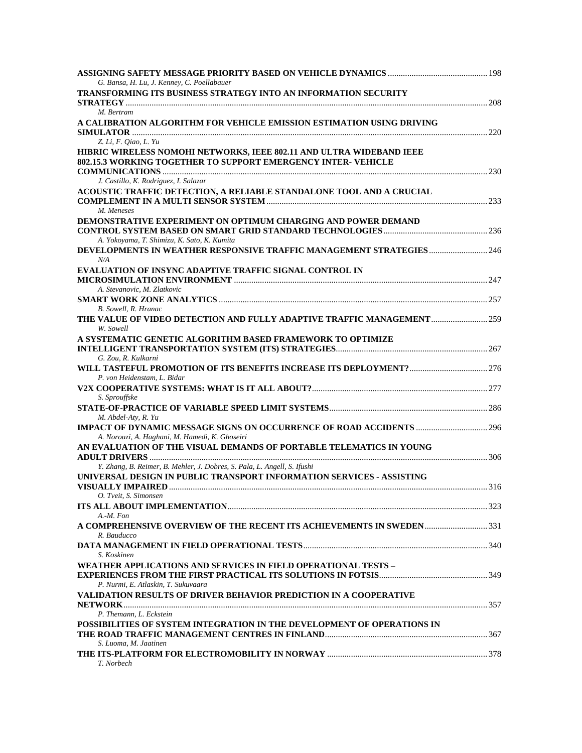**ASSIGNING SAFETY MESSAGE PRIORITY BASED ON VEHICLE DYNAMICS** ............................................. 198
*G. Bansa, H. Lu, J. Kenney, C. Poellabauer*

**TRANSFORMING ITS BUSINESS STRATEGY INTO AN INFORMATION SECURITY STRATEGY** ............................................. 208
*M. Bertram*

**A CALIBRATION ALGORITHM FOR VEHICLE EMISSION ESTIMATION USING DRIVING SIMULATOR** ............................................. 220
*Z. Li, F. Qiao, L. Yu*

**HIBRIC WIRELESS NOMOHI NETWORKS, IEEE 802.11 AND ULTRA WIDEBAND IEEE 802.15.3 WORKING TOGETHER TO SUPPORT EMERGENCY INTER- VEHICLE COMMUNICATIONS** ............................................. 230
*J. Castillo, K. Rodriguez, I. Salazar*

**ACOUSTIC TRAFFIC DETECTION, A RELIABLE STANDALONE TOOL AND A CRUCIAL COMPLEMENT IN A MULTI SENSOR SYSTEM** ............................................. 233
*M. Meneses*

**DEMONSTRATIVE EXPERIMENT ON OPTIMUM CHARGING AND POWER DEMAND CONTROL SYSTEM BASED ON SMART GRID STANDARD TECHNOLOGIES** ............................................. 236
*A. Yokoyama, T. Shimizu, K. Sato, K. Kumita*

**DEVELOPMENTS IN WEATHER RESPONSIVE TRAFFIC MANAGEMENT STRATEGIES** ............................................. 246
*N/A*

**EVALUATION OF INSYNC ADAPTIVE TRAFFIC SIGNAL CONTROL IN MICROSIMULATION ENVIRONMENT** ............................................. 247
*A. Stevanovic, M. Zlatkovic*

**SMART WORK ZONE ANALYTICS** ............................................. 257
*B. Sowell, R. Hranac*

**THE VALUE OF VIDEO DETECTION AND FULLY ADAPTIVE TRAFFIC MANAGEMENT** ............................................. 259
*W. Sowell*

**A SYSTEMATIC GENETIC ALGORITHM BASED FRAMEWORK TO OPTIMIZE INTELLIGENT TRANSPORTATION SYSTEM (ITS) STRATEGIES** ............................................. 267
*G. Zou, R. Kulkarni*

**WILL TASTEFUL PROMOTION OF ITS BENEFITS INCREASE ITS DEPLOYMENT?** ............................................. 276
*P. von Heidenstam, L. Bidar*

**V2X COOPERATIVE SYSTEMS: WHAT IS IT ALL ABOUT?** ............................................. 277
*S. Sprouffske*

**STATE-OF-PRACTICE OF VARIABLE SPEED LIMIT SYSTEMS** ............................................. 286
*M. Abdel-Aty, R. Yu*

**IMPACT OF DYNAMIC MESSAGE SIGNS ON OCCURRENCE OF ROAD ACCIDENTS** ............................................. 296
*A. Norouzi, A. Haghani, M. Hamedi, K. Ghoseiri*

**AN EVALUATION OF THE VISUAL DEMANDS OF PORTABLE TELEMATICS IN YOUNG ADULT DRIVERS** ............................................. 306
*Y. Zhang, B. Reimer, B. Mehler, J. Dobres, S. Pala, L. Angell, S. Ifushi*

**UNIVERSAL DESIGN IN PUBLIC TRANSPORT INFORMATION SERVICES - ASSISTING VISUALLY IMPAIRED** ............................................. 316
*O. Tveit, S. Simonsen*

**ITS ALL ABOUT IMPLEMENTATION** ............................................. 323
*A.-M. Fon*

**A COMPREHENSIVE OVERVIEW OF THE RECENT ITS ACHIEVEMENTS IN SWEDEN** ............................................. 331
*R. Bauducco*

**DATA MANAGEMENT IN FIELD OPERATIONAL TESTS** ............................................. 340
*S. Koskinen*

**WEATHER APPLICATIONS AND SERVICES IN FIELD OPERATIONAL TESTS – EXPERIENCES FROM THE FIRST PRACTICAL ITS SOLUTIONS IN FOTSIS** ............................................. 349
*P. Nurmi, E. Atlaskin, T. Sukuvaara*

**VALIDATION RESULTS OF DRIVER BEHAVIOR PREDICTION IN A COOPERATIVE NETWORK** ............................................. 357
*P. Themann, L. Eckstein*

**POSSIBILITIES OF SYSTEM INTEGRATION IN THE DEVELOPMENT OF OPERATIONS IN THE ROAD TRAFFIC MANAGEMENT CENTRES IN FINLAND** ............................................. 367
*S. Luoma, M. Jaatinen*

**THE ITS-PLATFORM FOR ELECTROMOBILITY IN NORWAY** ............................................. 378
*T. Norbech*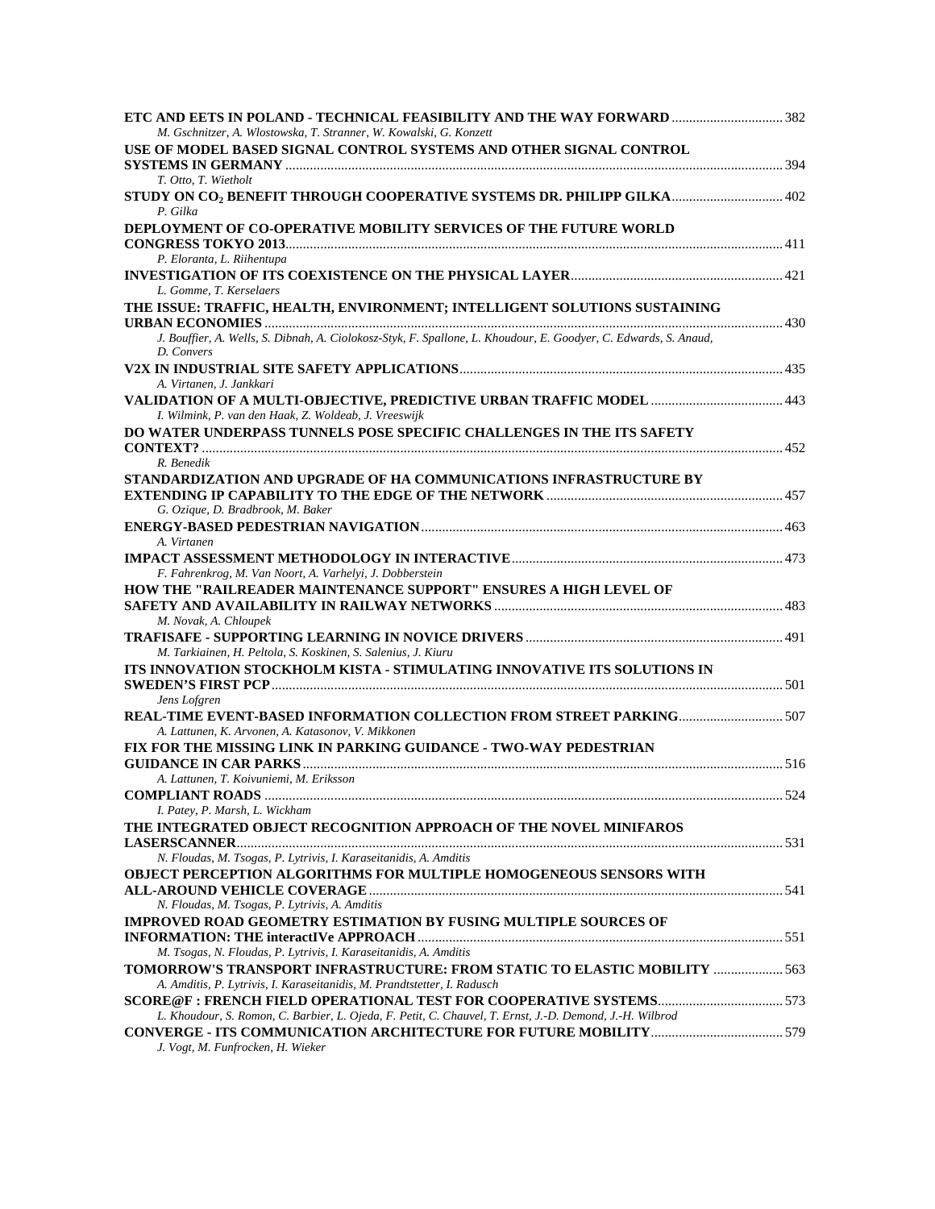**ETC AND EETS IN POLAND - TECHNICAL FEASIBILITY AND THE WAY FORWARD** ................................ 382
*M. Gschnitzer, A. Wlostowska, T. Stranner, W. Kowalski, G. Konzett*

**USE OF MODEL BASED SIGNAL CONTROL SYSTEMS AND OTHER SIGNAL CONTROL SYSTEMS IN GERMANY** ................................ 394
*T. Otto, T. Wietholt*

**STUDY ON $CO_2$ BENEFIT THROUGH COOPERATIVE SYSTEMS DR. PHILIPP GILKA** ................................ 402
*P. Gilka*

**DEPLOYMENT OF CO-OPERATIVE MOBILITY SERVICES OF THE FUTURE WORLD CONGRESS TOKYO 2013** ................................ 411
*P. Eloranta, L. Riihentupa*

**INVESTIGATION OF ITS COEXISTENCE ON THE PHYSICAL LAYER** ................................ 421
*L. Gomme, T. Kerselaers*

**THE ISSUE: TRAFFIC, HEALTH, ENVIRONMENT; INTELLIGENT SOLUTIONS SUSTAINING URBAN ECONOMIES** ................................ 430
*J. Bouffier, A. Wells, S. Dibnah, A. Ciolokosz-Styk, F. Spallone, L. Khoudour, E. Goodyer, C. Edwards, S. Anaud, D. Convers*

**V2X IN INDUSTRIAL SITE SAFETY APPLICATIONS** ................................ 435
*A. Virtanen, J. Jankkari*

**VALIDATION OF A MULTI-OBJECTIVE, PREDICTIVE URBAN TRAFFIC MODEL** ................................ 443
*I. Wilmink, P. van den Haak, Z. Woldeab, J. Vreeswijk*

**DO WATER UNDERPASS TUNNELS POSE SPECIFIC CHALLENGES IN THE ITS SAFETY CONTEXT?** ................................ 452
*R. Benedik*

**STANDARDIZATION AND UPGRADE OF HA COMMUNICATIONS INFRASTRUCTURE BY EXTENDING IP CAPABILITY TO THE EDGE OF THE NETWORK** ................................ 457
*G. Ozique, D. Bradbrook, M. Baker*

**ENERGY-BASED PEDESTRIAN NAVIGATION** ................................ 463
*A. Virtanen*

**IMPACT ASSESSMENT METHODOLOGY IN INTERACTIVE** ................................ 473
*F. Fahrenkrog, M. Van Noort, A. Varhelyi, J. Dobberstein*

**HOW THE "RAILREADER MAINTENANCE SUPPORT" ENSURES A HIGH LEVEL OF SAFETY AND AVAILABILITY IN RAILWAY NETWORKS** ................................ 483
*M. Novak, A. Chloupek*

**TRAFISAFE - SUPPORTING LEARNING IN NOVICE DRIVERS** ................................ 491
*M. Tarkiainen, H. Peltola, S. Koskinen, S. Salenius, J. Kiuru*

**ITS INNOVATION STOCKHOLM KISTA - STIMULATING INNOVATIVE ITS SOLUTIONS IN SWEDEN'S FIRST PCP** ................................ 501
*Jens Lofgren*

**REAL-TIME EVENT-BASED INFORMATION COLLECTION FROM STREET PARKING** ................................ 507
*A. Lattunen, K. Arvonen, A. Katasonov, V. Mikkonen*

**FIX FOR THE MISSING LINK IN PARKING GUIDANCE - TWO-WAY PEDESTRIAN GUIDANCE IN CAR PARKS** ................................ 516
*A. Lattunen, T. Koivuniemi, M. Eriksson*

**COMPLIANT ROADS** ................................ 524
*I. Patey, P. Marsh, L. Wickham*

**THE INTEGRATED OBJECT RECOGNITION APPROACH OF THE NOVEL MINIFAROS LASERSCANNER** ................................ 531
*N. Floudas, M. Tsogas, P. Lytrivis, I. Karaseitanidis, A. Amditis*

**OBJECT PERCEPTION ALGORITHMS FOR MULTIPLE HOMOGENEOUS SENSORS WITH ALL-AROUND VEHICLE COVERAGE** ................................ 541
*N. Floudas, M. Tsogas, P. Lytrivis, A. Amditis*

**IMPROVED ROAD GEOMETRY ESTIMATION BY FUSING MULTIPLE SOURCES OF INFORMATION: THE interactIVe APPROACH** ................................ 551
*M. Tsogas, N. Floudas, P. Lytrivis, I. Karaseitanidis, A. Amditis*

**TOMORROW'S TRANSPORT INFRASTRUCTURE: FROM STATIC TO ELASTIC MOBILITY** ................................ 563
*A. Amditis, P. Lytrivis, I. Karaseitanidis, M. Prandtstetter, I. Radusch*

**SCORE@F : FRENCH FIELD OPERATIONAL TEST FOR COOPERATIVE SYSTEMS** ................................ 573
*L. Khoudour, S. Romon, C. Barbier, L. Ojeda, F. Petit, C. Chauvel, T. Ernst, J.-D. Demond, J.-H. Wilbrod*

**CONVERGE - ITS COMMUNICATION ARCHITECTURE FOR FUTURE MOBILITY** ................................ 579
*J. Vogt, M. Funfrocken, H. Wieker*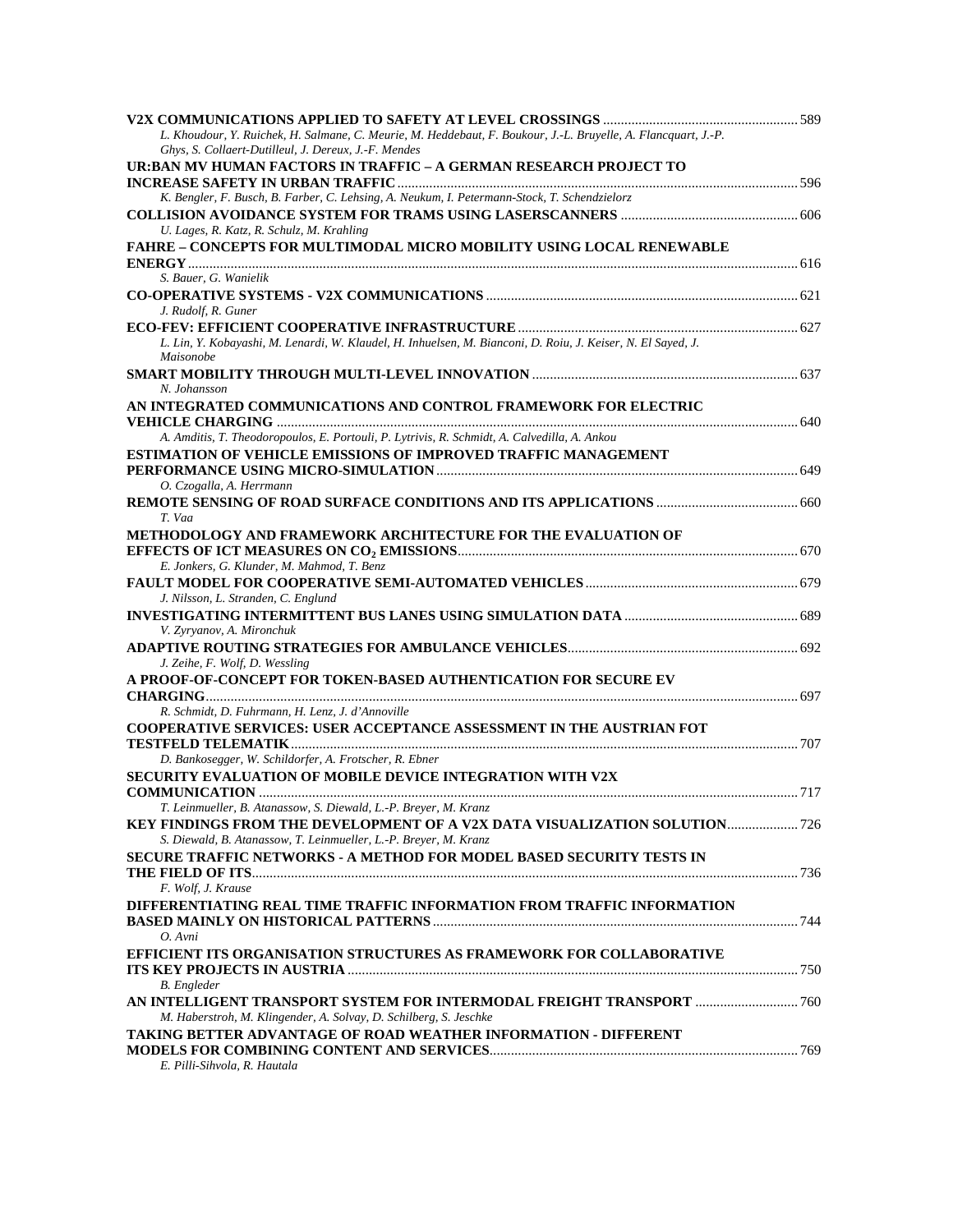**V2X COMMUNICATIONS APPLIED TO SAFETY AT LEVEL CROSSINGS** ........................................................ 589
*L. Khoudour, Y. Ruichek, H. Salmane, C. Meurie, M. Heddebaut, F. Boukour, J.-L. Bruyelle, A. Flancquart, J.-P. Ghys, S. Collaert-Dutilleul, J. Dereux, J.-F. Mendes*

**UR:BAN MV HUMAN FACTORS IN TRAFFIC – A GERMAN RESEARCH PROJECT TO INCREASE SAFETY IN URBAN TRAFFIC** ................................................................................................... 596
*K. Bengler, F. Busch, B. Farber, C. Lehsing, A. Neukum, I. Petermann-Stock, T. Schendzielorz*

**COLLISION AVOIDANCE SYSTEM FOR TRAMS USING LASERSCANNERS** ................................................... 606
*U. Lages, R. Katz, R. Schulz, M. Krahling*

**FAHRE – CONCEPTS FOR MULTIMODAL MICRO MOBILITY USING LOCAL RENEWABLE ENERGY** ............................................................................................................................................ 616
*S. Bauer, G. Wanielik*

**CO-OPERATIVE SYSTEMS - V2X COMMUNICATIONS** ....................................................................................... 621
*J. Rudolf, R. Guner*

**ECO-FEV: EFFICIENT COOPERATIVE INFRASTRUCTURE** ............................................................................... 627
*L. Lin, Y. Kobayashi, M. Lenardi, W. Klaudel, H. Inhuelsen, M. Bianconi, D. Roiu, J. Keiser, N. El Sayed, J. Maisonobe*

**SMART MOBILITY THROUGH MULTI-LEVEL INNOVATION** ........................................................................... 637
*N. Johansson*

**AN INTEGRATED COMMUNICATIONS AND CONTROL FRAMEWORK FOR ELECTRIC VEHICLE CHARGING** ................................................................................................................................... 640
*A. Amditis, T. Theodoropoulos, E. Portouli, P. Lytrivis, R. Schmidt, A. Calvedilla, A. Ankou*

**ESTIMATION OF VEHICLE EMISSIONS OF IMPROVED TRAFFIC MANAGEMENT PERFORMANCE USING MICRO-SIMULATION** ..................................................................................................... 649
*O. Czogalla, A. Herrmann*

**REMOTE SENSING OF ROAD SURFACE CONDITIONS AND ITS APPLICATIONS** ........................................ 660
*T. Vaa*

**METHODOLOGY AND FRAMEWORK ARCHITECTURE FOR THE EVALUATION OF EFFECTS OF ICT MEASURES ON $CO_2$ EMISSIONS** ................................................................................................ 670
*E. Jonkers, G. Klunder, M. Mahmod, T. Benz*

**FAULT MODEL FOR COOPERATIVE SEMI-AUTOMATED VEHICLES** ............................................................. 679
*J. Nilsson, L. Stranden, C. Englund*

**INVESTIGATING INTERMITTENT BUS LANES USING SIMULATION DATA** ................................................. 689
*V. Zyryanov, A. Mironchuk*

**ADAPTIVE ROUTING STRATEGIES FOR AMBULANCE VEHICLES** ................................................................. 692
*J. Zeihe, F. Wolf, D. Wessling*

**A PROOF-OF-CONCEPT FOR TOKEN-BASED AUTHENTICATION FOR SECURE EV CHARGING** ..................................................................................................................................................... 697
*R. Schmidt, D. Fuhrmann, H. Lenz, J. d'Annoville*

**COOPERATIVE SERVICES: USER ACCEPTANCE ASSESSMENT IN THE AUSTRIAN FOT TESTFELD TELEMATIK** ............................................................................................................................. 707
*D. Bankosegger, W. Schildorfer, A. Frotscher, R. Ebner*

**SECURITY EVALUATION OF MOBILE DEVICE INTEGRATION WITH V2X COMMUNICATION** ...................................................................................................................................... 717
*T. Leinmueller, B. Atanassow, S. Diewald, L.-P. Breyer, M. Kranz*

**KEY FINDINGS FROM THE DEVELOPMENT OF A V2X DATA VISUALIZATION SOLUTION** .................... 726
*S. Diewald, B. Atanassow, T. Leinmueller, L.-P. Breyer, M. Kranz*

**SECURE TRAFFIC NETWORKS - A METHOD FOR MODEL BASED SECURITY TESTS IN THE FIELD OF ITS** ........................................................................................................................................ 736
*F. Wolf, J. Krause*

**DIFFERENTIATING REAL TIME TRAFFIC INFORMATION FROM TRAFFIC INFORMATION BASED MAINLY ON HISTORICAL PATTERNS** ...................................................................................................... 744
*O. Avni*

**EFFICIENT ITS ORGANISATION STRUCTURES AS FRAMEWORK FOR COLLABORATIVE ITS KEY PROJECTS IN AUSTRIA** ............................................................................................................................. 750
*B. Engleder*

**AN INTELLIGENT TRANSPORT SYSTEM FOR INTERMODAL FREIGHT TRANSPORT** ............................. 760
*M. Haberstroh, M. Klingender, A. Solvay, D. Schilberg, S. Jeschke*

**TAKING BETTER ADVANTAGE OF ROAD WEATHER INFORMATION - DIFFERENT MODELS FOR COMBINING CONTENT AND SERVICES** ....................................................................................... 769
*E. Pilli-Sihvola, R. Hautala*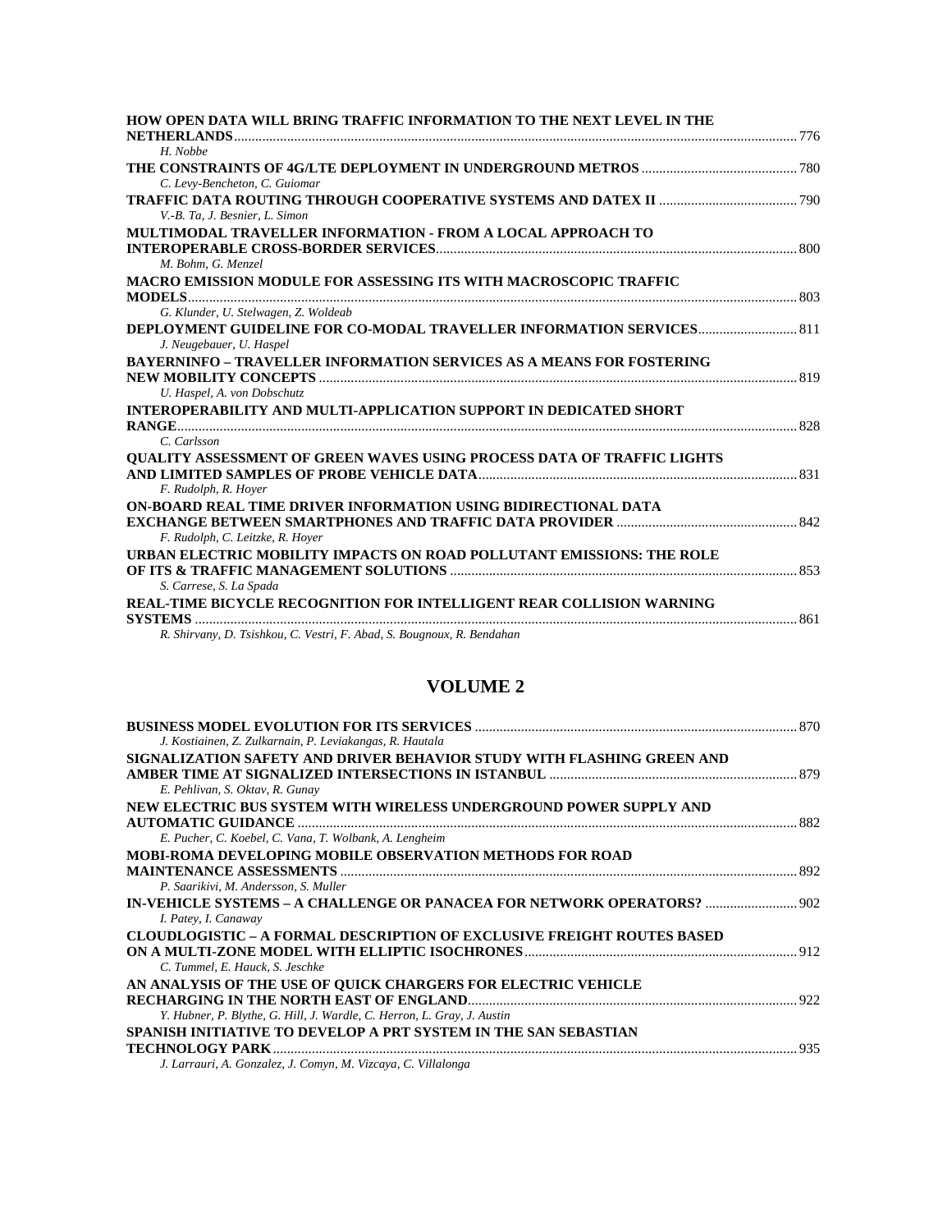**HOW OPEN DATA WILL BRING TRAFFIC INFORMATION TO THE NEXT LEVEL IN THE NETHERLANDS** ........ 776
*H. Nobbe*

**THE CONSTRAINTS OF 4G/LTE DEPLOYMENT IN UNDERGROUND METROS** ........ 780
*C. Levy-Bencheton, C. Guiomar*

**TRAFFIC DATA ROUTING THROUGH COOPERATIVE SYSTEMS AND DATEX II** ........ 790
*V.-B. Ta, J. Besnier, L. Simon*

**MULTIMODAL TRAVELLER INFORMATION - FROM A LOCAL APPROACH TO INTEROPERABLE CROSS-BORDER SERVICES** ........ 800
*M. Bohm, G. Menzel*

**MACRO EMISSION MODULE FOR ASSESSING ITS WITH MACROSCOPIC TRAFFIC MODELS** ........ 803
*G. Klunder, U. Stelwagen, Z. Woldeab*

**DEPLOYMENT GUIDELINE FOR CO-MODAL TRAVELLER INFORMATION SERVICES** ........ 811
*J. Neugebauer, U. Haspel*

**BAYERNINFO – TRAVELLER INFORMATION SERVICES AS A MEANS FOR FOSTERING NEW MOBILITY CONCEPTS** ........ 819
*U. Haspel, A. von Dobschutz*

**INTEROPERABILITY AND MULTI-APPLICATION SUPPORT IN DEDICATED SHORT RANGE** ........ 828
*C. Carlsson*

**QUALITY ASSESSMENT OF GREEN WAVES USING PROCESS DATA OF TRAFFIC LIGHTS AND LIMITED SAMPLES OF PROBE VEHICLE DATA** ........ 831
*F. Rudolph, R. Hoyer*

**ON-BOARD REAL TIME DRIVER INFORMATION USING BIDIRECTIONAL DATA EXCHANGE BETWEEN SMARTPHONES AND TRAFFIC DATA PROVIDER** ........ 842
*F. Rudolph, C. Leitzke, R. Hoyer*

**URBAN ELECTRIC MOBILITY IMPACTS ON ROAD POLLUTANT EMISSIONS: THE ROLE OF ITS & TRAFFIC MANAGEMENT SOLUTIONS** ........ 853
*S. Carrese, S. La Spada*

**REAL-TIME BICYCLE RECOGNITION FOR INTELLIGENT REAR COLLISION WARNING SYSTEMS** ........ 861
*R. Shirvany, D. Tsishkou, C. Vestri, F. Abad, S. Bougnoux, R. Bendahan*

## VOLUME 2

**BUSINESS MODEL EVOLUTION FOR ITS SERVICES** ........ 870
*J. Kostiainen, Z. Zulkarnain, P. Leviakangas, R. Hautala*

**SIGNALIZATION SAFETY AND DRIVER BEHAVIOR STUDY WITH FLASHING GREEN AND AMBER TIME AT SIGNALIZED INTERSECTIONS IN ISTANBUL** ........ 879
*E. Pehlivan, S. Oktav, R. Gunay*

**NEW ELECTRIC BUS SYSTEM WITH WIRELESS UNDERGROUND POWER SUPPLY AND AUTOMATIC GUIDANCE** ........ 882
*E. Pucher, C. Koebel, C. Vana, T. Wolbank, A. Lengheim*

**MOBI-ROMA DEVELOPING MOBILE OBSERVATION METHODS FOR ROAD MAINTENANCE ASSESSMENTS** ........ 892
*P. Saarikivi, M. Andersson, S. Muller*

**IN-VEHICLE SYSTEMS – A CHALLENGE OR PANACEA FOR NETWORK OPERATORS?** ........ 902
*I. Patey, I. Canaway*

**CLOUDLOGISTIC – A FORMAL DESCRIPTION OF EXCLUSIVE FREIGHT ROUTES BASED ON A MULTI-ZONE MODEL WITH ELLIPTIC ISOCHRONES** ........ 912
*C. Tummel, E. Hauck, S. Jeschke*

**AN ANALYSIS OF THE USE OF QUICK CHARGERS FOR ELECTRIC VEHICLE RECHARGING IN THE NORTH EAST OF ENGLAND** ........ 922
*Y. Hubner, P. Blythe, G. Hill, J. Wardle, C. Herron, L. Gray, J. Austin*

**SPANISH INITIATIVE TO DEVELOP A PRT SYSTEM IN THE SAN SEBASTIAN TECHNOLOGY PARK** ........ 935
*J. Larrauri, A. Gonzalez, J. Comyn, M. Vizcaya, C. Villalonga*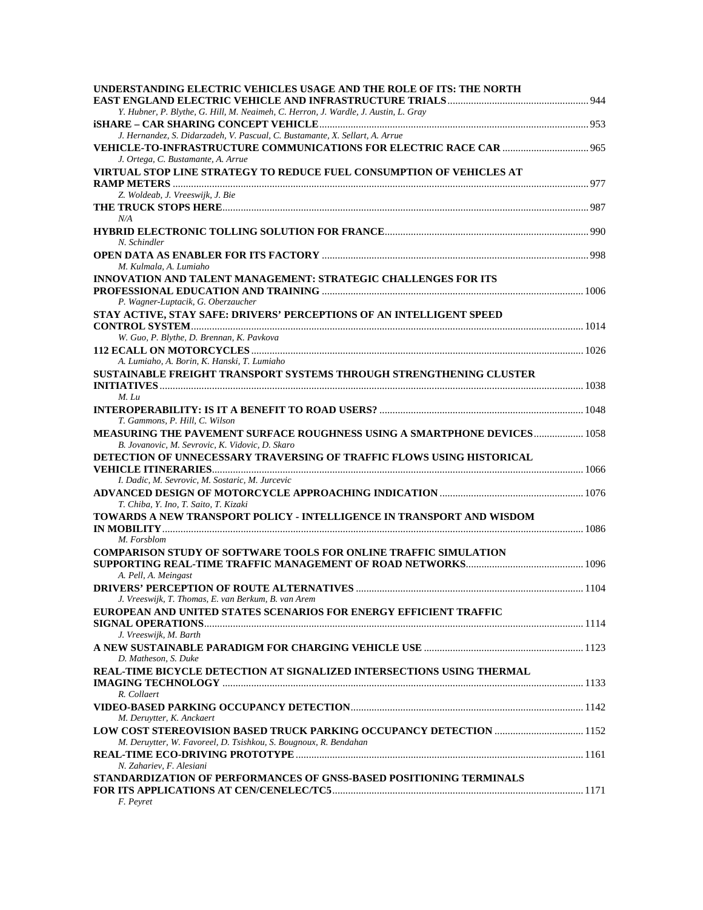**UNDERSTANDING ELECTRIC VEHICLES USAGE AND THE ROLE OF ITS: THE NORTH EAST ENGLAND ELECTRIC VEHICLE AND INFRASTRUCTURE TRIALS** ..................... 944
*Y. Hubner, P. Blythe, G. Hill, M. Neaimeh, C. Herron, J. Wardle, J. Austin, L. Gray*

**iSHARE – CAR SHARING CONCEPT VEHICLE** ..................... 953
*J. Hernandez, S. Didarzadeh, V. Pascual, C. Bustamante, X. Sellart, A. Arrue*

**VEHICLE-TO-INFRASTRUCTURE COMMUNICATIONS FOR ELECTRIC RACE CAR** ..................... 965
*J. Ortega, C. Bustamante, A. Arrue*

**VIRTUAL STOP LINE STRATEGY TO REDUCE FUEL CONSUMPTION OF VEHICLES AT RAMP METERS** ..................... 977
*Z. Woldeab, J. Vreeswijk, J. Bie*

**THE TRUCK STOPS HERE** ..................... 987
*N/A*

**HYBRID ELECTRONIC TOLLING SOLUTION FOR FRANCE** ..................... 990
*N. Schindler*

**OPEN DATA AS ENABLER FOR ITS FACTORY** ..................... 998
*M. Kulmala, A. Lumiaho*

**INNOVATION AND TALENT MANAGEMENT: STRATEGIC CHALLENGES FOR ITS PROFESSIONAL EDUCATION AND TRAINING** ..................... 1006
*P. Wagner-Luptacik, G. Oberzaucher*

**STAY ACTIVE, STAY SAFE: DRIVERS' PERCEPTIONS OF AN INTELLIGENT SPEED CONTROL SYSTEM** ..................... 1014
*W. Guo, P. Blythe, D. Brennan, K. Pavkova*

**112 ECALL ON MOTORCYCLES** ..................... 1026
*A. Lumiaho, A. Borin, K. Hanski, T. Lumiaho*

**SUSTAINABLE FREIGHT TRANSPORT SYSTEMS THROUGH STRENGTHENING CLUSTER INITIATIVES** ..................... 1038
*M. Lu*

**INTEROPERABILITY: IS IT A BENEFIT TO ROAD USERS?** ..................... 1048
*T. Gammons, P. Hill, C. Wilson*

**MEASURING THE PAVEMENT SURFACE ROUGHNESS USING A SMARTPHONE DEVICES** ..................... 1058
*B. Jovanovic, M. Sevrovic, K. Vidovic, D. Skaro*

**DETECTION OF UNNECESSARY TRAVERSING OF TRAFFIC FLOWS USING HISTORICAL VEHICLE ITINERARIES** ..................... 1066
*I. Dadic, M. Sevrovic, M. Sostaric, M. Jurcevic*

**ADVANCED DESIGN OF MOTORCYCLE APPROACHING INDICATION** ..................... 1076
*T. Chiba, Y. Ino, T. Saito, T. Kizaki*

**TOWARDS A NEW TRANSPORT POLICY - INTELLIGENCE IN TRANSPORT AND WISDOM IN MOBILITY** ..................... 1086
*M. Forsblom*

**COMPARISON STUDY OF SOFTWARE TOOLS FOR ONLINE TRAFFIC SIMULATION SUPPORTING REAL-TIME TRAFFIC MANAGEMENT OF ROAD NETWORKS** ..................... 1096
*A. Pell, A. Meingast*

**DRIVERS' PERCEPTION OF ROUTE ALTERNATIVES** ..................... 1104
*J. Vreeswijk, T. Thomas, E. van Berkum, B. van Arem*

**EUROPEAN AND UNITED STATES SCENARIOS FOR ENERGY EFFICIENT TRAFFIC SIGNAL OPERATIONS** ..................... 1114
*J. Vreeswijk, M. Barth*

**A NEW SUSTAINABLE PARADIGM FOR CHARGING VEHICLE USE** ..................... 1123
*D. Matheson, S. Duke*

**REAL-TIME BICYCLE DETECTION AT SIGNALIZED INTERSECTIONS USING THERMAL IMAGING TECHNOLOGY** ..................... 1133
*R. Collaert*

**VIDEO-BASED PARKING OCCUPANCY DETECTION** ..................... 1142
*M. Deruytter, K. Anckaert*

**LOW COST STEREOVISION BASED TRUCK PARKING OCCUPANCY DETECTION** ..................... 1152
*M. Deruytter, W. Favoreel, D. Tsishkou, S. Bougnoux, R. Bendahan*

**REAL-TIME ECO-DRIVING PROTOTYPE** ..................... 1161
*N. Zahariev, F. Alesiani*

**STANDARDIZATION OF PERFORMANCES OF GNSS-BASED POSITIONING TERMINALS FOR ITS APPLICATIONS AT CEN/CENELEC/TC5** ..................... 1171
*F. Peyret*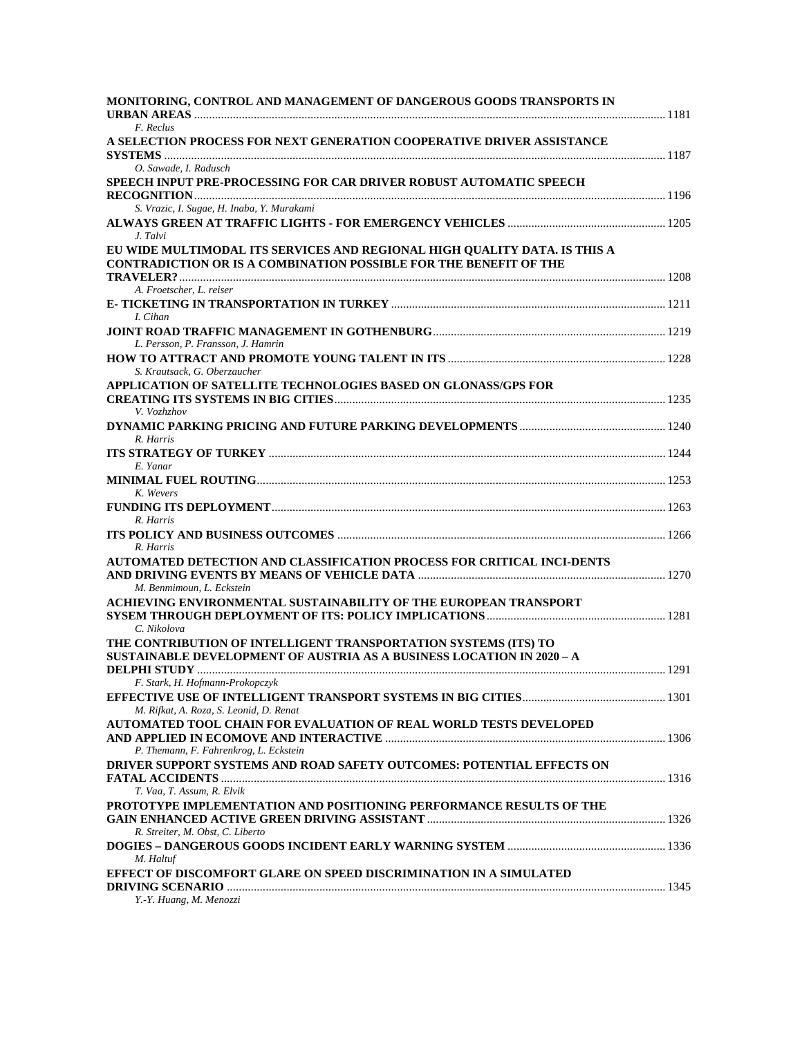**MONITORING, CONTROL AND MANAGEMENT OF DANGEROUS GOODS TRANSPORTS IN URBAN AREAS** ........ 1181
*F. Reclus*

**A SELECTION PROCESS FOR NEXT GENERATION COOPERATIVE DRIVER ASSISTANCE SYSTEMS** ........ 1187
*O. Sawade, I. Radusch*

**SPEECH INPUT PRE-PROCESSING FOR CAR DRIVER ROBUST AUTOMATIC SPEECH RECOGNITION** ........ 1196
*S. Vrazic, I. Sugae, H. Inaba, Y. Murakami*

**ALWAYS GREEN AT TRAFFIC LIGHTS - FOR EMERGENCY VEHICLES** ........ 1205
*J. Talvi*

**EU WIDE MULTIMODAL ITS SERVICES AND REGIONAL HIGH QUALITY DATA. IS THIS A CONTRADICTION OR IS A COMBINATION POSSIBLE FOR THE BENEFIT OF THE TRAVELER?** ........ 1208
*A. Froetscher, L. reiser*

**E- TICKETING IN TRANSPORTATION IN TURKEY** ........ 1211
*I. Cihan*

**JOINT ROAD TRAFFIC MANAGEMENT IN GOTHENBURG** ........ 1219
*L. Persson, P. Fransson, J. Hamrin*

**HOW TO ATTRACT AND PROMOTE YOUNG TALENT IN ITS** ........ 1228
*S. Krautsack, G. Oberzaucher*

**APPLICATION OF SATELLITE TECHNOLOGIES BASED ON GLONASS/GPS FOR CREATING ITS SYSTEMS IN BIG CITIES** ........ 1235
*V. Vozhzhov*

**DYNAMIC PARKING PRICING AND FUTURE PARKING DEVELOPMENTS** ........ 1240
*R. Harris*

**ITS STRATEGY OF TURKEY** ........ 1244
*E. Yanar*

**MINIMAL FUEL ROUTING** ........ 1253
*K. Wevers*

**FUNDING ITS DEPLOYMENT** ........ 1263
*R. Harris*

**ITS POLICY AND BUSINESS OUTCOMES** ........ 1266
*R. Harris*

**AUTOMATED DETECTION AND CLASSIFICATION PROCESS FOR CRITICAL INCI-DENTS AND DRIVING EVENTS BY MEANS OF VEHICLE DATA** ........ 1270
*M. Benmimoun, L. Eckstein*

**ACHIEVING ENVIRONMENTAL SUSTAINABILITY OF THE EUROPEAN TRANSPORT SYSEM THROUGH DEPLOYMENT OF ITS: POLICY IMPLICATIONS** ........ 1281
*C. Nikolova*

**THE CONTRIBUTION OF INTELLIGENT TRANSPORTATION SYSTEMS (ITS) TO SUSTAINABLE DEVELOPMENT OF AUSTRIA AS A BUSINESS LOCATION IN 2020 – A DELPHI STUDY** ........ 1291
*F. Stark, H. Hofmann-Prokopczyk*

**EFFECTIVE USE OF INTELLIGENT TRANSPORT SYSTEMS IN BIG CITIES** ........ 1301
*M. Rifkat, A. Roza, S. Leonid, D. Renat*

**AUTOMATED TOOL CHAIN FOR EVALUATION OF REAL WORLD TESTS DEVELOPED AND APPLIED IN ECOMOVE AND INTERACTIVE** ........ 1306
*P. Themann, F. Fahrenkrog, L. Eckstein*

**DRIVER SUPPORT SYSTEMS AND ROAD SAFETY OUTCOMES: POTENTIAL EFFECTS ON FATAL ACCIDENTS** ........ 1316
*T. Vaa, T. Assum, R. Elvik*

**PROTOTYPE IMPLEMENTATION AND POSITIONING PERFORMANCE RESULTS OF THE GAIN ENHANCED ACTIVE GREEN DRIVING ASSISTANT** ........ 1326
*R. Streiter, M. Obst, C. Liberto*

**DOGIES – DANGEROUS GOODS INCIDENT EARLY WARNING SYSTEM** ........ 1336
*M. Haltuf*

**EFFECT OF DISCOMFORT GLARE ON SPEED DISCRIMINATION IN A SIMULATED DRIVING SCENARIO** ........ 1345
*Y.-Y. Huang, M. Menozzi*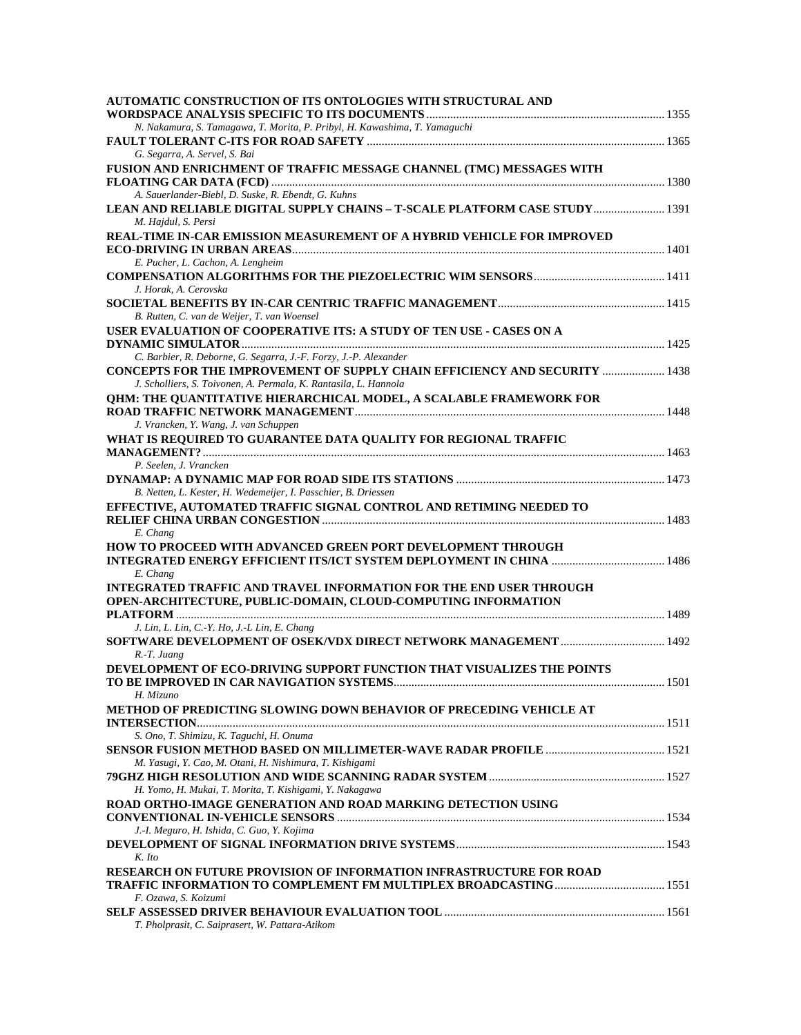**AUTOMATIC CONSTRUCTION OF ITS ONTOLOGIES WITH STRUCTURAL AND WORDSPACE ANALYSIS SPECIFIC TO ITS DOCUMENTS** ............ 1355
*N. Nakamura, S. Tamagawa, T. Morita, P. Pribyl, H. Kawashima, T. Yamaguchi*

**FAULT TOLERANT C-ITS FOR ROAD SAFETY** ............ 1365
*G. Segarra, A. Servel, S. Bai*

**FUSION AND ENRICHMENT OF TRAFFIC MESSAGE CHANNEL (TMC) MESSAGES WITH FLOATING CAR DATA (FCD)** ............ 1380
*A. Sauerlander-Biebl, D. Suske, R. Ebendt, G. Kuhns*

**LEAN AND RELIABLE DIGITAL SUPPLY CHAINS – T-SCALE PLATFORM CASE STUDY** ............ 1391
*M. Hajdul, S. Persi*

**REAL-TIME IN-CAR EMISSION MEASUREMENT OF A HYBRID VEHICLE FOR IMPROVED ECO-DRIVING IN URBAN AREAS** ............ 1401
*E. Pucher, L. Cachon, A. Lengheim*

**COMPENSATION ALGORITHMS FOR THE PIEZOELECTRIC WIM SENSORS** ............ 1411
*J. Horak, A. Cerovska*

**SOCIETAL BENEFITS BY IN-CAR CENTRIC TRAFFIC MANAGEMENT** ............ 1415
*B. Rutten, C. van de Weijer, T. van Woensel*

**USER EVALUATION OF COOPERATIVE ITS: A STUDY OF TEN USE - CASES ON A DYNAMIC SIMULATOR** ............ 1425
*C. Barbier, R. Deborne, G. Segarra, J.-F. Forzy, J.-P. Alexander*

**CONCEPTS FOR THE IMPROVEMENT OF SUPPLY CHAIN EFFICIENCY AND SECURITY** ............ 1438
*J. Scholliers, S. Toivonen, A. Permala, K. Rantasila, L. Hannola*

**QHM: THE QUANTITATIVE HIERARCHICAL MODEL, A SCALABLE FRAMEWORK FOR ROAD TRAFFIC NETWORK MANAGEMENT** ............ 1448
*J. Vrancken, Y. Wang, J. van Schuppen*

**WHAT IS REQUIRED TO GUARANTEE DATA QUALITY FOR REGIONAL TRAFFIC MANAGEMENT?** ............ 1463
*P. Seelen, J. Vrancken*

**DYNAMAP: A DYNAMIC MAP FOR ROAD SIDE ITS STATIONS** ............ 1473
*B. Netten, L. Kester, H. Wedemeijer, I. Passchier, B. Driessen*

**EFFECTIVE, AUTOMATED TRAFFIC SIGNAL CONTROL AND RETIMING NEEDED TO RELIEF CHINA URBAN CONGESTION** ............ 1483
*E. Chang*

**HOW TO PROCEED WITH ADVANCED GREEN PORT DEVELOPMENT THROUGH INTEGRATED ENERGY EFFICIENT ITS/ICT SYSTEM DEPLOYMENT IN CHINA** ............ 1486
*E. Chang*

**INTEGRATED TRAFFIC AND TRAVEL INFORMATION FOR THE END USER THROUGH OPEN-ARCHITECTURE, PUBLIC-DOMAIN, CLOUD-COMPUTING INFORMATION PLATFORM** ............ 1489
*J. Lin, L. Lin, C.-Y. Ho, J.-L Lin, E. Chang*

**SOFTWARE DEVELOPMENT OF OSEK/VDX DIRECT NETWORK MANAGEMENT** ............ 1492
*R.-T. Juang*

**DEVELOPMENT OF ECO-DRIVING SUPPORT FUNCTION THAT VISUALIZES THE POINTS TO BE IMPROVED IN CAR NAVIGATION SYSTEMS** ............ 1501
*H. Mizuno*

**METHOD OF PREDICTING SLOWING DOWN BEHAVIOR OF PRECEDING VEHICLE AT INTERSECTION** ............ 1511
*S. Ono, T. Shimizu, K. Taguchi, H. Onuma*

**SENSOR FUSION METHOD BASED ON MILLIMETER-WAVE RADAR PROFILE** ............ 1521
*M. Yasugi, Y. Cao, M. Otani, H. Nishimura, T. Kishigami*

**79GHZ HIGH RESOLUTION AND WIDE SCANNING RADAR SYSTEM** ............ 1527
*H. Yomo, H. Mukai, T. Morita, T. Kishigami, Y. Nakagawa*

**ROAD ORTHO-IMAGE GENERATION AND ROAD MARKING DETECTION USING CONVENTIONAL IN-VEHICLE SENSORS** ............ 1534
*J.-I. Meguro, H. Ishida, C. Guo, Y. Kojima*

**DEVELOPMENT OF SIGNAL INFORMATION DRIVE SYSTEMS** ............ 1543
*K. Ito*

**RESEARCH ON FUTURE PROVISION OF INFORMATION INFRASTRUCTURE FOR ROAD TRAFFIC INFORMATION TO COMPLEMENT FM MULTIPLEX BROADCASTING** ............ 1551
*F. Ozawa, S. Koizumi*

**SELF ASSESSED DRIVER BEHAVIOUR EVALUATION TOOL** ............ 1561
*T. Pholprasit, C. Saiprasert, W. Pattara-Atikom*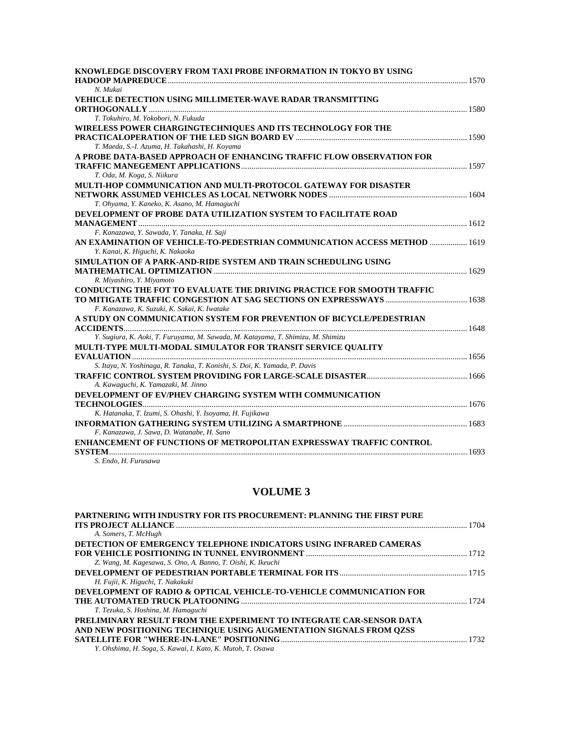**KNOWLEDGE DISCOVERY FROM TAXI PROBE INFORMATION IN TOKYO BY USING HADOOP MAPREDUCE** ............ 1570
*N. Mukai*

**VEHICLE DETECTION USING MILLIMETER-WAVE RADAR TRANSMITTING ORTHOGONALLY** ............ 1580
*T. Tokuhiro, M. Yokobori, N. Fukuda*

**WIRELESS POWER CHARGINGTECHNIQUES AND ITS TECHNOLOGY FOR THE PRACTICALOPERATION OF THE LED SIGN BOARD EV** ............ 1590
*T. Maeda, S.-I. Azuma, H. Takahashi, H. Koyama*

**A PROBE DATA-BASED APPROACH OF ENHANCING TRAFFIC FLOW OBSERVATION FOR TRAFFIC MANEGEMENT APPLICATIONS** ............ 1597
*T. Oda, M. Koga, S. Niikura*

**MULTI-HOP COMMUNICATION AND MULTI-PROTOCOL GATEWAY FOR DISASTER NETWORK ASSUMED VEHICLES AS LOCAL NETWORK NODES** ............ 1604
*T. Ohyama, Y. Kaneko, K. Asano, M. Hamaguchi*

**DEVELOPMENT OF PROBE DATA UTILIZATION SYSTEM TO FACILITATE ROAD MANAGEMENT** ............ 1612
*F. Kanazawa, Y. Sawada, Y. Tanaka, H. Saji*

**AN EXAMINATION OF VEHICLE-TO-PEDESTRIAN COMMUNICATION ACCESS METHOD** ............ 1619
*Y. Kanai, K. Higuchi, K. Nakaoka*

**SIMULATION OF A PARK-AND-RIDE SYSTEM AND TRAIN SCHEDULING USING MATHEMATICAL OPTIMIZATION** ............ 1629
*R. Miyashiro, Y. Miyamoto*

**CONDUCTING THE FOT TO EVALUATE THE DRIVING PRACTICE FOR SMOOTH TRAFFIC TO MITIGATE TRAFFIC CONGESTION AT SAG SECTIONS ON EXPRESSWAYS** ............ 1638
*F. Kanazawa, K. Suzuki, K. Sakai, K. Iwatake*

**A STUDY ON COMMUNICATION SYSTEM FOR PREVENTION OF BICYCLE/PEDESTRIAN ACCIDENTS** ............ 1648
*Y. Sugiura, K. Aoki, T. Furuyama, M. Sawada, M. Katayama, T. Shimizu, M. Shimizu*

**MULTI-TYPE MULTI-MODAL SIMULATOR FOR TRANSIT SERVICE QUALITY EVALUATION** ............ 1656
*S. Itaya, N. Yoshinaga, R. Tanaka, T. Konishi, S. Doi, K. Yamada, P. Davis*

**TRAFFIC CONTROL SYSTEM PROVIDING FOR LARGE-SCALE DISASTER** ............ 1666
*A. Kawaguchi, K. Yamazaki, M. Jinno*

**DEVELOPMENT OF EV/PHEV CHARGING SYSTEM WITH COMMUNICATION TECHNOLOGIES** ............ 1676
*K. Hatanaka, T. Izumi, S. Ohashi, Y. Isoyama, H. Fujikawa*

**INFORMATION GATHERING SYSTEM UTILIZING A SMARTPHONE** ............ 1683
*F. Kanazawa, J. Sawa, D. Watanabe, H. Sano*

**ENHANCEMENT OF FUNCTIONS OF METROPOLITAN EXPRESSWAY TRAFFIC CONTROL SYSTEM** ............ 1693
*S. Endo, H. Furusawa*

## VOLUME 3

**PARTNERING WITH INDUSTRY FOR ITS PROCUREMENT: PLANNING THE FIRST PURE ITS PROJECT ALLIANCE** ............ 1704
*A. Somers, T. McHugh*

**DETECTION OF EMERGENCY TELEPHONE INDICATORS USING INFRARED CAMERAS FOR VEHICLE POSITIONING IN TUNNEL ENVIRONMENT** ............ 1712
*Z. Wang, M. Kagesawa, S. Ono, A. Banno, T. Oishi, K. Ikeuchi*

**DEVELOPMENT OF PEDESTRIAN PORTABLE TERMINAL FOR ITS** ............ 1715
*H. Fujii, K. Higuchi, T. Nakakuki*

**DEVELOPMENT OF RADIO & OPTICAL VEHICLE-TO-VEHICLE COMMUNICATION FOR THE AUTOMATED TRUCK PLATOONING** ............ 1724
*T. Tezuka, S. Hoshina, M. Hamaguchi*

**PRELIMINARY RESULT FROM THE EXPERIMENT TO INTEGRATE CAR-SENSOR DATA AND NEW POSITIONING TECHNIQUE USING AUGMENTATION SIGNALS FROM QZSS SATELLITE FOR "WHERE-IN-LANE" POSITIONING** ............ 1732
*Y. Ohshima, H. Soga, S. Kawai, I. Kato, K. Mutoh, T. Osawa*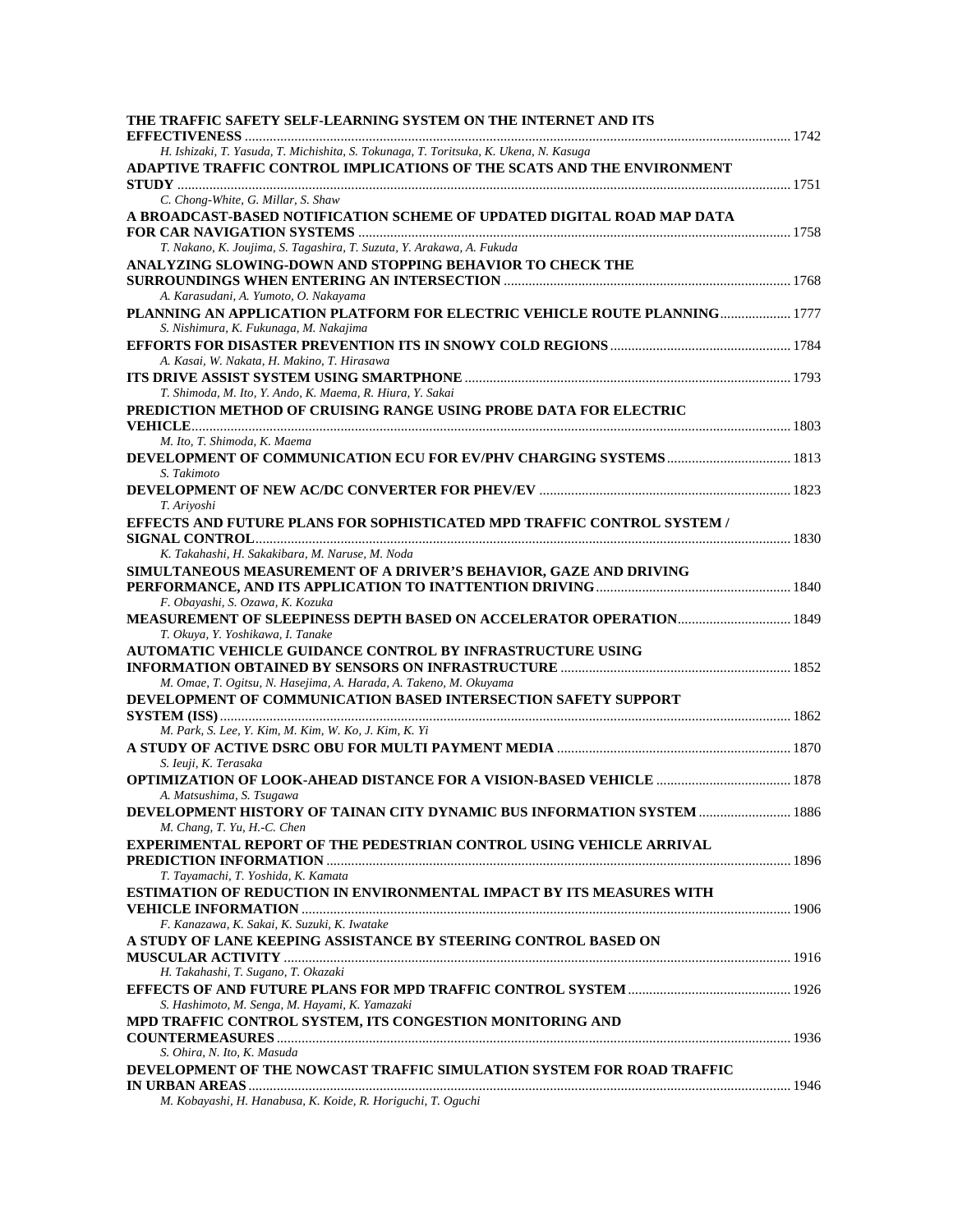**THE TRAFFIC SAFETY SELF-LEARNING SYSTEM ON THE INTERNET AND ITS EFFECTIVENESS** ........ 1742
*H. Ishizaki, T. Yasuda, T. Michishita, S. Tokunaga, T. Toritsuka, K. Ukena, N. Kasuga*

**ADAPTIVE TRAFFIC CONTROL IMPLICATIONS OF THE SCATS AND THE ENVIRONMENT STUDY** ........ 1751
*C. Chong-White, G. Millar, S. Shaw*

**A BROADCAST-BASED NOTIFICATION SCHEME OF UPDATED DIGITAL ROAD MAP DATA FOR CAR NAVIGATION SYSTEMS** ........ 1758
*T. Nakano, K. Joujima, S. Tagashira, T. Suzuta, Y. Arakawa, A. Fukuda*

**ANALYZING SLOWING-DOWN AND STOPPING BEHAVIOR TO CHECK THE SURROUNDINGS WHEN ENTERING AN INTERSECTION** ........ 1768
*A. Karasudani, A. Yumoto, O. Nakayama*

**PLANNING AN APPLICATION PLATFORM FOR ELECTRIC VEHICLE ROUTE PLANNING** ........ 1777
*S. Nishimura, K. Fukunaga, M. Nakajima*

**EFFORTS FOR DISASTER PREVENTION ITS IN SNOWY COLD REGIONS** ........ 1784
*A. Kasai, W. Nakata, H. Makino, T. Hirasawa*

**ITS DRIVE ASSIST SYSTEM USING SMARTPHONE** ........ 1793
*T. Shimoda, M. Ito, Y. Ando, K. Maema, R. Hiura, Y. Sakai*

**PREDICTION METHOD OF CRUISING RANGE USING PROBE DATA FOR ELECTRIC VEHICLE** ........ 1803
*M. Ito, T. Shimoda, K. Maema*

**DEVELOPMENT OF COMMUNICATION ECU FOR EV/PHV CHARGING SYSTEMS** ........ 1813
*S. Takimoto*

**DEVELOPMENT OF NEW AC/DC CONVERTER FOR PHEV/EV** ........ 1823
*T. Ariyoshi*

**EFFECTS AND FUTURE PLANS FOR SOPHISTICATED MPD TRAFFIC CONTROL SYSTEM / SIGNAL CONTROL** ........ 1830
*K. Takahashi, H. Sakakibara, M. Naruse, M. Noda*

**SIMULTANEOUS MEASUREMENT OF A DRIVER'S BEHAVIOR, GAZE AND DRIVING PERFORMANCE, AND ITS APPLICATION TO INATTENTION DRIVING** ........ 1840
*F. Obayashi, S. Ozawa, K. Kozuka*

**MEASUREMENT OF SLEEPINESS DEPTH BASED ON ACCELERATOR OPERATION** ........ 1849
*T. Okuya, Y. Yoshikawa, I. Tanake*

**AUTOMATIC VEHICLE GUIDANCE CONTROL BY INFRASTRUCTURE USING INFORMATION OBTAINED BY SENSORS ON INFRASTRUCTURE** ........ 1852
*M. Omae, T. Ogitsu, N. Hasejima, A. Harada, A. Takeno, M. Okuyama*

**DEVELOPMENT OF COMMUNICATION BASED INTERSECTION SAFETY SUPPORT SYSTEM (ISS)** ........ 1862
*M. Park, S. Lee, Y. Kim, M. Kim, W. Ko, J. Kim, K. Yi*

**A STUDY OF ACTIVE DSRC OBU FOR MULTI PAYMENT MEDIA** ........ 1870
*S. Ieuji, K. Terasaka*

**OPTIMIZATION OF LOOK-AHEAD DISTANCE FOR A VISION-BASED VEHICLE** ........ 1878
*A. Matsushima, S. Tsugawa*

**DEVELOPMENT HISTORY OF TAINAN CITY DYNAMIC BUS INFORMATION SYSTEM** ........ 1886
*M. Chang, T. Yu, H.-C. Chen*

**EXPERIMENTAL REPORT OF THE PEDESTRIAN CONTROL USING VEHICLE ARRIVAL PREDICTION INFORMATION** ........ 1896
*T. Tayamachi, T. Yoshida, K. Kamata*

**ESTIMATION OF REDUCTION IN ENVIRONMENTAL IMPACT BY ITS MEASURES WITH VEHICLE INFORMATION** ........ 1906
*F. Kanazawa, K. Sakai, K. Suzuki, K. Iwatake*

**A STUDY OF LANE KEEPING ASSISTANCE BY STEERING CONTROL BASED ON MUSCULAR ACTIVITY** ........ 1916
*H. Takahashi, T. Sugano, T. Okazaki*

**EFFECTS OF AND FUTURE PLANS FOR MPD TRAFFIC CONTROL SYSTEM** ........ 1926
*S. Hashimoto, M. Senga, M. Hayami, K. Yamazaki*

**MPD TRAFFIC CONTROL SYSTEM, ITS CONGESTION MONITORING AND COUNTERMEASURES** ........ 1936
*S. Ohira, N. Ito, K. Masuda*

**DEVELOPMENT OF THE NOWCAST TRAFFIC SIMULATION SYSTEM FOR ROAD TRAFFIC IN URBAN AREAS** ........ 1946
*M. Kobayashi, H. Hanabusa, K. Koide, R. Horiguchi, T. Oguchi*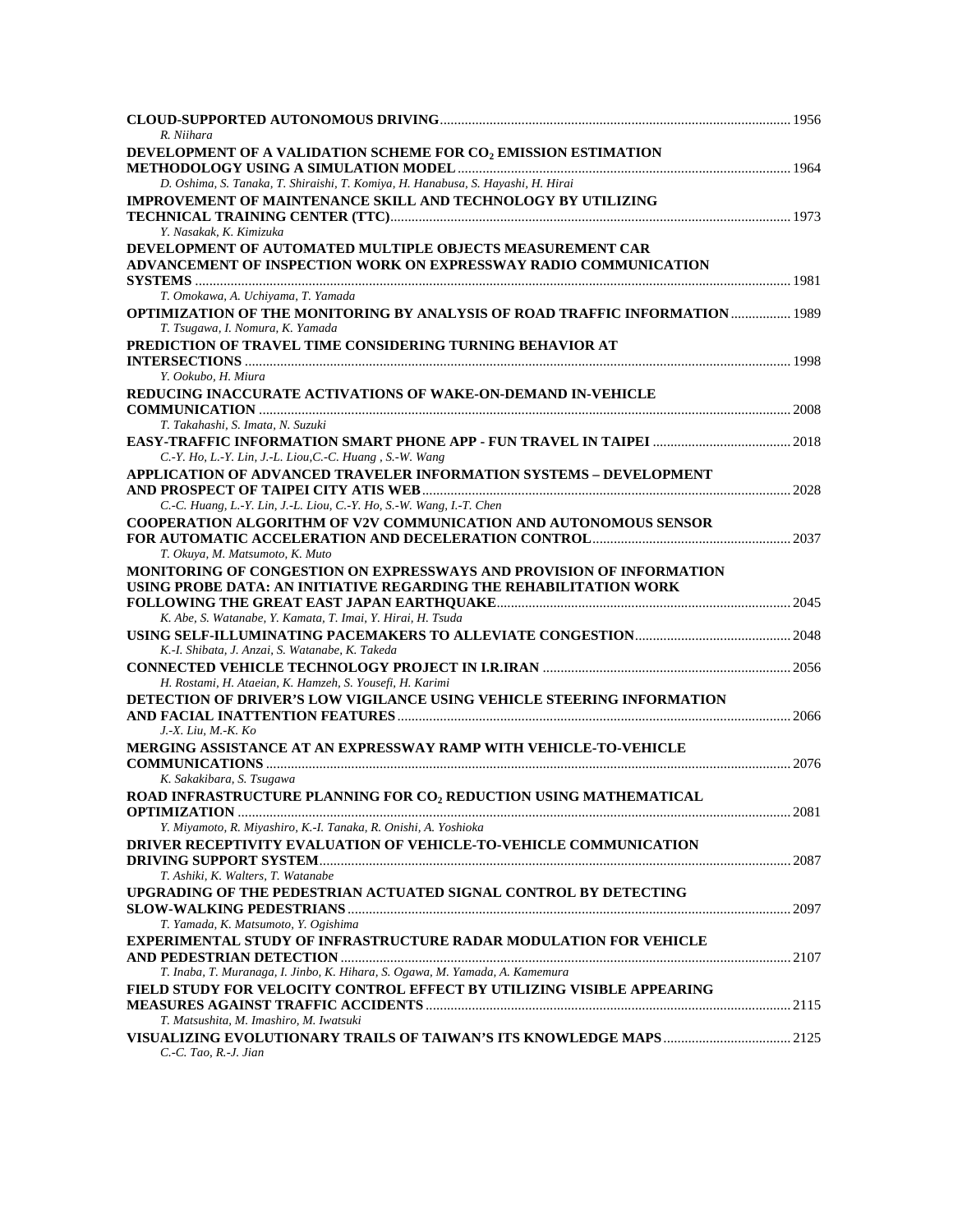**CLOUD-SUPPORTED AUTONOMOUS DRIVING** ................................................................................................ 1956
*R. Niihara*

**DEVELOPMENT OF A VALIDATION SCHEME FOR $CO_2$ EMISSION ESTIMATION METHODOLOGY USING A SIMULATION MODEL** ............................................................................................ 1964
*D. Oshima, S. Tanaka, T. Shiraishi, T. Komiya, H. Hanabusa, S. Hayashi, H. Hirai*

**IMPROVEMENT OF MAINTENANCE SKILL AND TECHNOLOGY BY UTILIZING TECHNICAL TRAINING CENTER (TTC)** ............................................................................................................. 1973
*Y. Nasakak, K. Kimizuka*

**DEVELOPMENT OF AUTOMATED MULTIPLE OBJECTS MEASUREMENT CAR ADVANCEMENT OF INSPECTION WORK ON EXPRESSWAY RADIO COMMUNICATION SYSTEMS** .................................................................................................................................................... 1981
*T. Omokawa, A. Uchiyama, T. Yamada*

**OPTIMIZATION OF THE MONITORING BY ANALYSIS OF ROAD TRAFFIC INFORMATION** ................ 1989
*T. Tsugawa, I. Nomura, K. Yamada*

**PREDICTION OF TRAVEL TIME CONSIDERING TURNING BEHAVIOR AT INTERSECTIONS** ....................................................................................................................................... 1998
*Y. Ookubo, H. Miura*

**REDUCING INACCURATE ACTIVATIONS OF WAKE-ON-DEMAND IN-VEHICLE COMMUNICATION** .................................................................................................................................... 2008
*T. Takahashi, S. Imata, N. Suzuki*

**EASY-TRAFFIC INFORMATION SMART PHONE APP - FUN TRAVEL IN TAIPEI** ...................................... 2018
*C.-Y. Ho, L.-Y. Lin, J.-L. Liou,C.-C. Huang , S.-W. Wang*

**APPLICATION OF ADVANCED TRAVELER INFORMATION SYSTEMS – DEVELOPMENT AND PROSPECT OF TAIPEI CITY ATIS WEB** .......................................................................................................... 2028
*C.-C. Huang, L.-Y. Lin, J.-L. Liou, C.-Y. Ho, S.-W. Wang, I.-T. Chen*

**COOPERATION ALGORITHM OF V2V COMMUNICATION AND AUTONOMOUS SENSOR FOR AUTOMATIC ACCELERATION AND DECELERATION CONTROL** ....................................................... 2037
*T. Okuya, M. Matsumoto, K. Muto*

**MONITORING OF CONGESTION ON EXPRESSWAYS AND PROVISION OF INFORMATION USING PROBE DATA: AN INITIATIVE REGARDING THE REHABILITATION WORK FOLLOWING THE GREAT EAST JAPAN EARTHQUAKE** ................................................................................. 2045
*K. Abe, S. Watanabe, Y. Kamata, T. Imai, Y. Hirai, H. Tsuda*

**USING SELF-ILLUMINATING PACEMAKERS TO ALLEVIATE CONGESTION** ........................................... 2048
*K.-I. Shibata, J. Anzai, S. Watanabe, K. Takeda*

**CONNECTED VEHICLE TECHNOLOGY PROJECT IN I.R.IRAN** ..................................................................... 2056
*H. Rostami, H. Ataeian, K. Hamzeh, S. Yousefi, H. Karimi*

**DETECTION OF DRIVER'S LOW VIGILANCE USING VEHICLE STEERING INFORMATION AND FACIAL INATTENTION FEATURES** ............................................................................................................. 2066
*J.-X. Liu, M.-K. Ko*

**MERGING ASSISTANCE AT AN EXPRESSWAY RAMP WITH VEHICLE-TO-VEHICLE COMMUNICATIONS** .................................................................................................................................. 2076
*K. Sakakibara, S. Tsugawa*

**ROAD INFRASTRUCTURE PLANNING FOR $CO_2$ REDUCTION USING MATHEMATICAL OPTIMIZATION** ......................................................................................................................................... 2081
*Y. Miyamoto, R. Miyashiro, K.-I. Tanaka, R. Onishi, A. Yoshioka*

**DRIVER RECEPTIVITY EVALUATION OF VEHICLE-TO-VEHICLE COMMUNICATION DRIVING SUPPORT SYSTEM** ................................................................................................................... 2087
*T. Ashiki, K. Walters, T. Watanabe*

**UPGRADING OF THE PEDESTRIAN ACTUATED SIGNAL CONTROL BY DETECTING SLOW-WALKING PEDESTRIANS** ........................................................................................................... 2097
*T. Yamada, K. Matsumoto, Y. Ogishima*

**EXPERIMENTAL STUDY OF INFRASTRUCTURE RADAR MODULATION FOR VEHICLE AND PEDESTRIAN DETECTION** ............................................................................................................. 2107
*T. Inaba, T. Muranaga, I. Jinbo, K. Hihara, S. Ogawa, M. Yamada, A. Kamemura*

**FIELD STUDY FOR VELOCITY CONTROL EFFECT BY UTILIZING VISIBLE APPEARING MEASURES AGAINST TRAFFIC ACCIDENTS** ...................................................................................... 2115
*T. Matsushita, M. Imashiro, M. Iwatsuki*

**VISUALIZING EVOLUTIONARY TRAILS OF TAIWAN'S ITS KNOWLEDGE MAPS** ................................... 2125
*C.-C. Tao, R.-J. Jian*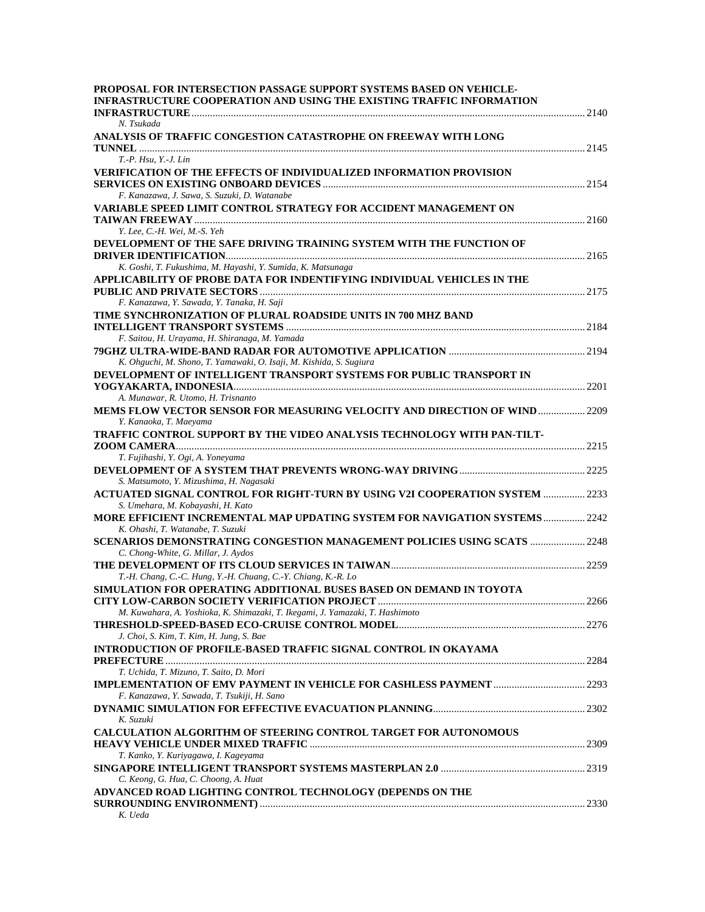**PROPOSAL FOR INTERSECTION PASSAGE SUPPORT SYSTEMS BASED ON VEHICLE-INFRASTRUCTURE COOPERATION AND USING THE EXISTING TRAFFIC INFORMATION INFRASTRUCTURE** ........ 2140
*N. Tsukada*

**ANALYSIS OF TRAFFIC CONGESTION CATASTROPHE ON FREEWAY WITH LONG TUNNEL** ........ 2145
*T.-P. Hsu, Y.-J. Lin*

**VERIFICATION OF THE EFFECTS OF INDIVIDUALIZED INFORMATION PROVISION SERVICES ON EXISTING ONBOARD DEVICES** ........ 2154
*F. Kanazawa, J. Sawa, S. Suzuki, D. Watanabe*

**VARIABLE SPEED LIMIT CONTROL STRATEGY FOR ACCIDENT MANAGEMENT ON TAIWAN FREEWAY** ........ 2160
*Y. Lee, C.-H. Wei, M.-S. Yeh*

**DEVELOPMENT OF THE SAFE DRIVING TRAINING SYSTEM WITH THE FUNCTION OF DRIVER IDENTIFICATION** ........ 2165
*K. Goshi, T. Fukushima, M. Hayashi, Y. Sumida, K. Matsunaga*

**APPLICABILITY OF PROBE DATA FOR INDENTIFYING INDIVIDUAL VEHICLES IN THE PUBLIC AND PRIVATE SECTORS** ........ 2175
*F. Kanazawa, Y. Sawada, Y. Tanaka, H. Saji*

**TIME SYNCHRONIZATION OF PLURAL ROADSIDE UNITS IN 700 MHZ BAND INTELLIGENT TRANSPORT SYSTEMS** ........ 2184
*F. Saitou, H. Urayama, H. Shiranaga, M. Yamada*

**79GHZ ULTRA-WIDE-BAND RADAR FOR AUTOMOTIVE APPLICATION** ........ 2194
*K. Ohguchi, M. Shono, T. Yamawaki, O. Isaji, M. Kishida, S. Sugiura*

**DEVELOPMENT OF INTELLIGENT TRANSPORT SYSTEMS FOR PUBLIC TRANSPORT IN YOGYAKARTA, INDONESIA** ........ 2201
*A. Munawar, R. Utomo, H. Trisnanto*

**MEMS FLOW VECTOR SENSOR FOR MEASURING VELOCITY AND DIRECTION OF WIND** ........ 2209
*Y. Kanaoka, T. Maeyama*

**TRAFFIC CONTROL SUPPORT BY THE VIDEO ANALYSIS TECHNOLOGY WITH PAN-TILT-ZOOM CAMERA** ........ 2215
*T. Fujihashi, Y. Ogi, A. Yoneyama*

**DEVELOPMENT OF A SYSTEM THAT PREVENTS WRONG-WAY DRIVING** ........ 2225
*S. Matsumoto, Y. Mizushima, H. Nagasaki*

**ACTUATED SIGNAL CONTROL FOR RIGHT-TURN BY USING V2I COOPERATION SYSTEM** ........ 2233
*S. Umehara, M. Kobayashi, H. Kato*

**MORE EFFICIENT INCREMENTAL MAP UPDATING SYSTEM FOR NAVIGATION SYSTEMS** ........ 2242
*K. Ohashi, T. Watanabe, T. Suzuki*

**SCENARIOS DEMONSTRATING CONGESTION MANAGEMENT POLICIES USING SCATS** ........ 2248
*C. Chong-White, G. Millar, J. Aydos*

**THE DEVELOPMENT OF ITS CLOUD SERVICES IN TAIWAN** ........ 2259
*T.-H. Chang, C.-C. Hung, Y.-H. Chuang, C.-Y. Chiang, K.-R. Lo*

**SIMULATION FOR OPERATING ADDITIONAL BUSES BASED ON DEMAND IN TOYOTA CITY LOW-CARBON SOCIETY VERIFICATION PROJECT** ........ 2266
*M. Kuwahara, A. Yoshioka, K. Shimazaki, T. Ikegami, J. Yamazaki, T. Hashimoto*

**THRESHOLD-SPEED-BASED ECO-CRUISE CONTROL MODEL** ........ 2276
*J. Choi, S. Kim, T. Kim, H. Jung, S. Bae*

**INTRODUCTION OF PROFILE-BASED TRAFFIC SIGNAL CONTROL IN OKAYAMA PREFECTURE** ........ 2284
*T. Uchida, T. Mizuno, T. Saito, D. Mori*

**IMPLEMENTATION OF EMV PAYMENT IN VEHICLE FOR CASHLESS PAYMENT** ........ 2293
*F. Kanazawa, Y. Sawada, T. Tsukiji, H. Sano*

**DYNAMIC SIMULATION FOR EFFECTIVE EVACUATION PLANNING** ........ 2302
*K. Suzuki*

**CALCULATION ALGORITHM OF STEERING CONTROL TARGET FOR AUTONOMOUS HEAVY VEHICLE UNDER MIXED TRAFFIC** ........ 2309
*T. Kanko, Y. Kuriyagawa, I. Kageyama*

**SINGAPORE INTELLIGENT TRANSPORT SYSTEMS MASTERPLAN 2.0** ........ 2319
*C. Keong, G. Hua, C. Choong, A. Huat*

**ADVANCED ROAD LIGHTING CONTROL TECHNOLOGY (DEPENDS ON THE SURROUNDING ENVIRONMENT)** ........ 2330
*K. Ueda*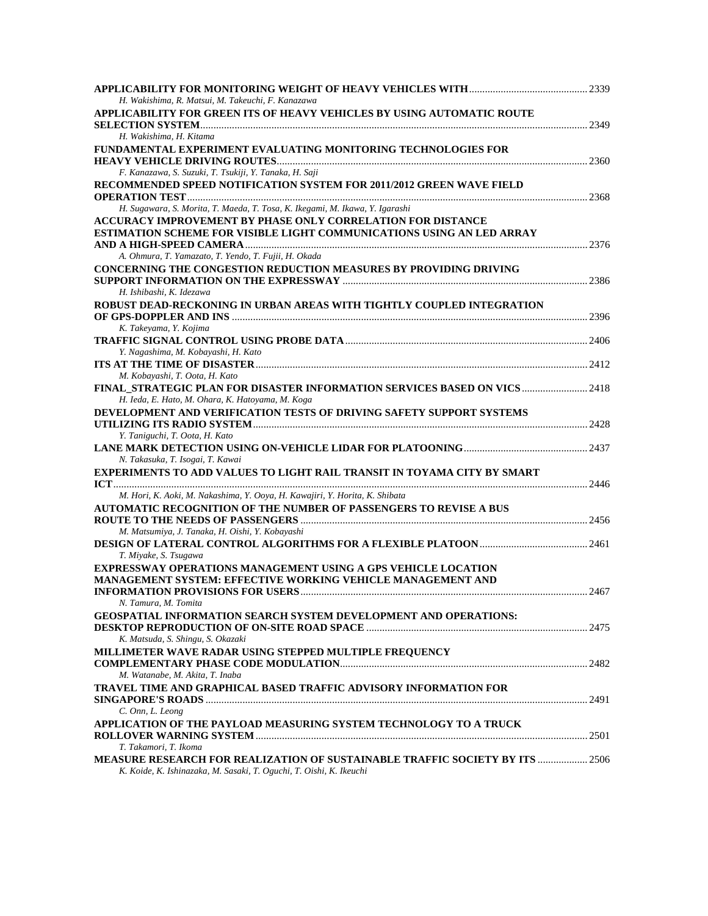**APPLICABILITY FOR MONITORING WEIGHT OF HEAVY VEHICLES WITH** ........ 2339
*H. Wakishima, R. Matsui, M. Takeuchi, F. Kanazawa*

**APPLICABILITY FOR GREEN ITS OF HEAVY VEHICLES BY USING AUTOMATIC ROUTE SELECTION SYSTEM** ........ 2349
*H. Wakishima, H. Kitama*

**FUNDAMENTAL EXPERIMENT EVALUATING MONITORING TECHNOLOGIES FOR HEAVY VEHICLE DRIVING ROUTES** ........ 2360
*F. Kanazawa, S. Suzuki, T. Tsukiji, Y. Tanaka, H. Saji*

**RECOMMENDED SPEED NOTIFICATION SYSTEM FOR 2011/2012 GREEN WAVE FIELD OPERATION TEST** ........ 2368
*H. Sugawara, S. Morita, T. Maeda, T. Tosa, K. Ikegami, M. Ikawa, Y. Igarashi*

**ACCURACY IMPROVEMENT BY PHASE ONLY CORRELATION FOR DISTANCE ESTIMATION SCHEME FOR VISIBLE LIGHT COMMUNICATIONS USING AN LED ARRAY AND A HIGH-SPEED CAMERA** ........ 2376
*A. Ohmura, T. Yamazato, T. Yendo, T. Fujii, H. Okada*

**CONCERNING THE CONGESTION REDUCTION MEASURES BY PROVIDING DRIVING SUPPORT INFORMATION ON THE EXPRESSWAY** ........ 2386
*H. Ishibashi, K. Idezawa*

**ROBUST DEAD-RECKONING IN URBAN AREAS WITH TIGHTLY COUPLED INTEGRATION OF GPS-DOPPLER AND INS** ........ 2396
*K. Takeyama, Y. Kojima*

**TRAFFIC SIGNAL CONTROL USING PROBE DATA** ........ 2406
*Y. Nagashima, M. Kobayashi, H. Kato*

**ITS AT THE TIME OF DISASTER** ........ 2412
*M. Kobayashi, T. Oota, H. Kato*

**FINAL_STRATEGIC PLAN FOR DISASTER INFORMATION SERVICES BASED ON VICS** ........ 2418
*H. Ieda, E. Hato, M. Ohara, K. Hatoyama, M. Koga*

**DEVELOPMENT AND VERIFICATION TESTS OF DRIVING SAFETY SUPPORT SYSTEMS UTILIZING ITS RADIO SYSTEM** ........ 2428
*Y. Taniguchi, T. Oota, H. Kato*

**LANE MARK DETECTION USING ON-VEHICLE LIDAR FOR PLATOONING** ........ 2437
*N. Takasuka, T. Isogai, T. Kawai*

**EXPERIMENTS TO ADD VALUES TO LIGHT RAIL TRANSIT IN TOYAMA CITY BY SMART ICT** ........ 2446
*M. Hori, K. Aoki, M. Nakashima, Y. Ooya, H. Kawajiri, Y. Horita, K. Shibata*

**AUTOMATIC RECOGNITION OF THE NUMBER OF PASSENGERS TO REVISE A BUS ROUTE TO THE NEEDS OF PASSENGERS** ........ 2456
*M. Matsumiya, J. Tanaka, H. Oishi, Y. Kobayashi*

**DESIGN OF LATERAL CONTROL ALGORITHMS FOR A FLEXIBLE PLATOON** ........ 2461
*T. Miyake, S. Tsugawa*

**EXPRESSWAY OPERATIONS MANAGEMENT USING A GPS VEHICLE LOCATION MANAGEMENT SYSTEM: EFFECTIVE WORKING VEHICLE MANAGEMENT AND INFORMATION PROVISIONS FOR USERS** ........ 2467
*N. Tamura, M. Tomita*

**GEOSPATIAL INFORMATION SEARCH SYSTEM DEVELOPMENT AND OPERATIONS: DESKTOP REPRODUCTION OF ON-SITE ROAD SPACE** ........ 2475
*K. Matsuda, S. Shingu, S. Okazaki*

**MILLIMETER WAVE RADAR USING STEPPED MULTIPLE FREQUENCY COMPLEMENTARY PHASE CODE MODULATION** ........ 2482
*M. Watanabe, M. Akita, T. Inaba*

**TRAVEL TIME AND GRAPHICAL BASED TRAFFIC ADVISORY INFORMATION FOR SINGAPORE'S ROADS** ........ 2491
*C. Onn, L. Leong*

**APPLICATION OF THE PAYLOAD MEASURING SYSTEM TECHNOLOGY TO A TRUCK ROLLOVER WARNING SYSTEM** ........ 2501
*T. Takamori, T. Ikoma*

**MEASURE RESEARCH FOR REALIZATION OF SUSTAINABLE TRAFFIC SOCIETY BY ITS** ........ 2506
*K. Koide, K. Ishinazaka, M. Sasaki, T. Oguchi, T. Oishi, K. Ikeuchi*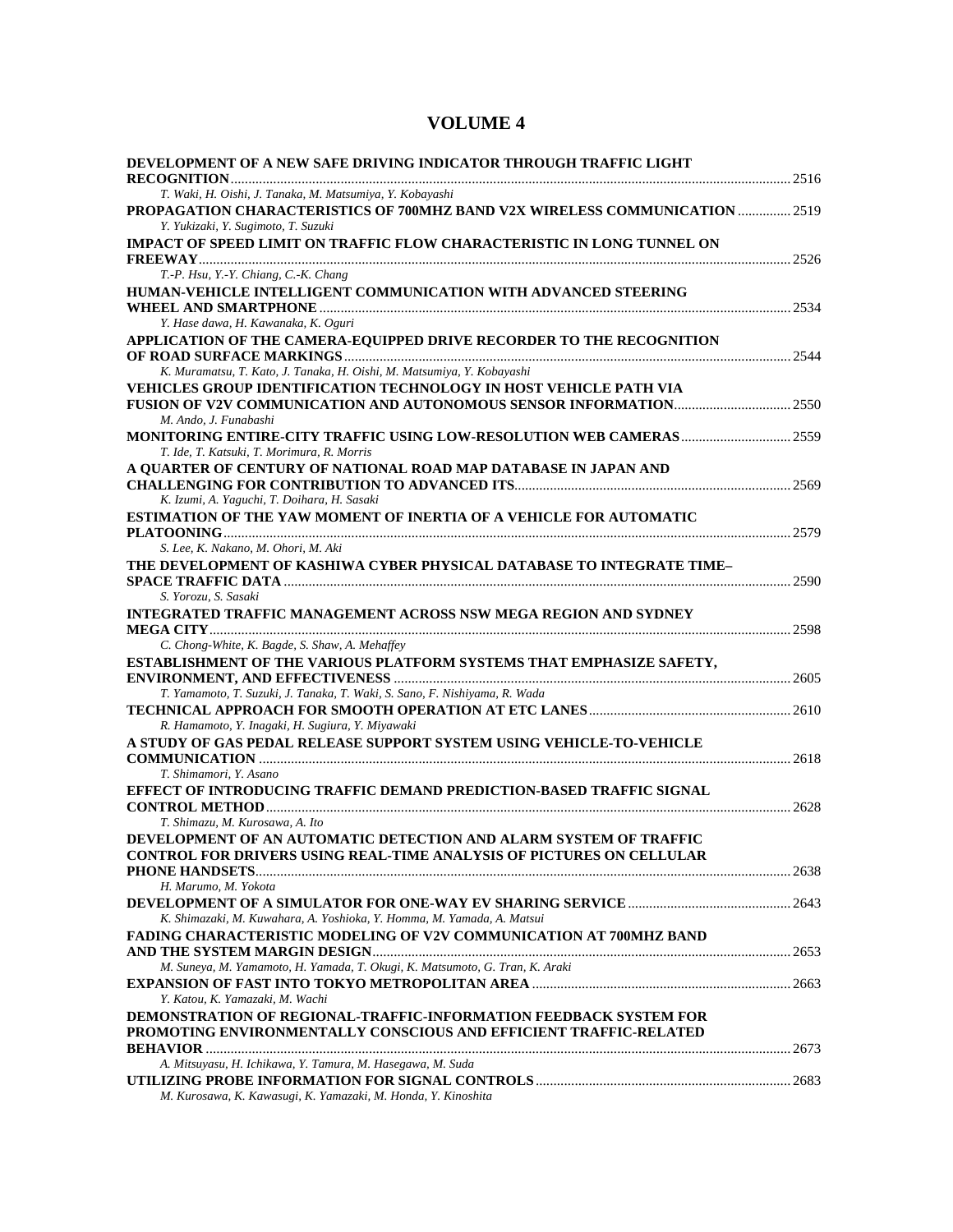# VOLUME 4

**DEVELOPMENT OF A NEW SAFE DRIVING INDICATOR THROUGH TRAFFIC LIGHT RECOGNITION** ........ 2516
*T. Waki, H. Oishi, J. Tanaka, M. Matsumiya, Y. Kobayashi*

**PROPAGATION CHARACTERISTICS OF 700MHZ BAND V2X WIRELESS COMMUNICATION** ........ 2519
*Y. Yukizaki, Y. Sugimoto, T. Suzuki*

**IMPACT OF SPEED LIMIT ON TRAFFIC FLOW CHARACTERISTIC IN LONG TUNNEL ON FREEWAY** ........ 2526
*T.-P. Hsu, Y.-Y. Chiang, C.-K. Chang*

**HUMAN-VEHICLE INTELLIGENT COMMUNICATION WITH ADVANCED STEERING WHEEL AND SMARTPHONE** ........ 2534
*Y. Hase dawa, H. Kawanaka, K. Oguri*

**APPLICATION OF THE CAMERA-EQUIPPED DRIVE RECORDER TO THE RECOGNITION OF ROAD SURFACE MARKINGS** ........ 2544
*K. Muramatsu, T. Kato, J. Tanaka, H. Oishi, M. Matsumiya, Y. Kobayashi*

**VEHICLES GROUP IDENTIFICATION TECHNOLOGY IN HOST VEHICLE PATH VIA FUSION OF V2V COMMUNICATION AND AUTONOMOUS SENSOR INFORMATION** ........ 2550
*M. Ando, J. Funabashi*

**MONITORING ENTIRE-CITY TRAFFIC USING LOW-RESOLUTION WEB CAMERAS** ........ 2559
*T. Ide, T. Katsuki, T. Morimura, R. Morris*

**A QUARTER OF CENTURY OF NATIONAL ROAD MAP DATABASE IN JAPAN AND CHALLENGING FOR CONTRIBUTION TO ADVANCED ITS** ........ 2569
*K. Izumi, A. Yaguchi, T. Doihara, H. Sasaki*

**ESTIMATION OF THE YAW MOMENT OF INERTIA OF A VEHICLE FOR AUTOMATIC PLATOONING** ........ 2579
*S. Lee, K. Nakano, M. Ohori, M. Aki*

**THE DEVELOPMENT OF KASHIWA CYBER PHYSICAL DATABASE TO INTEGRATE TIME–SPACE TRAFFIC DATA** ........ 2590
*S. Yorozu, S. Sasaki*

**INTEGRATED TRAFFIC MANAGEMENT ACROSS NSW MEGA REGION AND SYDNEY MEGA CITY** ........ 2598
*C. Chong-White, K. Bagde, S. Shaw, A. Mehaffey*

**ESTABLISHMENT OF THE VARIOUS PLATFORM SYSTEMS THAT EMPHASIZE SAFETY, ENVIRONMENT, AND EFFECTIVENESS** ........ 2605
*T. Yamamoto, T. Suzuki, J. Tanaka, T. Waki, S. Sano, F. Nishiyama, R. Wada*

**TECHNICAL APPROACH FOR SMOOTH OPERATION AT ETC LANES** ........ 2610
*R. Hamamoto, Y. Inagaki, H. Sugiura, Y. Miyawaki*

**A STUDY OF GAS PEDAL RELEASE SUPPORT SYSTEM USING VEHICLE-TO-VEHICLE COMMUNICATION** ........ 2618
*T. Shimamori, Y. Asano*

**EFFECT OF INTRODUCING TRAFFIC DEMAND PREDICTION-BASED TRAFFIC SIGNAL CONTROL METHOD** ........ 2628
*T. Shimazu, M. Kurosawa, A. Ito*

**DEVELOPMENT OF AN AUTOMATIC DETECTION AND ALARM SYSTEM OF TRAFFIC CONTROL FOR DRIVERS USING REAL-TIME ANALYSIS OF PICTURES ON CELLULAR PHONE HANDSETS** ........ 2638
*H. Marumo, M. Yokota*

**DEVELOPMENT OF A SIMULATOR FOR ONE-WAY EV SHARING SERVICE** ........ 2643
*K. Shimazaki, M. Kuwahara, A. Yoshioka, Y. Homma, M. Yamada, A. Matsui*

**FADING CHARACTERISTIC MODELING OF V2V COMMUNICATION AT 700MHZ BAND AND THE SYSTEM MARGIN DESIGN** ........ 2653
*M. Suneya, M. Yamamoto, H. Yamada, T. Okugi, K. Matsumoto, G. Tran, K. Araki*

**EXPANSION OF FAST INTO TOKYO METROPOLITAN AREA** ........ 2663
*Y. Katou, K. Yamazaki, M. Wachi*

**DEMONSTRATION OF REGIONAL-TRAFFIC-INFORMATION FEEDBACK SYSTEM FOR PROMOTING ENVIRONMENTALLY CONSCIOUS AND EFFICIENT TRAFFIC-RELATED BEHAVIOR** ........ 2673
*A. Mitsuyasu, H. Ichikawa, Y. Tamura, M. Hasegawa, M. Suda*

**UTILIZING PROBE INFORMATION FOR SIGNAL CONTROLS** ........ 2683
*M. Kurosawa, K. Kawasugi, K. Yamazaki, M. Honda, Y. Kinoshita*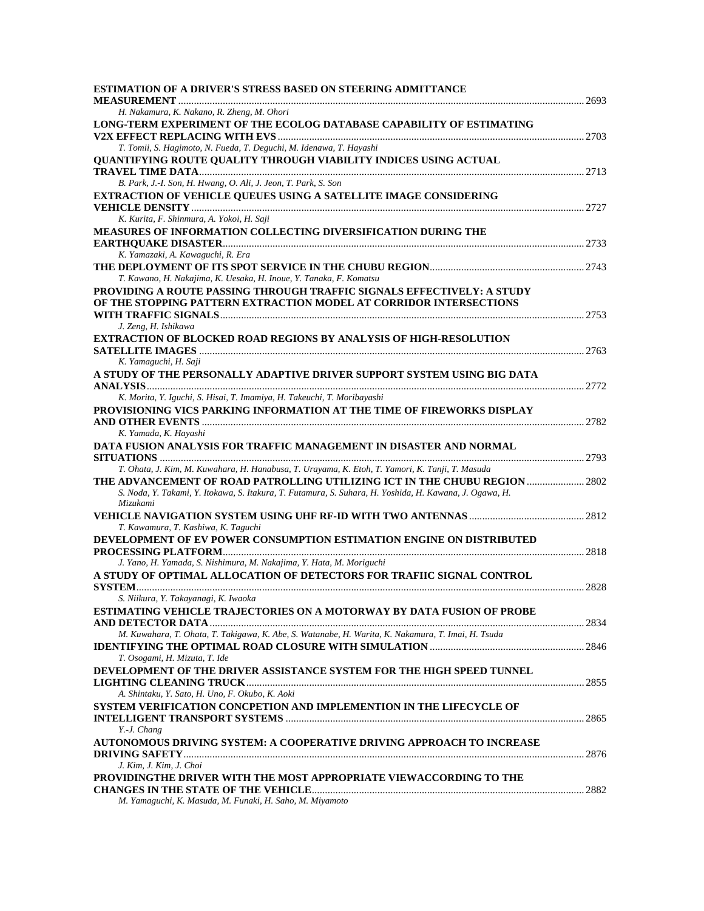**ESTIMATION OF A DRIVER'S STRESS BASED ON STEERING ADMITTANCE MEASUREMENT** ........ 2693
*H. Nakamura, K. Nakano, R. Zheng, M. Ohori*

**LONG-TERM EXPERIMENT OF THE ECOLOG DATABASE CAPABILITY OF ESTIMATING V2X EFFECT REPLACING WITH EVS** ........ 2703
*T. Tomii, S. Hagimoto, N. Fueda, T. Deguchi, M. Idenawa, T. Hayashi*

**QUANTIFYING ROUTE QUALITY THROUGH VIABILITY INDICES USING ACTUAL TRAVEL TIME DATA** ........ 2713
*B. Park, J.-I. Son, H. Hwang, O. Ali, J. Jeon, T. Park, S. Son*

**EXTRACTION OF VEHICLE QUEUES USING A SATELLITE IMAGE CONSIDERING VEHICLE DENSITY** ........ 2727
*K. Kurita, F. Shinmura, A. Yokoi, H. Saji*

**MEASURES OF INFORMATION COLLECTING DIVERSIFICATION DURING THE EARTHQUAKE DISASTER** ........ 2733
*K. Yamazaki, A. Kawaguchi, R. Era*

**THE DEPLOYMENT OF ITS SPOT SERVICE IN THE CHUBU REGION** ........ 2743
*T. Kawano, H. Nakajima, K. Uesaka, H. Inoue, Y. Tanaka, F. Komatsu*

**PROVIDING A ROUTE PASSING THROUGH TRAFFIC SIGNALS EFFECTIVELY: A STUDY OF THE STOPPING PATTERN EXTRACTION MODEL AT CORRIDOR INTERSECTIONS WITH TRAFFIC SIGNALS** ........ 2753
*J. Zeng, H. Ishikawa*

**EXTRACTION OF BLOCKED ROAD REGIONS BY ANALYSIS OF HIGH-RESOLUTION SATELLITE IMAGES** ........ 2763
*K. Yamaguchi, H. Saji*

**A STUDY OF THE PERSONALLY ADAPTIVE DRIVER SUPPORT SYSTEM USING BIG DATA ANALYSIS** ........ 2772
*K. Morita, Y. Iguchi, S. Hisai, T. Imamiya, H. Takeuchi, T. Moribayashi*

**PROVISIONING VICS PARKING INFORMATION AT THE TIME OF FIREWORKS DISPLAY AND OTHER EVENTS** ........ 2782
*K. Yamada, K. Hayashi*

**DATA FUSION ANALYSIS FOR TRAFFIC MANAGEMENT IN DISASTER AND NORMAL SITUATIONS** ........ 2793
*T. Ohata, J. Kim, M. Kuwahara, H. Hanabusa, T. Urayama, K. Etoh, T. Yamori, K. Tanji, T. Masuda*

**THE ADVANCEMENT OF ROAD PATROLLING UTILIZING ICT IN THE CHUBU REGION** ........ 2802
*S. Noda, Y. Takami, Y. Itokawa, S. Itakura, T. Futamura, S. Suhara, H. Yoshida, H. Kawana, J. Ogawa, H. Mizukami*

**VEHICLE NAVIGATION SYSTEM USING UHF RF-ID WITH TWO ANTENNAS** ........ 2812
*T. Kawamura, T. Kashiwa, K. Taguchi*

**DEVELOPMENT OF EV POWER CONSUMPTION ESTIMATION ENGINE ON DISTRIBUTED PROCESSING PLATFORM** ........ 2818
*J. Yano, H. Yamada, S. Nishimura, M. Nakajima, Y. Hata, M. Moriguchi*

**A STUDY OF OPTIMAL ALLOCATION OF DETECTORS FOR TRAFIIC SIGNAL CONTROL SYSTEM** ........ 2828
*S. Niikura, Y. Takayanagi, K. Iwaoka*

**ESTIMATING VEHICLE TRAJECTORIES ON A MOTORWAY BY DATA FUSION OF PROBE AND DETECTOR DATA** ........ 2834
*M. Kuwahara, T. Ohata, T. Takigawa, K. Abe, S. Watanabe, H. Warita, K. Nakamura, T. Imai, H. Tsuda*

**IDENTIFYING THE OPTIMAL ROAD CLOSURE WITH SIMULATION** ........ 2846
*T. Osogami, H. Mizuta, T. Ide*

**DEVELOPMENT OF THE DRIVER ASSISTANCE SYSTEM FOR THE HIGH SPEED TUNNEL LIGHTING CLEANING TRUCK** ........ 2855
*A. Shintaku, Y. Sato, H. Uno, F. Okubo, K. Aoki*

**SYSTEM VERIFICATION CONCPETION AND IMPLEMENTION IN THE LIFECYCLE OF INTELLIGENT TRANSPORT SYSTEMS** ........ 2865
*Y.-J. Chang*

**AUTONOMOUS DRIVING SYSTEM: A COOPERATIVE DRIVING APPROACH TO INCREASE DRIVING SAFETY** ........ 2876
*J. Kim, J. Kim, J. Choi*

**PROVIDINGTHE DRIVER WITH THE MOST APPROPRIATE VIEWACCORDING TO THE CHANGES IN THE STATE OF THE VEHICLE** ........ 2882
*M. Yamaguchi, K. Masuda, M. Funaki, H. Saho, M. Miyamoto*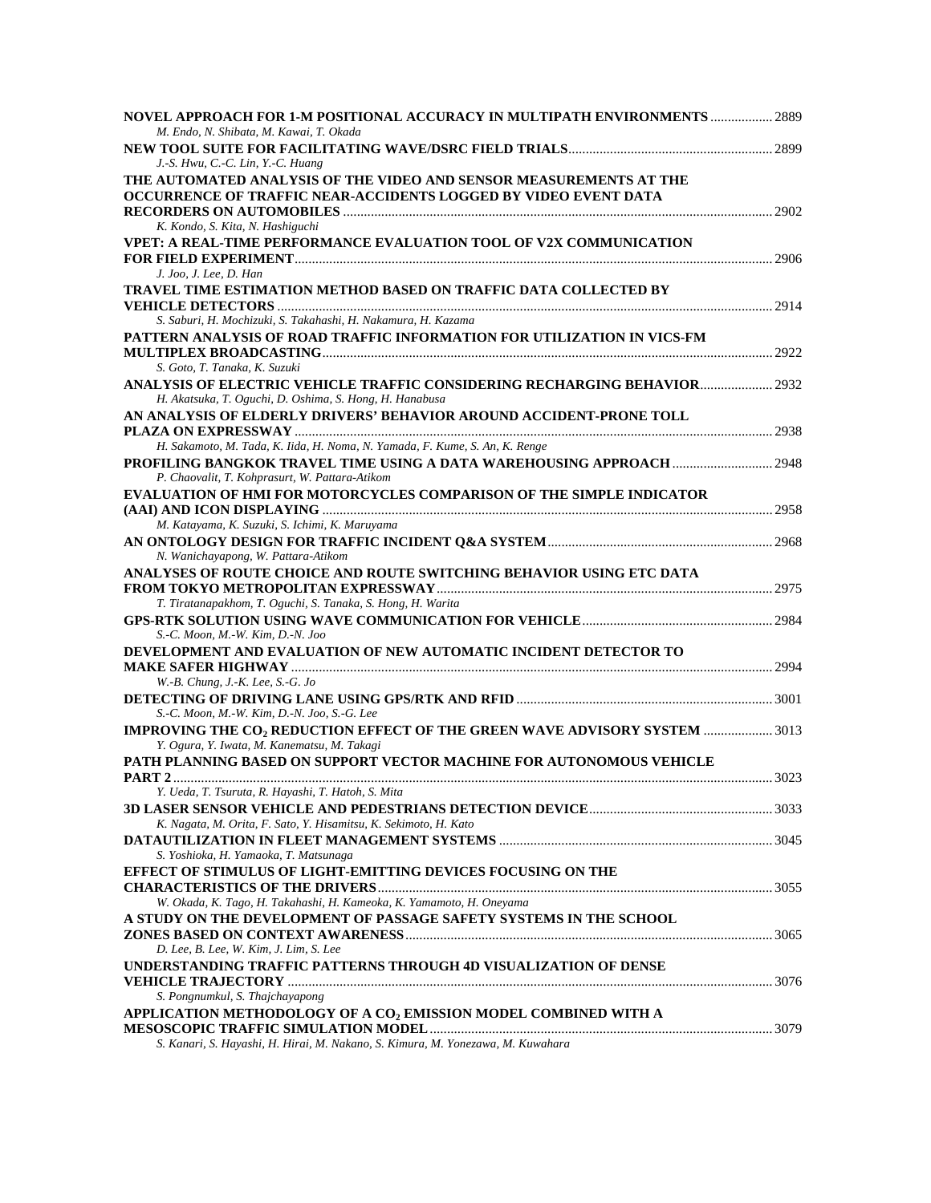**NOVEL APPROACH FOR 1-M POSITIONAL ACCURACY IN MULTIPATH ENVIRONMENTS** .................. 2889
*M. Endo, N. Shibata, M. Kawai, T. Okada*

**NEW TOOL SUITE FOR FACILITATING WAVE/DSRC FIELD TRIALS**.......................................................... 2899
*J.-S. Hwu, C.-C. Lin, Y.-C. Huang*

**THE AUTOMATED ANALYSIS OF THE VIDEO AND SENSOR MEASUREMENTS AT THE OCCURRENCE OF TRAFFIC NEAR-ACCIDENTS LOGGED BY VIDEO EVENT DATA RECORDERS ON AUTOMOBILES** .......................................................................................................... 2902
*K. Kondo, S. Kita, N. Hashiguchi*

**VPET: A REAL-TIME PERFORMANCE EVALUATION TOOL OF V2X COMMUNICATION FOR FIELD EXPERIMENT**........................................................................................................................ 2906
*J. Joo, J. Lee, D. Han*

**TRAVEL TIME ESTIMATION METHOD BASED ON TRAFFIC DATA COLLECTED BY VEHICLE DETECTORS** ............................................................................................................................ 2914
*S. Saburi, H. Mochizuki, S. Takahashi, H. Nakamura, H. Kazama*

**PATTERN ANALYSIS OF ROAD TRAFFIC INFORMATION FOR UTILIZATION IN VICS-FM MULTIPLEX BROADCASTING**................................................................................................................. 2922
*S. Goto, T. Tanaka, K. Suzuki*

**ANALYSIS OF ELECTRIC VEHICLE TRAFFIC CONSIDERING RECHARGING BEHAVIOR**..................... 2932
*H. Akatsuka, T. Oguchi, D. Oshima, S. Hong, H. Hanabusa*

**AN ANALYSIS OF ELDERLY DRIVERS' BEHAVIOR AROUND ACCIDENT-PRONE TOLL PLAZA ON EXPRESSWAY** ........................................................................................................................ 2938
*H. Sakamoto, M. Tada, K. Iida, H. Noma, N. Yamada, F. Kume, S. An, K. Renge*

**PROFILING BANGKOK TRAVEL TIME USING A DATA WAREHOUSING APPROACH** ............................ 2948
*P. Chaovalit, T. Kohprasurt, W. Pattara-Atikom*

**EVALUATION OF HMI FOR MOTORCYCLES COMPARISON OF THE SIMPLE INDICATOR (AAI) AND ICON DISPLAYING** ................................................................................................................. 2958
*M. Katayama, K. Suzuki, S. Ichimi, K. Maruyama*

**AN ONTOLOGY DESIGN FOR TRAFFIC INCIDENT Q&A SYSTEM**................................................................ 2968
*N. Wanichayapong, W. Pattara-Atikom*

**ANALYSES OF ROUTE CHOICE AND ROUTE SWITCHING BEHAVIOR USING ETC DATA FROM TOKYO METROPOLITAN EXPRESSWAY**................................................................................................. 2975
*T. Tiratanapakhom, T. Oguchi, S. Tanaka, S. Hong, H. Warita*

**GPS-RTK SOLUTION USING WAVE COMMUNICATION FOR VEHICLE**...................................................... 2984
*S.-C. Moon, M.-W. Kim, D.-N. Joo*

**DEVELOPMENT AND EVALUATION OF NEW AUTOMATIC INCIDENT DETECTOR TO MAKE SAFER HIGHWAY** ......................................................................................................................... 2994
*W.-B. Chung, J.-K. Lee, S.-G. Jo*

**DETECTING OF DRIVING LANE USING GPS/RTK AND RFID** ......................................................................... 3001
*S.-C. Moon, M.-W. Kim, D.-N. Joo, S.-G. Lee*

**IMPROVING THE $CO_2$ REDUCTION EFFECT OF THE GREEN WAVE ADVISORY SYSTEM** .................... 3013
*Y. Ogura, Y. Iwata, M. Kanematsu, M. Takagi*

**PATH PLANNING BASED ON SUPPORT VECTOR MACHINE FOR AUTONOMOUS VEHICLE PART 2**........................................................................................................................................................... 3023
*Y. Ueda, T. Tsuruta, R. Hayashi, T. Hatoh, S. Mita*

**3D LASER SENSOR VEHICLE AND PEDESTRIANS DETECTION DEVICE**.................................................... 3033
*K. Nagata, M. Orita, F. Sato, Y. Hisamitsu, K. Sekimoto, H. Kato*

**DATAUTILIZATION IN FLEET MANAGEMENT SYSTEMS** .............................................................................. 3045
*S. Yoshioka, H. Yamaoka, T. Matsunaga*

**EFFECT OF STIMULUS OF LIGHT-EMITTING DEVICES FOCUSING ON THE CHARACTERISTICS OF THE DRIVERS**................................................................................................................ 3055
*W. Okada, K. Tago, H. Takahashi, H. Kameoka, K. Yamamoto, H. Oneyama*

**A STUDY ON THE DEVELOPMENT OF PASSAGE SAFETY SYSTEMS IN THE SCHOOL ZONES BASED ON CONTEXT AWARENESS**......................................................................................................... 3065
*D. Lee, B. Lee, W. Kim, J. Lim, S. Lee*

**UNDERSTANDING TRAFFIC PATTERNS THROUGH 4D VISUALIZATION OF DENSE VEHICLE TRAJECTORY** .......................................................................................................................... 3076
*S. Pongnumkul, S. Thajchayapong*

**APPLICATION METHODOLOGY OF A $CO_2$ EMISSION MODEL COMBINED WITH A MESOSCOPIC TRAFFIC SIMULATION MODEL**.................................................................................................. 3079
*S. Kanari, S. Hayashi, H. Hirai, M. Nakano, S. Kimura, M. Yonezawa, M. Kuwahara*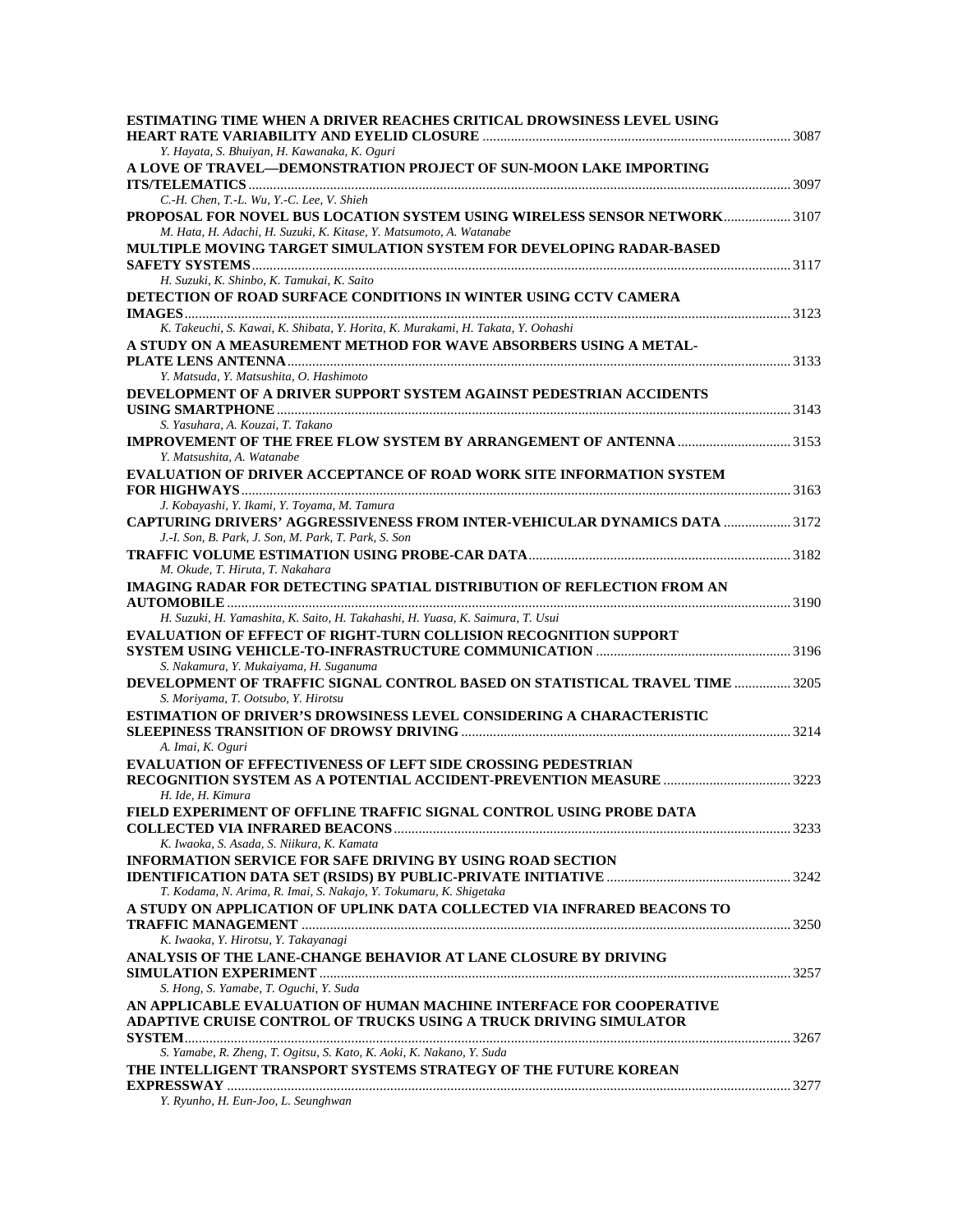**ESTIMATING TIME WHEN A DRIVER REACHES CRITICAL DROWSINESS LEVEL USING HEART RATE VARIABILITY AND EYELID CLOSURE** ........ 3087
*Y. Hayata, S. Bhuiyan, H. Kawanaka, K. Oguri*

**A LOVE OF TRAVEL—DEMONSTRATION PROJECT OF SUN-MOON LAKE IMPORTING ITS/TELEMATICS** ........ 3097
*C.-H. Chen, T.-L. Wu, Y.-C. Lee, V. Shieh*

**PROPOSAL FOR NOVEL BUS LOCATION SYSTEM USING WIRELESS SENSOR NETWORK** ........ 3107
*M. Hata, H. Adachi, H. Suzuki, K. Kitase, Y. Matsumoto, A. Watanabe*

**MULTIPLE MOVING TARGET SIMULATION SYSTEM FOR DEVELOPING RADAR-BASED SAFETY SYSTEMS** ........ 3117
*H. Suzuki, K. Shinbo, K. Tamukai, K. Saito*

**DETECTION OF ROAD SURFACE CONDITIONS IN WINTER USING CCTV CAMERA IMAGES** ........ 3123
*K. Takeuchi, S. Kawai, K. Shibata, Y. Horita, K. Murakami, H. Takata, Y. Oohashi*

**A STUDY ON A MEASUREMENT METHOD FOR WAVE ABSORBERS USING A METAL-PLATE LENS ANTENNA** ........ 3133
*Y. Matsuda, Y. Matsushita, O. Hashimoto*

**DEVELOPMENT OF A DRIVER SUPPORT SYSTEM AGAINST PEDESTRIAN ACCIDENTS USING SMARTPHONE** ........ 3143
*S. Yasuhara, A. Kouzai, T. Takano*

**IMPROVEMENT OF THE FREE FLOW SYSTEM BY ARRANGEMENT OF ANTENNA** ........ 3153
*Y. Matsushita, A. Watanabe*

**EVALUATION OF DRIVER ACCEPTANCE OF ROAD WORK SITE INFORMATION SYSTEM FOR HIGHWAYS** ........ 3163
*J. Kobayashi, Y. Ikami, Y. Toyama, M. Tamura*

**CAPTURING DRIVERS' AGGRESSIVENESS FROM INTER-VEHICULAR DYNAMICS DATA** ........ 3172
*J.-I. Son, B. Park, J. Son, M. Park, T. Park, S. Son*

**TRAFFIC VOLUME ESTIMATION USING PROBE-CAR DATA** ........ 3182
*M. Okude, T. Hiruta, T. Nakahara*

**IMAGING RADAR FOR DETECTING SPATIAL DISTRIBUTION OF REFLECTION FROM AN AUTOMOBILE** ........ 3190
*H. Suzuki, H. Yamashita, K. Saito, H. Takahashi, H. Yuasa, K. Saimura, T. Usui*

**EVALUATION OF EFFECT OF RIGHT-TURN COLLISION RECOGNITION SUPPORT SYSTEM USING VEHICLE-TO-INFRASTRUCTURE COMMUNICATION** ........ 3196
*S. Nakamura, Y. Mukaiyama, H. Suganuma*

**DEVELOPMENT OF TRAFFIC SIGNAL CONTROL BASED ON STATISTICAL TRAVEL TIME** ........ 3205
*S. Moriyama, T. Ootsubo, Y. Hirotsu*

**ESTIMATION OF DRIVER'S DROWSINESS LEVEL CONSIDERING A CHARACTERISTIC SLEEPINESS TRANSITION OF DROWSY DRIVING** ........ 3214
*A. Imai, K. Oguri*

**EVALUATION OF EFFECTIVENESS OF LEFT SIDE CROSSING PEDESTRIAN RECOGNITION SYSTEM AS A POTENTIAL ACCIDENT-PREVENTION MEASURE** ........ 3223
*H. Ide, H. Kimura*

**FIELD EXPERIMENT OF OFFLINE TRAFFIC SIGNAL CONTROL USING PROBE DATA COLLECTED VIA INFRARED BEACONS** ........ 3233
*K. Iwaoka, S. Asada, S. Niikura, K. Kamata*

**INFORMATION SERVICE FOR SAFE DRIVING BY USING ROAD SECTION IDENTIFICATION DATA SET (RSIDS) BY PUBLIC-PRIVATE INITIATIVE** ........ 3242
*T. Kodama, N. Arima, R. Imai, S. Nakajo, Y. Tokumaru, K. Shigetaka*

**A STUDY ON APPLICATION OF UPLINK DATA COLLECTED VIA INFRARED BEACONS TO TRAFFIC MANAGEMENT** ........ 3250
*K. Iwaoka, Y. Hirotsu, Y. Takayanagi*

**ANALYSIS OF THE LANE-CHANGE BEHAVIOR AT LANE CLOSURE BY DRIVING SIMULATION EXPERIMENT** ........ 3257
*S. Hong, S. Yamabe, T. Oguchi, Y. Suda*

**AN APPLICABLE EVALUATION OF HUMAN MACHINE INTERFACE FOR COOPERATIVE ADAPTIVE CRUISE CONTROL OF TRUCKS USING A TRUCK DRIVING SIMULATOR SYSTEM** ........ 3267
*S. Yamabe, R. Zheng, T. Ogitsu, S. Kato, K. Aoki, K. Nakano, Y. Suda*

**THE INTELLIGENT TRANSPORT SYSTEMS STRATEGY OF THE FUTURE KOREAN EXPRESSWAY** ........ 3277
*Y. Ryunho, H. Eun-Joo, L. Seunghwan*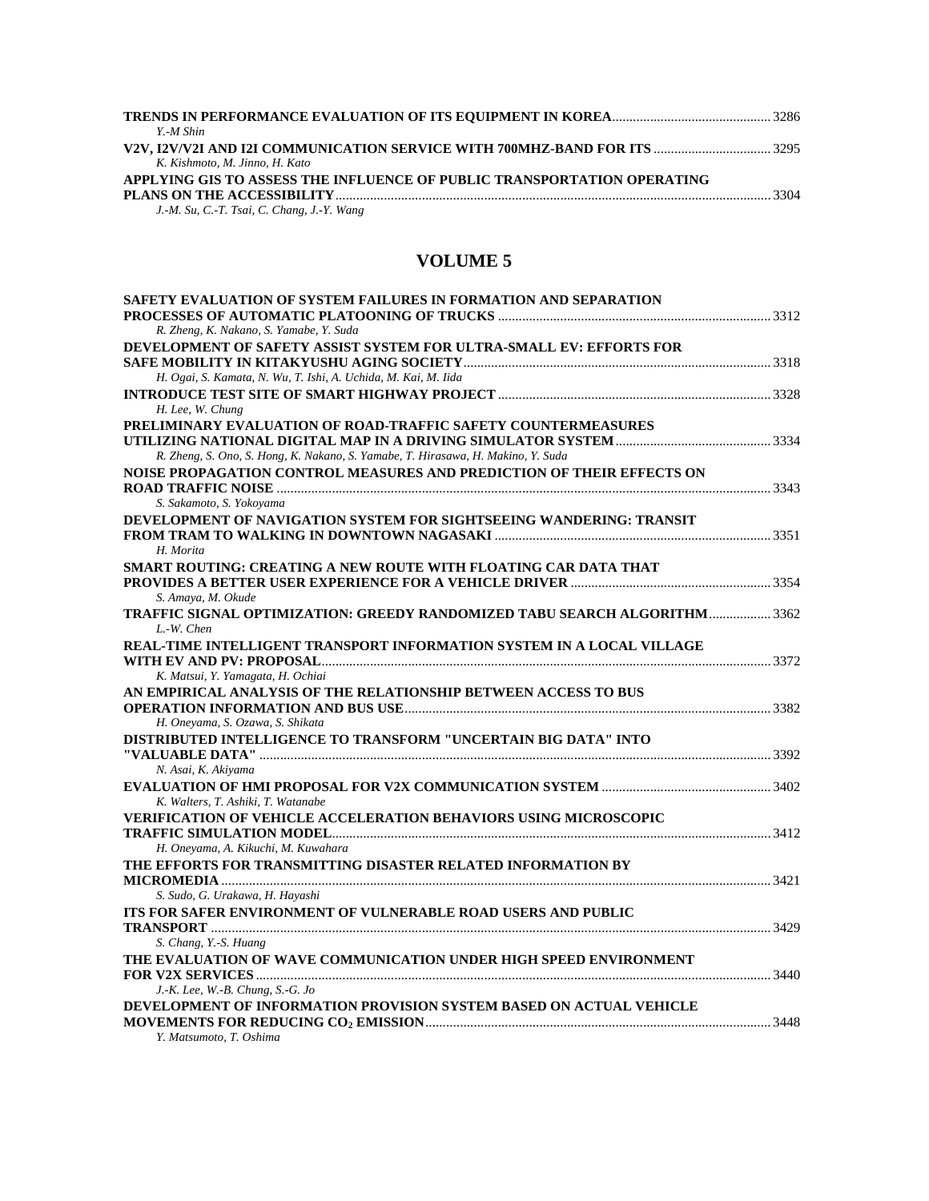**TRENDS IN PERFORMANCE EVALUATION OF ITS EQUIPMENT IN KOREA** ............................................. 3286
*Y.-M Shin*

**V2V, I2V/V2I AND I2I COMMUNICATION SERVICE WITH 700MHZ-BAND FOR ITS** ................................. 3295
*K. Kishmoto, M. Jinno, H. Kato*

**APPLYING GIS TO ASSESS THE INFLUENCE OF PUBLIC TRANSPORTATION OPERATING PLANS ON THE ACCESSIBILITY** ............................................................................................................................ 3304
*J.-M. Su, C.-T. Tsai, C. Chang, J.-Y. Wang*

## VOLUME 5

**SAFETY EVALUATION OF SYSTEM FAILURES IN FORMATION AND SEPARATION PROCESSES OF AUTOMATIC PLATOONING OF TRUCKS** ............................................................................. 3312
*R. Zheng, K. Nakano, S. Yamabe, Y. Suda*

**DEVELOPMENT OF SAFETY ASSIST SYSTEM FOR ULTRA-SMALL EV: EFFORTS FOR SAFE MOBILITY IN KITAKYUSHU AGING SOCIETY** ........................................................................................ 3318
*H. Ogai, S. Kamata, N. Wu, T. Ishi, A. Uchida, M. Kai, M. Iida*

**INTRODUCE TEST SITE OF SMART HIGHWAY PROJECT** ............................................................................ 3328
*H. Lee, W. Chung*

**PRELIMINARY EVALUATION OF ROAD-TRAFFIC SAFETY COUNTERMEASURES UTILIZING NATIONAL DIGITAL MAP IN A DRIVING SIMULATOR SYSTEM** ............................................ 3334
*R. Zheng, S. Ono, S. Hong, K. Nakano, S. Yamabe, T. Hirasawa, H. Makino, Y. Suda*

**NOISE PROPAGATION CONTROL MEASURES AND PREDICTION OF THEIR EFFECTS ON ROAD TRAFFIC NOISE** ............................................................................................................................................. 3343
*S. Sakamoto, S. Yokoyama*

**DEVELOPMENT OF NAVIGATION SYSTEM FOR SIGHTSEEING WANDERING: TRANSIT FROM TRAM TO WALKING IN DOWNTOWN NAGASAKI** ............................................................................... 3351
*H. Morita*

**SMART ROUTING: CREATING A NEW ROUTE WITH FLOATING CAR DATA THAT PROVIDES A BETTER USER EXPERIENCE FOR A VEHICLE DRIVER** ......................................................... 3354
*S. Amaya, M. Okude*

**TRAFFIC SIGNAL OPTIMIZATION: GREEDY RANDOMIZED TABU SEARCH ALGORITHM** .................. 3362
*L.-W. Chen*

**REAL-TIME INTELLIGENT TRANSPORT INFORMATION SYSTEM IN A LOCAL VILLAGE WITH EV AND PV: PROPOSAL** ................................................................................................................................ 3372
*K. Matsui, Y. Yamagata, H. Ochiai*

**AN EMPIRICAL ANALYSIS OF THE RELATIONSHIP BETWEEN ACCESS TO BUS OPERATION INFORMATION AND BUS USE** ........................................................................................................ 3382
*H. Oneyama, S. Ozawa, S. Shikata*

**DISTRIBUTED INTELLIGENCE TO TRANSFORM "UNCERTAIN BIG DATA" INTO "VALUABLE DATA"** .................................................................................................................................................. 3392
*N. Asai, K. Akiyama*

**EVALUATION OF HMI PROPOSAL FOR V2X COMMUNICATION SYSTEM** ................................................ 3402
*K. Walters, T. Ashiki, T. Watanabe*

**VERIFICATION OF VEHICLE ACCELERATION BEHAVIORS USING MICROSCOPIC TRAFFIC SIMULATION MODEL** ............................................................................................................................ 3412
*H. Oneyama, A. Kikuchi, M. Kuwahara*

**THE EFFORTS FOR TRANSMITTING DISASTER RELATED INFORMATION BY MICROMEDIA** ............................................................................................................................................. 3421
*S. Sudo, G. Urakawa, H. Hayashi*

**ITS FOR SAFER ENVIRONMENT OF VULNERABLE ROAD USERS AND PUBLIC TRANSPORT** ................................................................................................................................................. 3429
*S. Chang, Y.-S. Huang*

**THE EVALUATION OF WAVE COMMUNICATION UNDER HIGH SPEED ENVIRONMENT FOR V2X SERVICES** ................................................................................................................................... 3440
*J.-K. Lee, W.-B. Chung, S.-G. Jo*

**DEVELOPMENT OF INFORMATION PROVISION SYSTEM BASED ON ACTUAL VEHICLE MOVEMENTS FOR REDUCING $CO_2$ EMISSION** .................................................................................................. 3448
*Y. Matsumoto, T. Oshima*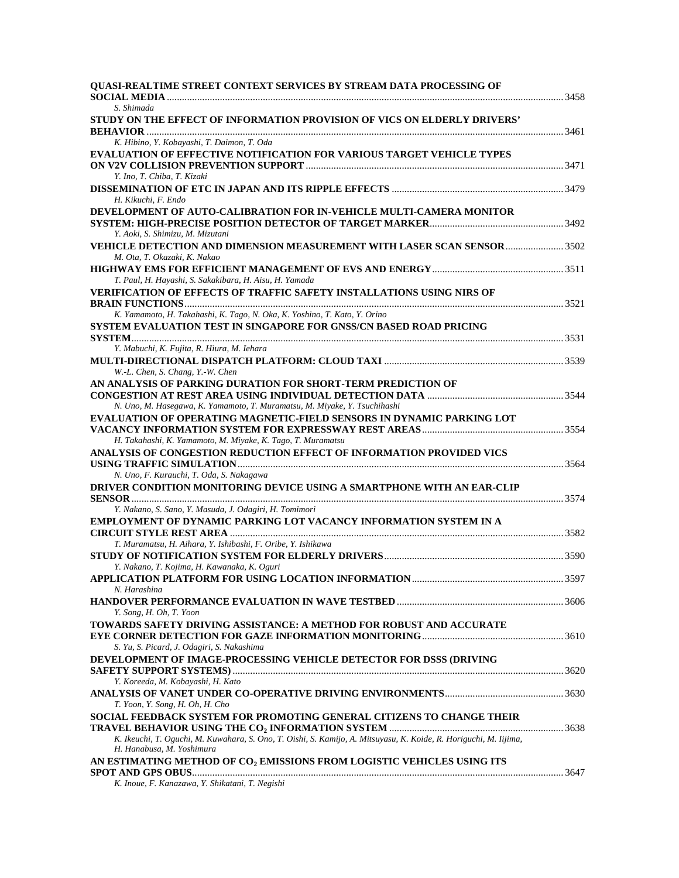**QUASI-REALTIME STREET CONTEXT SERVICES BY STREAM DATA PROCESSING OF SOCIAL MEDIA** ........ 3458
*S. Shimada*

**STUDY ON THE EFFECT OF INFORMATION PROVISION OF VICS ON ELDERLY DRIVERS' BEHAVIOR** ........ 3461
*K. Hibino, Y. Kobayashi, T. Daimon, T. Oda*

**EVALUATION OF EFFECTIVE NOTIFICATION FOR VARIOUS TARGET VEHICLE TYPES ON V2V COLLISION PREVENTION SUPPORT** ........ 3471
*Y. Ino, T. Chiba, T. Kizaki*

**DISSEMINATION OF ETC IN JAPAN AND ITS RIPPLE EFFECTS** ........ 3479
*H. Kikuchi, F. Endo*

**DEVELOPMENT OF AUTO-CALIBRATION FOR IN-VEHICLE MULTI-CAMERA MONITOR SYSTEM: HIGH-PRECISE POSITION DETECTOR OF TARGET MARKER** ........ 3492
*Y. Aoki, S. Shimizu, M. Mizutani*

**VEHICLE DETECTION AND DIMENSION MEASUREMENT WITH LASER SCAN SENSOR** ........ 3502
*M. Ota, T. Okazaki, K. Nakao*

**HIGHWAY EMS FOR EFFICIENT MANAGEMENT OF EVS AND ENERGY** ........ 3511
*T. Paul, H. Hayashi, S. Sakakibara, H. Aisu, H. Yamada*

**VERIFICATION OF EFFECTS OF TRAFFIC SAFETY INSTALLATIONS USING NIRS OF BRAIN FUNCTIONS** ........ 3521
*K. Yamamoto, H. Takahashi, K. Tago, N. Oka, K. Yoshino, T. Kato, Y. Orino*

**SYSTEM EVALUATION TEST IN SINGAPORE FOR GNSS/CN BASED ROAD PRICING SYSTEM** ........ 3531
*Y. Mabuchi, K. Fujita, R. Hiura, M. Iehara*

**MULTI-DIRECTIONAL DISPATCH PLATFORM: CLOUD TAXI** ........ 3539
*W.-L. Chen, S. Chang, Y.-W. Chen*

**AN ANALYSIS OF PARKING DURATION FOR SHORT-TERM PREDICTION OF CONGESTION AT REST AREA USING INDIVIDUAL DETECTION DATA** ........ 3544
*N. Uno, M. Hasegawa, K. Yamamoto, T. Muramatsu, M. Miyake, Y. Tsuchihashi*

**EVALUATION OF OPERATING MAGNETIC-FIELD SENSORS IN DYNAMIC PARKING LOT VACANCY INFORMATION SYSTEM FOR EXPRESSWAY REST AREAS** ........ 3554
*H. Takahashi, K. Yamamoto, M. Miyake, K. Tago, T. Muramatsu*

**ANALYSIS OF CONGESTION REDUCTION EFFECT OF INFORMATION PROVIDED VICS USING TRAFFIC SIMULATION** ........ 3564
*N. Uno, F. Kurauchi, T. Oda, S. Nakagawa*

**DRIVER CONDITION MONITORING DEVICE USING A SMARTPHONE WITH AN EAR-CLIP SENSOR** ........ 3574
*Y. Nakano, S. Sano, Y. Masuda, J. Odagiri, H. Tomimori*

**EMPLOYMENT OF DYNAMIC PARKING LOT VACANCY INFORMATION SYSTEM IN A CIRCUIT STYLE REST AREA** ........ 3582
*T. Muramatsu, H. Aihara, Y. Ishibashi, F. Oribe, Y. Ishikawa*

**STUDY OF NOTIFICATION SYSTEM FOR ELDERLY DRIVERS** ........ 3590
*Y. Nakano, T. Kojima, H. Kawanaka, K. Oguri*

**APPLICATION PLATFORM FOR USING LOCATION INFORMATION** ........ 3597
*N. Harashina*

**HANDOVER PERFORMANCE EVALUATION IN WAVE TESTBED** ........ 3606
*Y. Song, H. Oh, T. Yoon*

**TOWARDS SAFETY DRIVING ASSISTANCE: A METHOD FOR ROBUST AND ACCURATE EYE CORNER DETECTION FOR GAZE INFORMATION MONITORING** ........ 3610
*S. Yu, S. Picard, J. Odagiri, S. Nakashima*

**DEVELOPMENT OF IMAGE-PROCESSING VEHICLE DETECTOR FOR DSSS (DRIVING SAFETY SUPPORT SYSTEMS)** ........ 3620
*Y. Koreeda, M. Kobayashi, H. Kato*

**ANALYSIS OF VANET UNDER CO-OPERATIVE DRIVING ENVIRONMENTS** ........ 3630
*T. Yoon, Y. Song, H. Oh, H. Cho*

**SOCIAL FEEDBACK SYSTEM FOR PROMOTING GENERAL CITIZENS TO CHANGE THEIR TRAVEL BEHAVIOR USING THE $CO_2$ INFORMATION SYSTEM** ........ 3638
*K. Ikeuchi, T. Oguchi, M. Kuwahara, S. Ono, T. Oishi, S. Kamijo, A. Mitsuyasu, K. Koide, R. Horiguchi, M. Iijima, H. Hanabusa, M. Yoshimura*

**AN ESTIMATING METHOD OF $CO_2$ EMISSIONS FROM LOGISTIC VEHICLES USING ITS SPOT AND GPS OBUS** ........ 3647
*K. Inoue, F. Kanazawa, Y. Shikatani, T. Negishi*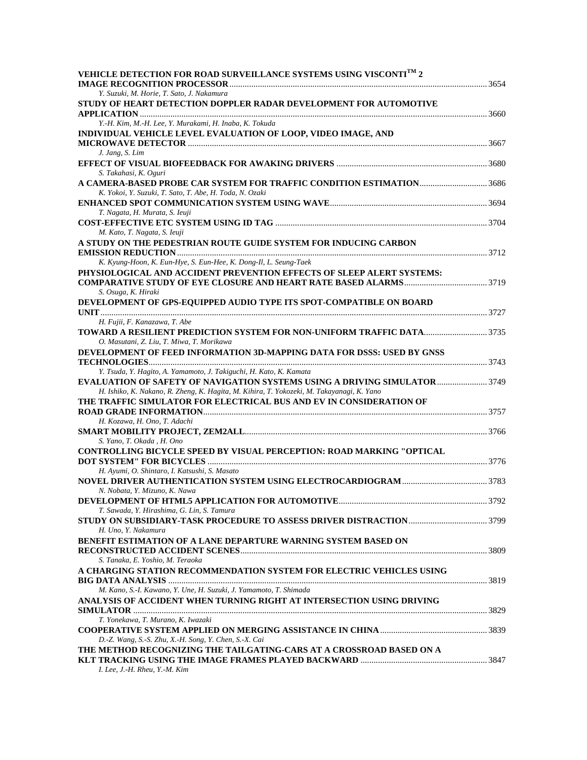**VEHICLE DETECTION FOR ROAD SURVEILLANCE SYSTEMS USING VISCONTI™ 2 IMAGE RECOGNITION PROCESSOR** ..... 3654
*Y. Suzuki, M. Horie, T. Sato, J. Nakamura*

**STUDY OF HEART DETECTION DOPPLER RADAR DEVELOPMENT FOR AUTOMOTIVE APPLICATION** ..... 3660
*Y.-H. Kim, M.-H. Lee, Y. Murakami, H. Inaba, K. Tokuda*

**INDIVIDUAL VEHICLE LEVEL EVALUATION OF LOOP, VIDEO IMAGE, AND MICROWAVE DETECTOR** ..... 3667
*J. Jang, S. Lim*

**EFFECT OF VISUAL BIOFEEDBACK FOR AWAKING DRIVERS** ..... 3680
*S. Takahasi, K. Oguri*

**A CAMERA-BASED PROBE CAR SYSTEM FOR TRAFFIC CONDITION ESTIMATION** ..... 3686
*K. Yokoi, Y. Suzuki, T. Sato, T. Abe, H. Toda, N. Ozaki*

**ENHANCED SPOT COMMUNICATION SYSTEM USING WAVE** ..... 3694
*T. Nagata, H. Murata, S. Ieuji*

**COST-EFFECTIVE ETC SYSTEM USING ID TAG** ..... 3704
*M. Kato, T. Nagata, S. Ieuji*

**A STUDY ON THE PEDESTRIAN ROUTE GUIDE SYSTEM FOR INDUCING CARBON EMISSION REDUCTION** ..... 3712
*K. Kyung-Hoon, K. Eun-Hye, S. Eun-Hee, K. Dong-Il, L. Seung-Taek*

**PHYSIOLOGICAL AND ACCIDENT PREVENTION EFFECTS OF SLEEP ALERT SYSTEMS: COMPARATIVE STUDY OF EYE CLOSURE AND HEART RATE BASED ALARMS** ..... 3719
*S. Osuga, K. Hiraki*

**DEVELOPMENT OF GPS-EQUIPPED AUDIO TYPE ITS SPOT-COMPATIBLE ON BOARD UNIT** ..... 3727
*H. Fujii, F. Kanazawa, T. Abe*

**TOWARD A RESILIENT PREDICTION SYSTEM FOR NON-UNIFORM TRAFFIC DATA** ..... 3735
*O. Masutani, Z. Liu, T. Miwa, T. Morikawa*

**DEVELOPMENT OF FEED INFORMATION 3D-MAPPING DATA FOR DSSS: USED BY GNSS TECHNOLOGIES** ..... 3743
*Y. Tsuda, Y. Hagito, A. Yamamoto, J. Takiguchi, H. Kato, K. Kamata*

**EVALUATION OF SAFETY OF NAVIGATION SYSTEMS USING A DRIVING SIMULATOR** ..... 3749
*H. Ishiko, K. Nakano, R. Zheng, K. Hagita, M. Kihira, T. Yokozeki, M. Takayanagi, K. Yano*

**THE TRAFFIC SIMULATOR FOR ELECTRICAL BUS AND EV IN CONSIDERATION OF ROAD GRADE INFORMATION** ..... 3757
*H. Kozawa, H. Ono, T. Adachi*

**SMART MOBILITY PROJECT, ZEM2ALL** ..... 3766
*S. Yano, T. Okada , H. Ono*

**CONTROLLING BICYCLE SPEED BY VISUAL PERCEPTION: ROAD MARKING "OPTICAL DOT SYSTEM" FOR BICYCLES** ..... 3776
*H. Ayumi, O. Shintaro, I. Katsushi, S. Masato*

**NOVEL DRIVER AUTHENTICATION SYSTEM USING ELECTROCARDIOGRAM** ..... 3783
*N. Nobata, Y. Mizuno, K. Nawa*

**DEVELOPMENT OF HTML5 APPLICATION FOR AUTOMOTIVE** ..... 3792
*T. Sawada, Y. Hirashima, G. Lin, S. Tamura*

**STUDY ON SUBSIDIARY-TASK PROCEDURE TO ASSESS DRIVER DISTRACTION** ..... 3799
*H. Uno, Y. Nakamura*

**BENEFIT ESTIMATION OF A LANE DEPARTURE WARNING SYSTEM BASED ON RECONSTRUCTED ACCIDENT SCENES** ..... 3809
*S. Tanaka, E. Yoshio, M. Teraoka*

**A CHARGING STATION RECOMMENDATION SYSTEM FOR ELECTRIC VEHICLES USING BIG DATA ANALYSIS** ..... 3819
*M. Kano, S.-I. Kawano, Y. Une, H. Suzuki, J. Yamamoto, T. Shimada*

**ANALYSIS OF ACCIDENT WHEN TURNING RIGHT AT INTERSECTION USING DRIVING SIMULATOR** ..... 3829
*T. Yonekawa, T. Murano, K. Iwazaki*

**COOPERATIVE SYSTEM APPLIED ON MERGING ASSISTANCE IN CHINA** ..... 3839
*D.-Z. Wang, S.-S. Zhu, X.-H. Song, Y. Chen, S.-X. Cai*

**THE METHOD RECOGNIZING THE TAILGATING-CARS AT A CROSSROAD BASED ON A KLT TRACKING USING THE IMAGE FRAMES PLAYED BACKWARD** ..... 3847
*I. Lee, J.-H. Rheu, Y.-M. Kim*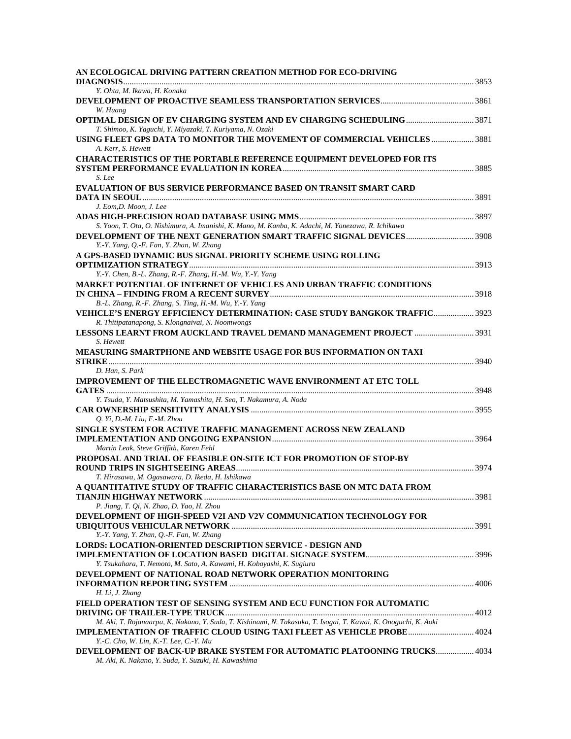**AN ECOLOGICAL DRIVING PATTERN CREATION METHOD FOR ECO-DRIVING DIAGNOSIS** ........ 3853
*Y. Ohta, M. Ikawa, H. Konaka*

**DEVELOPMENT OF PROACTIVE SEAMLESS TRANSPORTATION SERVICES** ........ 3861
*W. Huang*

**OPTIMAL DESIGN OF EV CHARGING SYSTEM AND EV CHARGING SCHEDULING** ........ 3871
*T. Shimoo, K. Yaguchi, Y. Miyazaki, T. Kuriyama, N. Ozaki*

**USING FLEET GPS DATA TO MONITOR THE MOVEMENT OF COMMERCIAL VEHICLES** ........ 3881
*A. Kerr, S. Hewett*

**CHARACTERISTICS OF THE PORTABLE REFERENCE EQUIPMENT DEVELOPED FOR ITS SYSTEM PERFORMANCE EVALUATION IN KOREA** ........ 3885
*S. Lee*

**EVALUATION OF BUS SERVICE PERFORMANCE BASED ON TRANSIT SMART CARD DATA IN SEOUL** ........ 3891
*J. Eom,D. Moon, J. Lee*

**ADAS HIGH-PRECISION ROAD DATABASE USING MMS** ........ 3897
*S. Yoon, T. Ota, O. Nishimura, A. Imanishi, K. Mano, M. Kanba, K. Adachi, M. Yonezawa, R. Ichikawa*

**DEVELOPMENT OF THE NEXT GENERATION SMART TRAFFIC SIGNAL DEVICES** ........ 3908
*Y.-Y. Yang, Q.-F. Fan, Y. Zhan, W. Zhang*

**A GPS-BASED DYNAMIC BUS SIGNAL PRIORITY SCHEME USING ROLLING OPTIMIZATION STRATEGY** ........ 3913
*Y.-Y. Chen, B.-L. Zhang, R.-F. Zhang, H.-M. Wu, Y.-Y. Yang*

**MARKET POTENTIAL OF INTERNET OF VEHICLES AND URBAN TRAFFIC CONDITIONS IN CHINA – FINDING FROM A RECENT SURVEY** ........ 3918
*B.-L. Zhang, R.-F. Zhang, S. Ting, H.-M. Wu, Y.-Y. Yang*

**VEHICLE'S ENERGY EFFICIENCY DETERMINATION: CASE STUDY BANGKOK TRAFFIC** ........ 3923
*R. Thitipatanapong, S. Klongnaivai, N. Noomwongs*

**LESSONS LEARNT FROM AUCKLAND TRAVEL DEMAND MANAGEMENT PROJECT** ........ 3931
*S. Hewett*

**MEASURING SMARTPHONE AND WEBSITE USAGE FOR BUS INFORMATION ON TAXI STRIKE** ........ 3940
*D. Han, S. Park*

**IMPROVEMENT OF THE ELECTROMAGNETIC WAVE ENVIRONMENT AT ETC TOLL GATES** ........ 3948
*Y. Tsuda, Y. Matsushita, M. Yamashita, H. Seo, T. Nakamura, A. Noda*

**CAR OWNERSHIP SENSITIVITY ANALYSIS** ........ 3955
*Q. Yi, D.-M. Liu, F.-M. Zhou*

**SINGLE SYSTEM FOR ACTIVE TRAFFIC MANAGEMENT ACROSS NEW ZEALAND IMPLEMENTATION AND ONGOING EXPANSION** ........ 3964
*Martin Leak, Steve Griffith, Karen Fehl*

**PROPOSAL AND TRIAL OF FEASIBLE ON-SITE ICT FOR PROMOTION OF STOP-BY ROUND TRIPS IN SIGHTSEEING AREAS** ........ 3974
*T. Hirasawa, M. Ogasawara, D. Ikeda, H. Ishikawa*

**A QUANTITATIVE STUDY OF TRAFFIC CHARACTERISTICS BASE ON MTC DATA FROM TIANJIN HIGHWAY NETWORK** ........ 3981
*P. Jiang, T. Qi, N. Zhao, D. Yao, H. Zhou*

**DEVELOPMENT OF HIGH-SPEED V2I AND V2V COMMUNICATION TECHNOLOGY FOR UBIQUITOUS VEHICULAR NETWORK** ........ 3991
*Y.-Y. Yang, Y. Zhan, Q.-F. Fan, W. Zhang*

**LORDS: LOCATION-ORIENTED DESCRIPTION SERVICE - DESIGN AND IMPLEMENTATION OF LOCATION BASED DIGITAL SIGNAGE SYSTEM** ........ 3996
*Y. Tsukahara, T. Nemoto, M. Sato, A. Kawami, H. Kobayashi, K. Sugiura*

**DEVELOPMENT OF NATIONAL ROAD NETWORK OPERATION MONITORING INFORMATION REPORTING SYSTEM** ........ 4006
*H. Li, J. Zhang*

**FIELD OPERATION TEST OF SENSING SYSTEM AND ECU FUNCTION FOR AUTOMATIC DRIVING OF TRAILER-TYPE TRUCK** ........ 4012
*M. Aki, T. Rojanaarpa, K. Nakano, Y. Suda, T. Kishinami, N. Takasuka, T. Isogai, T. Kawai, K. Onoguchi, K. Aoki*

**IMPLEMENTATION OF TRAFFIC CLOUD USING TAXI FLEET AS VEHICLE PROBE** ........ 4024
*Y.-C. Cho, W. Lin, K.-T. Lee, C.-Y. Mu*

**DEVELOPMENT OF BACK-UP BRAKE SYSTEM FOR AUTOMATIC PLATOONING TRUCKS** ........ 4034
*M. Aki, K. Nakano, Y. Suda, Y. Suzuki, H. Kawashima*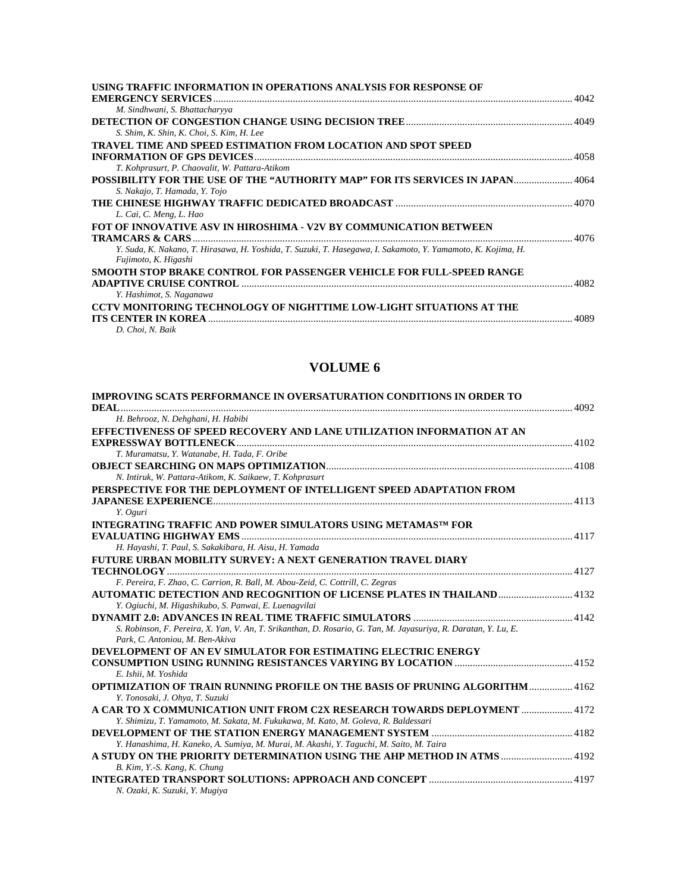**USING TRAFFIC INFORMATION IN OPERATIONS ANALYSIS FOR RESPONSE OF EMERGENCY SERVICES** ........................................................................................................................................ 4042
*M. Sindhwani, S. Bhattacharyya*

**DETECTION OF CONGESTION CHANGE USING DECISION TREE** ................................................................ 4049
*S. Shim, K. Shin, K. Choi, S. Kim, H. Lee*

**TRAVEL TIME AND SPEED ESTIMATION FROM LOCATION AND SPOT SPEED INFORMATION OF GPS DEVICES** ........................................................................................................ 4058
*T. Kohprasurt, P. Chaovalit, W. Pattara-Atikom*

**POSSIBILITY FOR THE USE OF THE "AUTHORITY MAP" FOR ITS SERVICES IN JAPAN** ...................... 4064
*S. Nakajo, T. Hamada, Y. Tojo*

**THE CHINESE HIGHWAY TRAFFIC DEDICATED BROADCAST** .................................................................... 4070
*L. Cai, C. Meng, L. Hao*

**FOT OF INNOVATIVE ASV IN HIROSHIMA - V2V BY COMMUNICATION BETWEEN TRAMCARS & CARS** .................................................................................................................................... 4076
*Y. Suda, K. Nakano, T. Hirasawa, H. Yoshida, T. Suzuki, T. Hasegawa, I. Sakamoto, Y. Yamamoto, K. Kojima, H. Fujimoto, K. Higashi*

**SMOOTH STOP BRAKE CONTROL FOR PASSENGER VEHICLE FOR FULL-SPEED RANGE ADAPTIVE CRUISE CONTROL** ............................................................................................................... 4082
*Y. Hashimot, S. Naganawa*

**CCTV MONITORING TECHNOLOGY OF NIGHTTIME LOW-LIGHT SITUATIONS AT THE ITS CENTER IN KOREA** ........................................................................................................................... 4089
*D. Choi, N. Baik*

## VOLUME 6

**IMPROVING SCATS PERFORMANCE IN OVERSATURATION CONDITIONS IN ORDER TO DEAL** ............................................................................................................................................. 4092
*H. Behrooz, N. Dehghani, H. Habibi*

**EFFECTIVENESS OF SPEED RECOVERY AND LANE UTILIZATION INFORMATION AT AN EXPRESSWAY BOTTLENECK** ................................................................................................................. 4102
*T. Muramatsu, Y. Watanabe, H. Tada, F. Oribe*

**OBJECT SEARCHING ON MAPS OPTIMIZATION** .............................................................................................. 4108
*N. Intiruk, W. Pattara-Atikom, K. Saikaew, T. Kohprasurt*

**PERSPECTIVE FOR THE DEPLOYMENT OF INTELLIGENT SPEED ADAPTATION FROM JAPANESE EXPERIENCE** ......................................................................................................................... 4113
*Y. Oguri*

**INTEGRATING TRAFFIC AND POWER SIMULATORS USING METAMAS™ FOR EVALUATING HIGHWAY EMS** ............................................................................................................................... 4117
*H. Hayashi, T. Paul, S. Sakakibara, H. Aisu, H. Yamada*

**FUTURE URBAN MOBILITY SURVEY: A NEXT GENERATION TRAVEL DIARY TECHNOLOGY** ........................................................................................................................................... 4127
*F. Pereira, F. Zhao, C. Carrion, R. Ball, M. Abou-Zeid, C. Cottrill, C. Zegras*

**AUTOMATIC DETECTION AND RECOGNITION OF LICENSE PLATES IN THAILAND** ............................ 4132
*Y. Ogiuchi, M. Higashikubo, S. Panwai, E. Luenagvilai*

**DYNAMIT 2.0: ADVANCES IN REAL TIME TRAFFIC SIMULATORS** ............................................................. 4142
*S. Robinson, F. Pereira, X. Yan, V. An, T. Srikanthan, D. Rosario, G. Tan, M. Jayasuriya, R. Daratan, Y. Lu, E. Park, C. Antoniou, M. Ben-Akiva*

**DEVELOPMENT OF AN EV SIMULATOR FOR ESTIMATING ELECTRIC ENERGY CONSUMPTION USING RUNNING RESISTANCES VARYING BY LOCATION** ............................................. 4152
*E. Ishii, M. Yoshida*

**OPTIMIZATION OF TRAIN RUNNING PROFILE ON THE BASIS OF PRUNING ALGORITHM** ................. 4162
*Y. Tonosaki, J. Ohya, T. Suzuki*

**A CAR TO X COMMUNICATION UNIT FROM C2X RESEARCH TOWARDS DEPLOYMENT** .................... 4172
*Y. Shimizu, T. Yamamoto, M. Sakata, M. Fukukawa, M. Kato, M. Goleva, R. Baldessari*

**DEVELOPMENT OF THE STATION ENERGY MANAGEMENT SYSTEM** ...................................................... 4182
*Y. Hanashima, H. Kaneko, A. Sumiya, M. Murai, M. Akashi, Y. Taguchi, M. Saito, M. Taira*

**A STUDY ON THE PRIORITY DETERMINATION USING THE AHP METHOD IN ATMS** ........................... 4192
*B. Kim, Y.-S. Kang, K. Chung*

**INTEGRATED TRANSPORT SOLUTIONS: APPROACH AND CONCEPT** ....................................................... 4197
*N. Ozaki, K. Suzuki, Y. Mugiya*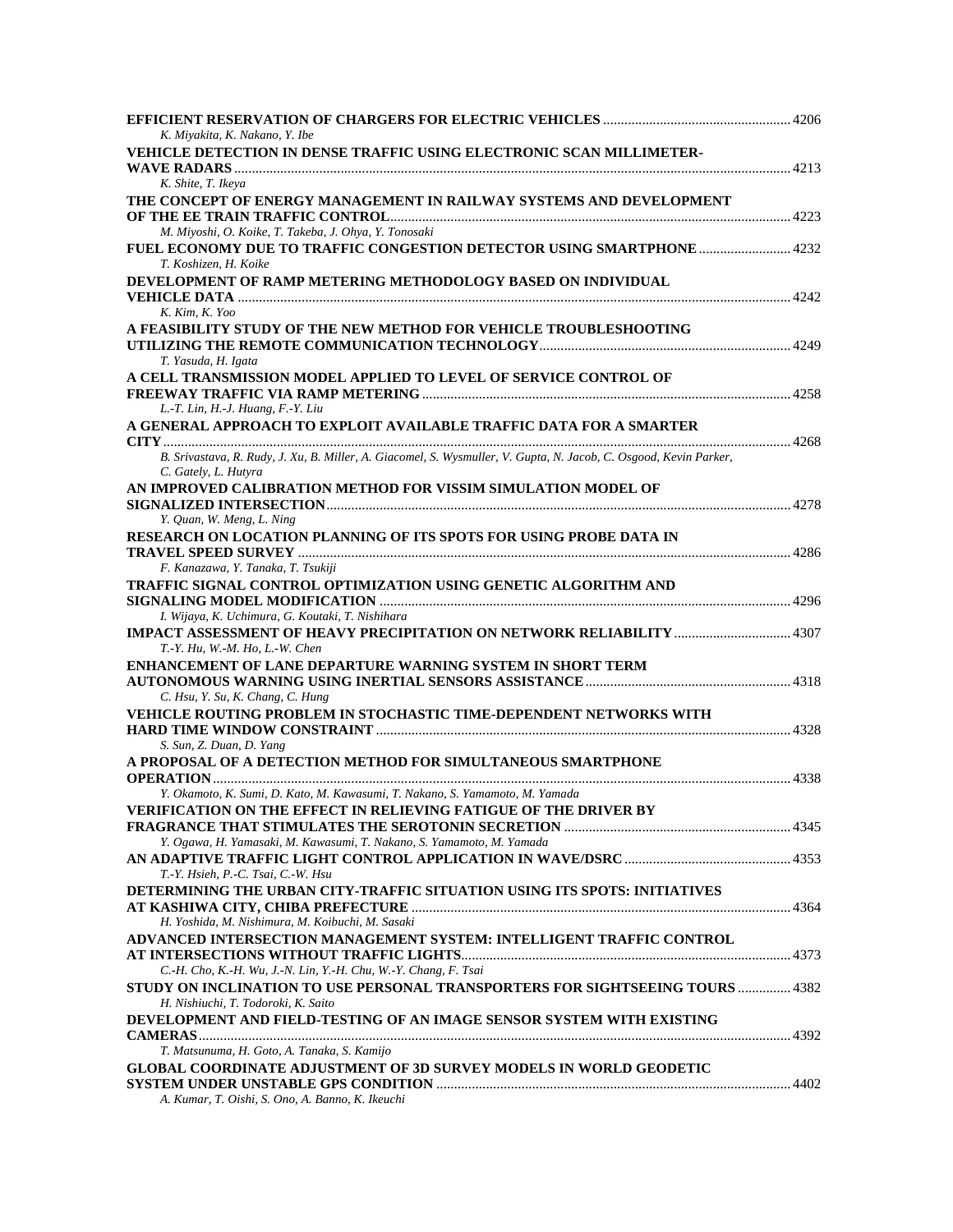**EFFICIENT RESERVATION OF CHARGERS FOR ELECTRIC VEHICLES** ..................................................... 4206
*K. Miyakita, K. Nakano, Y. Ibe*

**VEHICLE DETECTION IN DENSE TRAFFIC USING ELECTRONIC SCAN MILLIMETER-WAVE RADARS** ........................................................................................................................................ 4213
*K. Shite, T. Ikeya*

**THE CONCEPT OF ENERGY MANAGEMENT IN RAILWAY SYSTEMS AND DEVELOPMENT OF THE EE TRAIN TRAFFIC CONTROL** ................................................................................................. 4223
*M. Miyoshi, O. Koike, T. Takeba, J. Ohya, Y. Tonosaki*

**FUEL ECONOMY DUE TO TRAFFIC CONGESTION DETECTOR USING SMARTPHONE** ......................... 4232
*T. Koshizen, H. Koike*

**DEVELOPMENT OF RAMP METERING METHODOLOGY BASED ON INDIVIDUAL VEHICLE DATA** ........................................................................................................................................ 4242
*K. Kim, K. Yoo*

**A FEASIBILITY STUDY OF THE NEW METHOD FOR VEHICLE TROUBLESHOOTING UTILIZING THE REMOTE COMMUNICATION TECHNOLOGY** ...................................................................... 4249
*T. Yasuda, H. Igata*

**A CELL TRANSMISSION MODEL APPLIED TO LEVEL OF SERVICE CONTROL OF FREEWAY TRAFFIC VIA RAMP METERING** ....................................................................................... 4258
*L.-T. Lin, H.-J. Huang, F.-Y. Liu*

**A GENERAL APPROACH TO EXPLOIT AVAILABLE TRAFFIC DATA FOR A SMARTER CITY** ................................................................................................................................................ 4268
*B. Srivastava, R. Rudy, J. Xu, B. Miller, A. Giacomel, S. Wysmuller, V. Gupta, N. Jacob, C. Osgood, Kevin Parker, C. Gately, L. Hutyra*

**AN IMPROVED CALIBRATION METHOD FOR VISSIM SIMULATION MODEL OF SIGNALIZED INTERSECTION** .................................................................................................................. 4278
*Y. Quan, W. Meng, L. Ning*

**RESEARCH ON LOCATION PLANNING OF ITS SPOTS FOR USING PROBE DATA IN TRAVEL SPEED SURVEY** ......................................................................................................................... 4286
*F. Kanazawa, Y. Tanaka, T. Tsukiji*

**TRAFFIC SIGNAL CONTROL OPTIMIZATION USING GENETIC ALGORITHM AND SIGNALING MODEL MODIFICATION** ................................................................................................... 4296
*I. Wijaya, K. Uchimura, G. Koutaki, T. Nishihara*

**IMPACT ASSESSMENT OF HEAVY PRECIPITATION ON NETWORK RELIABILITY** ................................. 4307
*T.-Y. Hu, W.-M. Ho, L.-W. Chen*

**ENHANCEMENT OF LANE DEPARTURE WARNING SYSTEM IN SHORT TERM AUTONOMOUS WARNING USING INERTIAL SENSORS ASSISTANCE** ......................................................... 4318
*C. Hsu, Y. Su, K. Chang, C. Hung*

**VEHICLE ROUTING PROBLEM IN STOCHASTIC TIME-DEPENDENT NETWORKS WITH HARD TIME WINDOW CONSTRAINT** ..................................................................................................... 4328
*S. Sun, Z. Duan, D. Yang*

**A PROPOSAL OF A DETECTION METHOD FOR SIMULTANEOUS SMARTPHONE OPERATION** ................................................................................................................................... 4338
*Y. Okamoto, K. Sumi, D. Kato, M. Kawasumi, T. Nakano, S. Yamamoto, M. Yamada*

**VERIFICATION ON THE EFFECT IN RELIEVING FATIGUE OF THE DRIVER BY FRAGRANCE THAT STIMULATES THE SEROTONIN SECRETION** ............................................................... 4345
*Y. Ogawa, H. Yamasaki, M. Kawasumi, T. Nakano, S. Yamamoto, M. Yamada*

**AN ADAPTIVE TRAFFIC LIGHT CONTROL APPLICATION IN WAVE/DSRC** ............................................... 4353
*T.-Y. Hsieh, P.-C. Tsai, C.-W. Hsu*

**DETERMINING THE URBAN CITY-TRAFFIC SITUATION USING ITS SPOTS: INITIATIVES AT KASHIWA CITY, CHIBA PREFECTURE** ........................................................................................... 4364
*H. Yoshida, M. Nishimura, M. Koibuchi, M. Sasaki*

**ADVANCED INTERSECTION MANAGEMENT SYSTEM: INTELLIGENT TRAFFIC CONTROL AT INTERSECTIONS WITHOUT TRAFFIC LIGHTS** ............................................................................ 4373
*C.-H. Cho, K.-H. Wu, J.-N. Lin, Y.-H. Chu, W.-Y. Chang, F. Tsai*

**STUDY ON INCLINATION TO USE PERSONAL TRANSPORTERS FOR SIGHTSEEING TOURS** ............... 4382
*H. Nishiuchi, T. Todoroki, K. Saito*

**DEVELOPMENT AND FIELD-TESTING OF AN IMAGE SENSOR SYSTEM WITH EXISTING CAMERAS** ..................................................................................................................................... 4392
*T. Matsunuma, H. Goto, A. Tanaka, S. Kamijo*

**GLOBAL COORDINATE ADJUSTMENT OF 3D SURVEY MODELS IN WORLD GEODETIC SYSTEM UNDER UNSTABLE GPS CONDITION** .................................................................................. 4402
*A. Kumar, T. Oishi, S. Ono, A. Banno, K. Ikeuchi*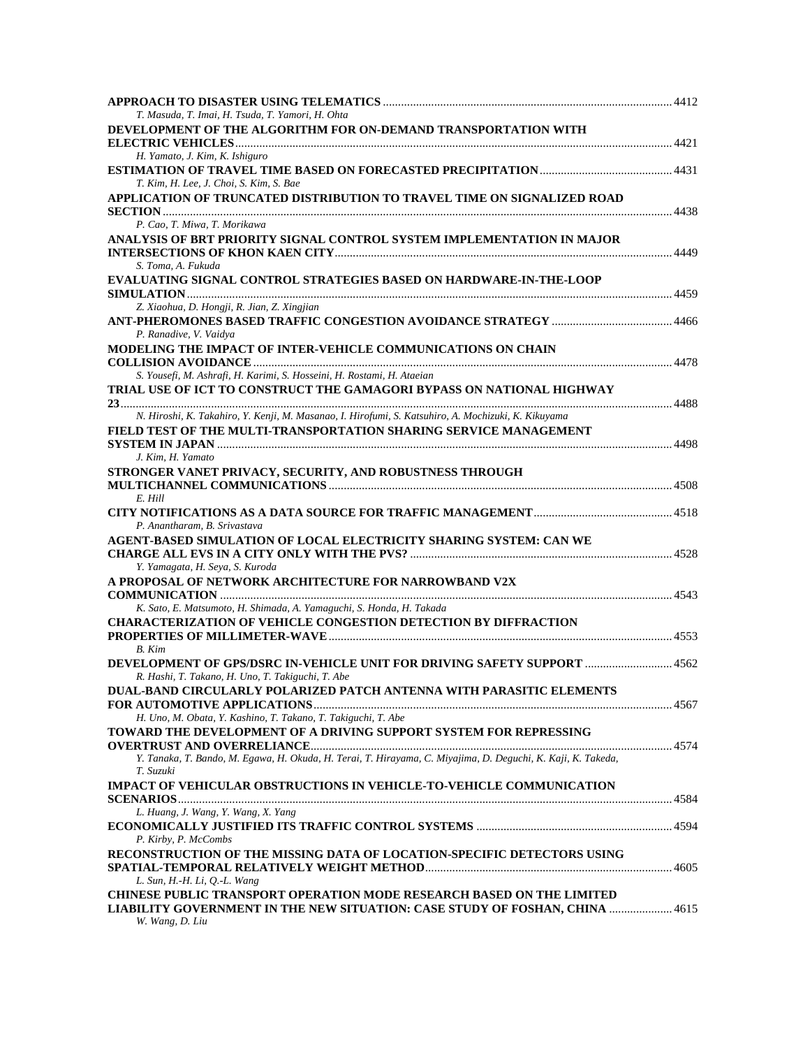**APPROACH TO DISASTER USING TELEMATICS** ........................................................................................................ 4412
*T. Masuda, T. Imai, H. Tsuda, T. Yamori, H. Ohta*

**DEVELOPMENT OF THE ALGORITHM FOR ON-DEMAND TRANSPORTATION WITH ELECTRIC VEHICLES** ........................................................................................................ 4421
*H. Yamato, J. Kim, K. Ishiguro*

**ESTIMATION OF TRAVEL TIME BASED ON FORECASTED PRECIPITATION** ........................................ 4431
*T. Kim, H. Lee, J. Choi, S. Kim, S. Bae*

**APPLICATION OF TRUNCATED DISTRIBUTION TO TRAVEL TIME ON SIGNALIZED ROAD SECTION** ........................................................................................................ 4438
*P. Cao, T. Miwa, T. Morikawa*

**ANALYSIS OF BRT PRIORITY SIGNAL CONTROL SYSTEM IMPLEMENTATION IN MAJOR INTERSECTIONS OF KHON KAEN CITY** ........................................................................................................ 4449
*S. Toma, A. Fukuda*

**EVALUATING SIGNAL CONTROL STRATEGIES BASED ON HARDWARE-IN-THE-LOOP SIMULATION** ........................................................................................................ 4459
*Z. Xiaohua, D. Hongji, R. Jian, Z. Xingjian*

**ANT-PHEROMONES BASED TRAFFIC CONGESTION AVOIDANCE STRATEGY** ........................................ 4466
*P. Ranadive, V. Vaidya*

**MODELING THE IMPACT OF INTER-VEHICLE COMMUNICATIONS ON CHAIN COLLISION AVOIDANCE** ........................................................................................................ 4478
*S. Yousefi, M. Ashrafi, H. Karimi, S. Hosseini, H. Rostami, H. Ataeian*

**TRIAL USE OF ICT TO CONSTRUCT THE GAMAGORI BYPASS ON NATIONAL HIGHWAY 23** ........................................................................................................ 4488
*N. Hiroshi, K. Takahiro, Y. Kenji, M. Masanao, I. Hirofumi, S. Katsuhiro, A. Mochizuki, K. Kikuyama*

**FIELD TEST OF THE MULTI-TRANSPORTATION SHARING SERVICE MANAGEMENT SYSTEM IN JAPAN** ........................................................................................................ 4498
*J. Kim, H. Yamato*

**STRONGER VANET PRIVACY, SECURITY, AND ROBUSTNESS THROUGH MULTICHANNEL COMMUNICATIONS** ........................................................................................................ 4508
*E. Hill*

**CITY NOTIFICATIONS AS A DATA SOURCE FOR TRAFFIC MANAGEMENT** ........................................ 4518
*P. Anantharam, B. Srivastava*

**AGENT-BASED SIMULATION OF LOCAL ELECTRICITY SHARING SYSTEM: CAN WE CHARGE ALL EVS IN A CITY ONLY WITH THE PVS?** ........................................................................................................ 4528
*Y. Yamagata, H. Seya, S. Kuroda*

**A PROPOSAL OF NETWORK ARCHITECTURE FOR NARROWBAND V2X COMMUNICATION** ........................................................................................................ 4543
*K. Sato, E. Matsumoto, H. Shimada, A. Yamaguchi, S. Honda, H. Takada*

**CHARACTERIZATION OF VEHICLE CONGESTION DETECTION BY DIFFRACTION PROPERTIES OF MILLIMETER-WAVE** ........................................................................................................ 4553
*B. Kim*

**DEVELOPMENT OF GPS/DSRC IN-VEHICLE UNIT FOR DRIVING SAFETY SUPPORT** ........................................ 4562
*R. Hashi, T. Takano, H. Uno, T. Takiguchi, T. Abe*

**DUAL-BAND CIRCULARLY POLARIZED PATCH ANTENNA WITH PARASITIC ELEMENTS FOR AUTOMOTIVE APPLICATIONS** ........................................................................................................ 4567
*H. Uno, M. Obata, Y. Kashino, T. Takano, T. Takiguchi, T. Abe*

**TOWARD THE DEVELOPMENT OF A DRIVING SUPPORT SYSTEM FOR REPRESSING OVERTRUST AND OVERRELIANCE** ........................................................................................................ 4574
*Y. Tanaka, T. Bando, M. Egawa, H. Okuda, H. Terai, T. Hirayama, C. Miyajima, D. Deguchi, K. Kaji, K. Takeda, T. Suzuki*

**IMPACT OF VEHICULAR OBSTRUCTIONS IN VEHICLE-TO-VEHICLE COMMUNICATION SCENARIOS** ........................................................................................................ 4584
*L. Huang, J. Wang, Y. Wang, X. Yang*

**ECONOMICALLY JUSTIFIED ITS TRAFFIC CONTROL SYSTEMS** ........................................ 4594
*P. Kirby, P. McCombs*

**RECONSTRUCTION OF THE MISSING DATA OF LOCATION-SPECIFIC DETECTORS USING SPATIAL-TEMPORAL RELATIVELY WEIGHT METHOD** ........................................................................................................ 4605
*L. Sun, H.-H. Li, Q.-L. Wang*

**CHINESE PUBLIC TRANSPORT OPERATION MODE RESEARCH BASED ON THE LIMITED LIABILITY GOVERNMENT IN THE NEW SITUATION: CASE STUDY OF FOSHAN, CHINA** ........................................ 4615
*W. Wang, D. Liu*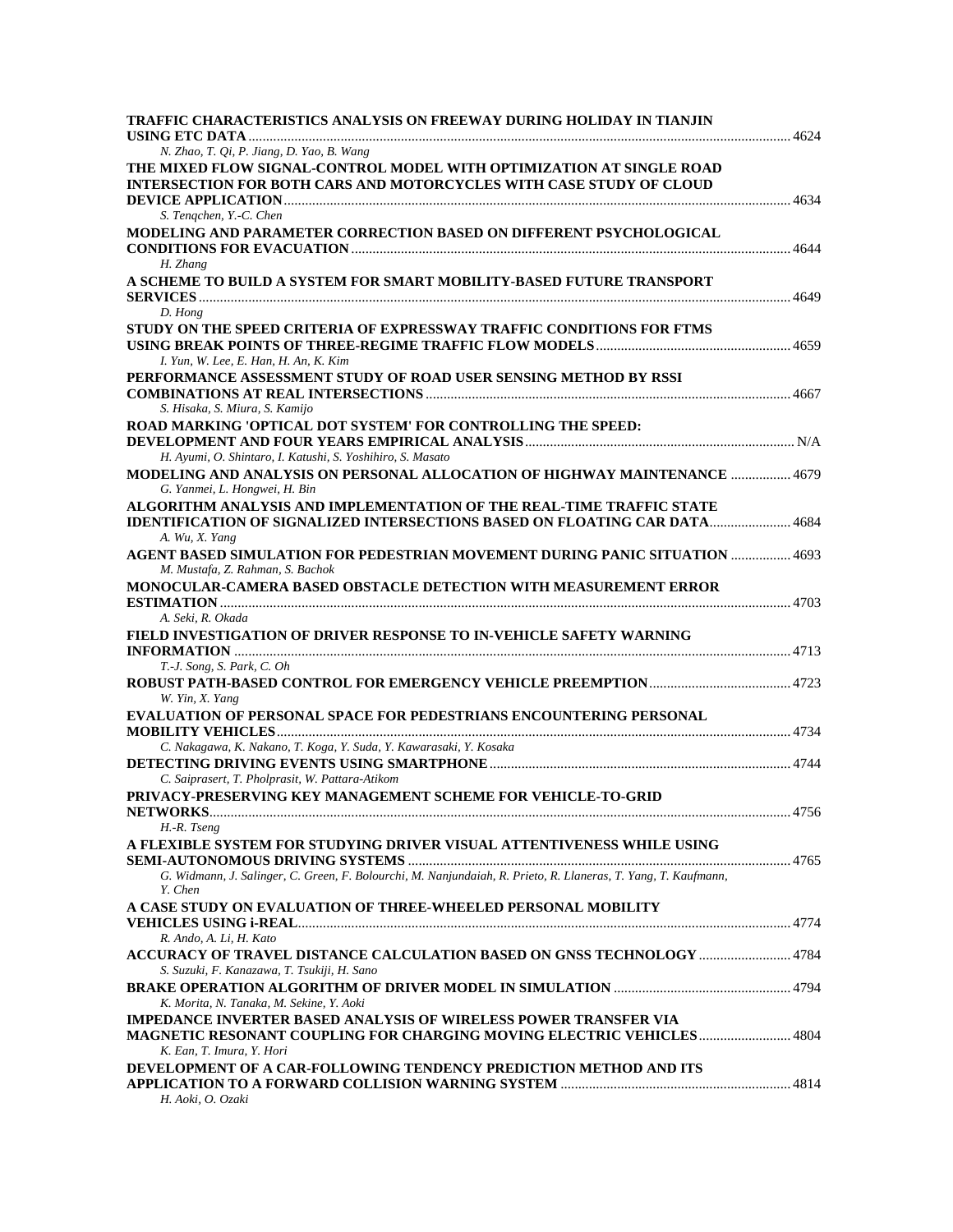**TRAFFIC CHARACTERISTICS ANALYSIS ON FREEWAY DURING HOLIDAY IN TIANJIN USING ETC DATA** ........ 4624
*N. Zhao, T. Qi, P. Jiang, D. Yao, B. Wang*

**THE MIXED FLOW SIGNAL-CONTROL MODEL WITH OPTIMIZATION AT SINGLE ROAD INTERSECTION FOR BOTH CARS AND MOTORCYCLES WITH CASE STUDY OF CLOUD DEVICE APPLICATION** ........ 4634
*S. Tenqchen, Y.-C. Chen*

**MODELING AND PARAMETER CORRECTION BASED ON DIFFERENT PSYCHOLOGICAL CONDITIONS FOR EVACUATION** ........ 4644
*H. Zhang*

**A SCHEME TO BUILD A SYSTEM FOR SMART MOBILITY-BASED FUTURE TRANSPORT SERVICES** ........ 4649
*D. Hong*

**STUDY ON THE SPEED CRITERIA OF EXPRESSWAY TRAFFIC CONDITIONS FOR FTMS USING BREAK POINTS OF THREE-REGIME TRAFFIC FLOW MODELS** ........ 4659
*I. Yun, W. Lee, E. Han, H. An, K. Kim*

**PERFORMANCE ASSESSMENT STUDY OF ROAD USER SENSING METHOD BY RSSI COMBINATIONS AT REAL INTERSECTIONS** ........ 4667
*S. Hisaka, S. Miura, S. Kamijo*

**ROAD MARKING 'OPTICAL DOT SYSTEM' FOR CONTROLLING THE SPEED: DEVELOPMENT AND FOUR YEARS EMPIRICAL ANALYSIS** ........ N/A
*H. Ayumi, O. Shintaro, I. Katushi, S. Yoshihiro, S. Masato*

**MODELING AND ANALYSIS ON PERSONAL ALLOCATION OF HIGHWAY MAINTENANCE** ........ 4679
*G. Yanmei, L. Hongwei, H. Bin*

**ALGORITHM ANALYSIS AND IMPLEMENTATION OF THE REAL-TIME TRAFFIC STATE IDENTIFICATION OF SIGNALIZED INTERSECTIONS BASED ON FLOATING CAR DATA** ........ 4684
*A. Wu, X. Yang*

**AGENT BASED SIMULATION FOR PEDESTRIAN MOVEMENT DURING PANIC SITUATION** ........ 4693
*M. Mustafa, Z. Rahman, S. Bachok*

**MONOCULAR-CAMERA BASED OBSTACLE DETECTION WITH MEASUREMENT ERROR ESTIMATION** ........ 4703
*A. Seki, R. Okada*

**FIELD INVESTIGATION OF DRIVER RESPONSE TO IN-VEHICLE SAFETY WARNING INFORMATION** ........ 4713
*T.-J. Song, S. Park, C. Oh*

**ROBUST PATH-BASED CONTROL FOR EMERGENCY VEHICLE PREEMPTION** ........ 4723
*W. Yin, X. Yang*

**EVALUATION OF PERSONAL SPACE FOR PEDESTRIANS ENCOUNTERING PERSONAL MOBILITY VEHICLES** ........ 4734
*C. Nakagawa, K. Nakano, T. Koga, Y. Suda, Y. Kawarasaki, Y. Kosaka*

**DETECTING DRIVING EVENTS USING SMARTPHONE** ........ 4744
*C. Saiprasert, T. Pholprasit, W. Pattara-Atikom*

**PRIVACY-PRESERVING KEY MANAGEMENT SCHEME FOR VEHICLE-TO-GRID NETWORKS** ........ 4756
*H.-R. Tseng*

**A FLEXIBLE SYSTEM FOR STUDYING DRIVER VISUAL ATTENTIVENESS WHILE USING SEMI-AUTONOMOUS DRIVING SYSTEMS** ........ 4765
*G. Widmann, J. Salinger, C. Green, F. Bolourchi, M. Nanjundaiah, R. Prieto, R. Llaneras, T. Yang, T. Kaufmann, Y. Chen*

**A CASE STUDY ON EVALUATION OF THREE-WHEELED PERSONAL MOBILITY VEHICLES USING i-REAL** ........ 4774
*R. Ando, A. Li, H. Kato*

**ACCURACY OF TRAVEL DISTANCE CALCULATION BASED ON GNSS TECHNOLOGY** ........ 4784
*S. Suzuki, F. Kanazawa, T. Tsukiji, H. Sano*

**BRAKE OPERATION ALGORITHM OF DRIVER MODEL IN SIMULATION** ........ 4794
*K. Morita, N. Tanaka, M. Sekine, Y. Aoki*

**IMPEDANCE INVERTER BASED ANALYSIS OF WIRELESS POWER TRANSFER VIA MAGNETIC RESONANT COUPLING FOR CHARGING MOVING ELECTRIC VEHICLES** ........ 4804
*K. Ean, T. Imura, Y. Hori*

**DEVELOPMENT OF A CAR-FOLLOWING TENDENCY PREDICTION METHOD AND ITS APPLICATION TO A FORWARD COLLISION WARNING SYSTEM** ........ 4814
*H. Aoki, O. Ozaki*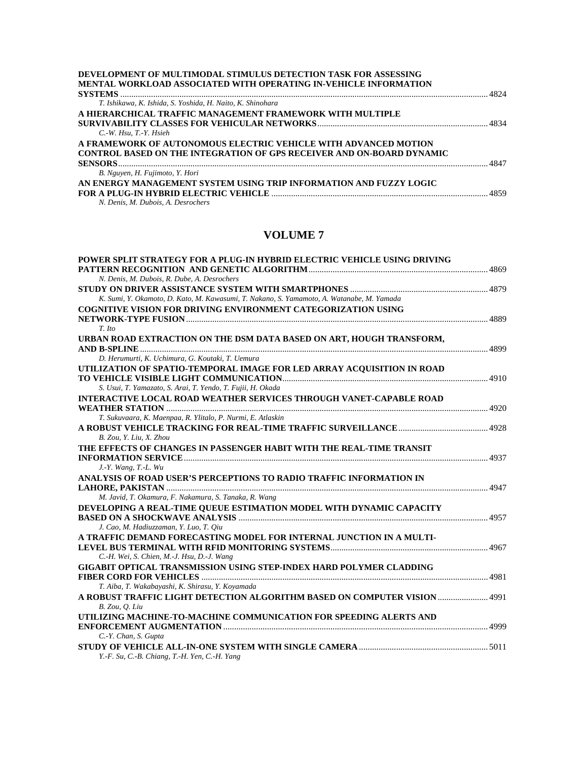**DEVELOPMENT OF MULTIMODAL STIMULUS DETECTION TASK FOR ASSESSING MENTAL WORKLOAD ASSOCIATED WITH OPERATING IN-VEHICLE INFORMATION SYSTEMS** ........ 4824
*T. Ishikawa, K. Ishida, S. Yoshida, H. Naito, K. Shinohara*

**A HIERARCHICAL TRAFFIC MANAGEMENT FRAMEWORK WITH MULTIPLE SURVIVABILITY CLASSES FOR VEHICULAR NETWORKS** ........ 4834
*C.-W. Hsu, T.-Y. Hsieh*

**A FRAMEWORK OF AUTONOMOUS ELECTRIC VEHICLE WITH ADVANCED MOTION CONTROL BASED ON THE INTEGRATION OF GPS RECEIVER AND ON-BOARD DYNAMIC SENSORS** ........ 4847
*B. Nguyen, H. Fujimoto, Y. Hori*

**AN ENERGY MANAGEMENT SYSTEM USING TRIP INFORMATION AND FUZZY LOGIC FOR A PLUG-IN HYBRID ELECTRIC VEHICLE** ........ 4859
*N. Denis, M. Dubois, A. Desrochers*

## VOLUME 7

**POWER SPLIT STRATEGY FOR A PLUG-IN HYBRID ELECTRIC VEHICLE USING DRIVING PATTERN RECOGNITION AND GENETIC ALGORITHM** ........ 4869
*N. Denis, M. Dubois, R. Dube, A. Desrochers*

**STUDY ON DRIVER ASSISTANCE SYSTEM WITH SMARTPHONES** ........ 4879
*K. Sumi, Y. Okamoto, D. Kato, M. Kawasumi, T. Nakano, S. Yamamoto, A. Watanabe, M. Yamada*

**COGNITIVE VISION FOR DRIVING ENVIRONMENT CATEGORIZATION USING NETWORK-TYPE FUSION** ........ 4889
*T. Ito*

**URBAN ROAD EXTRACTION ON THE DSM DATA BASED ON ART, HOUGH TRANSFORM, AND B-SPLINE** ........ 4899
*D. Herumurti, K. Uchimura, G. Koutaki, T. Uemura*

**UTILIZATION OF SPATIO-TEMPORAL IMAGE FOR LED ARRAY ACQUISITION IN ROAD TO VEHICLE VISIBLE LIGHT COMMUNICATION** ........ 4910
*S. Usui, T. Yamazato, S. Arai, T. Yendo, T. Fujii, H. Okada*

**INTERACTIVE LOCAL ROAD WEATHER SERVICES THROUGH VANET-CAPABLE ROAD WEATHER STATION** ........ 4920
*T. Sukuvaara, K. Maenpaa, R. Ylitalo, P. Nurmi, E. Atlaskin*

**A ROBUST VEHICLE TRACKING FOR REAL-TIME TRAFFIC SURVEILLANCE** ........ 4928
*B. Zou, Y. Liu, X. Zhou*

**THE EFFECTS OF CHANGES IN PASSENGER HABIT WITH THE REAL-TIME TRANSIT INFORMATION SERVICE** ........ 4937
*J.-Y. Wang, T.-L. Wu*

**ANALYSIS OF ROAD USER'S PERCEPTIONS TO RADIO TRAFFIC INFORMATION IN LAHORE, PAKISTAN** ........ 4947
*M. Javid, T. Okamura, F. Nakamura, S. Tanaka, R. Wang*

**DEVELOPING A REAL-TIME QUEUE ESTIMATION MODEL WITH DYNAMIC CAPACITY BASED ON A SHOCKWAVE ANALYSIS** ........ 4957
*J. Cao, M. Hadiuzzaman, Y. Luo, T. Qiu*

**A TRAFFIC DEMAND FORECASTING MODEL FOR INTERNAL JUNCTION IN A MULTI-LEVEL BUS TERMINAL WITH RFID MONITORING SYSTEMS** ........ 4967
*C.-H. Wei, S. Chien, M.-J. Hsu, D.-J. Wang*

**GIGABIT OPTICAL TRANSMISSION USING STEP-INDEX HARD POLYMER CLADDING FIBER CORD FOR VEHICLES** ........ 4981
*T. Aiba, T. Wakabayashi, K. Shirasu, Y. Koyamada*

**A ROBUST TRAFFIC LIGHT DETECTION ALGORITHM BASED ON COMPUTER VISION** ........ 4991
*B. Zou, Q. Liu*

**UTILIZING MACHINE-TO-MACHINE COMMUNICATION FOR SPEEDING ALERTS AND ENFORCEMENT AUGMENTATION** ........ 4999
*C.-Y. Chan, S. Gupta*

**STUDY OF VEHICLE ALL-IN-ONE SYSTEM WITH SINGLE CAMERA** ........ 5011
*Y.-F. Su, C.-B. Chiang, T.-H. Yen, C.-H. Yang*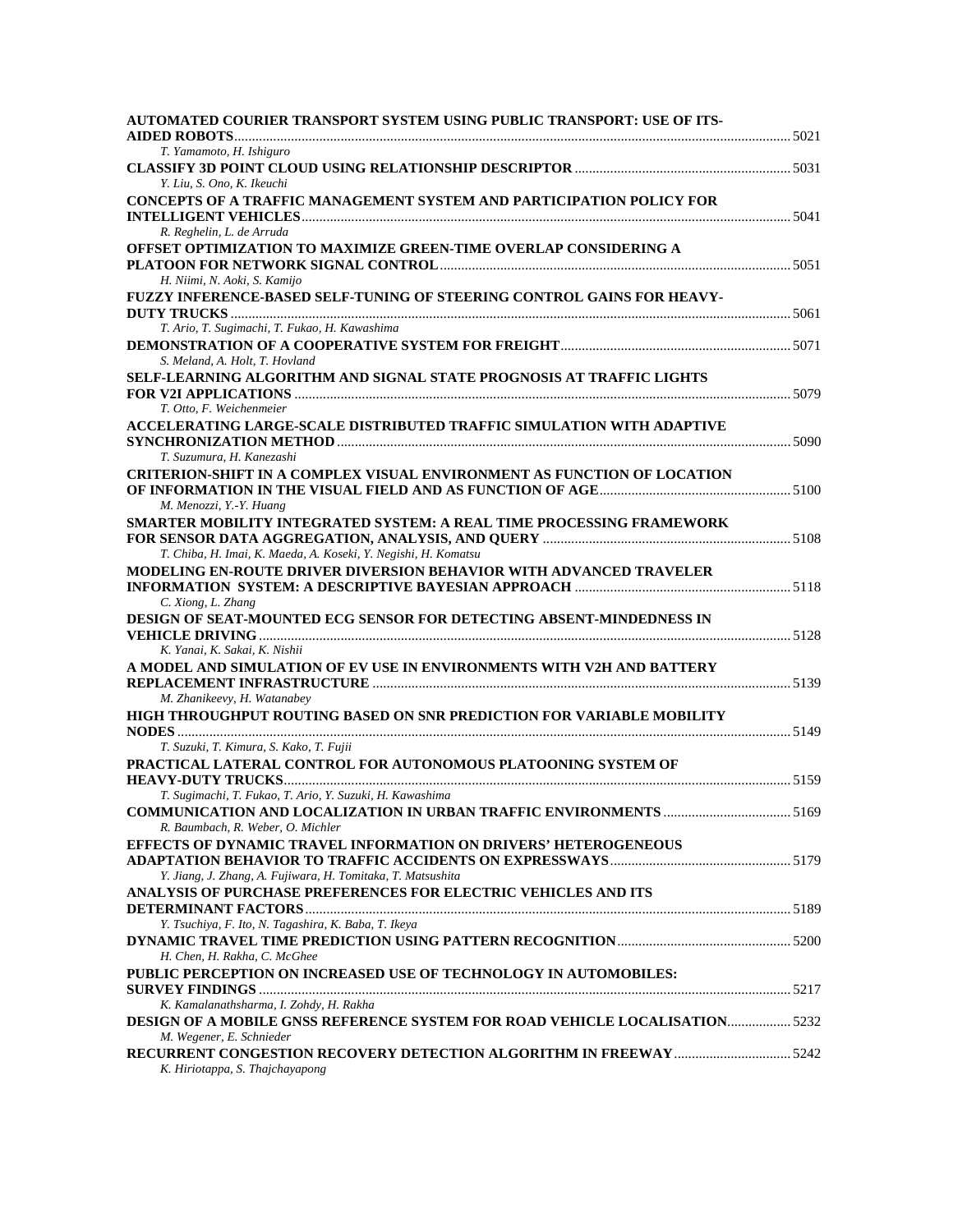**AUTOMATED COURIER TRANSPORT SYSTEM USING PUBLIC TRANSPORT: USE OF ITS-AIDED ROBOTS** ........ 5021
*T. Yamamoto, H. Ishiguro*

**CLASSIFY 3D POINT CLOUD USING RELATIONSHIP DESCRIPTOR** ........ 5031
*Y. Liu, S. Ono, K. Ikeuchi*

**CONCEPTS OF A TRAFFIC MANAGEMENT SYSTEM AND PARTICIPATION POLICY FOR INTELLIGENT VEHICLES** ........ 5041
*R. Reghelin, L. de Arruda*

**OFFSET OPTIMIZATION TO MAXIMIZE GREEN-TIME OVERLAP CONSIDERING A PLATOON FOR NETWORK SIGNAL CONTROL** ........ 5051
*H. Niimi, N. Aoki, S. Kamijo*

**FUZZY INFERENCE-BASED SELF-TUNING OF STEERING CONTROL GAINS FOR HEAVY-DUTY TRUCKS** ........ 5061
*T. Ario, T. Sugimachi, T. Fukao, H. Kawashima*

**DEMONSTRATION OF A COOPERATIVE SYSTEM FOR FREIGHT** ........ 5071
*S. Meland, A. Holt, T. Hovland*

**SELF-LEARNING ALGORITHM AND SIGNAL STATE PROGNOSIS AT TRAFFIC LIGHTS FOR V2I APPLICATIONS** ........ 5079
*T. Otto, F. Weichenmeier*

**ACCELERATING LARGE-SCALE DISTRIBUTED TRAFFIC SIMULATION WITH ADAPTIVE SYNCHRONIZATION METHOD** ........ 5090
*T. Suzumura, H. Kanezashi*

**CRITERION-SHIFT IN A COMPLEX VISUAL ENVIRONMENT AS FUNCTION OF LOCATION OF INFORMATION IN THE VISUAL FIELD AND AS FUNCTION OF AGE** ........ 5100
*M. Menozzi, Y.-Y. Huang*

**SMARTER MOBILITY INTEGRATED SYSTEM: A REAL TIME PROCESSING FRAMEWORK FOR SENSOR DATA AGGREGATION, ANALYSIS, AND QUERY** ........ 5108
*T. Chiba, H. Imai, K. Maeda, A. Koseki, Y. Negishi, H. Komatsu*

**MODELING EN-ROUTE DRIVER DIVERSION BEHAVIOR WITH ADVANCED TRAVELER INFORMATION SYSTEM: A DESCRIPTIVE BAYESIAN APPROACH** ........ 5118
*C. Xiong, L. Zhang*

**DESIGN OF SEAT-MOUNTED ECG SENSOR FOR DETECTING ABSENT-MINDEDNESS IN VEHICLE DRIVING** ........ 5128
*K. Yanai, K. Sakai, K. Nishii*

**A MODEL AND SIMULATION OF EV USE IN ENVIRONMENTS WITH V2H AND BATTERY REPLACEMENT INFRASTRUCTURE** ........ 5139
*M. Zhanikeevy, H. Watanabey*

**HIGH THROUGHPUT ROUTING BASED ON SNR PREDICTION FOR VARIABLE MOBILITY NODES** ........ 5149
*T. Suzuki, T. Kimura, S. Kako, T. Fujii*

**PRACTICAL LATERAL CONTROL FOR AUTONOMOUS PLATOONING SYSTEM OF HEAVY-DUTY TRUCKS** ........ 5159
*T. Sugimachi, T. Fukao, T. Ario, Y. Suzuki, H. Kawashima*

**COMMUNICATION AND LOCALIZATION IN URBAN TRAFFIC ENVIRONMENTS** ........ 5169
*R. Baumbach, R. Weber, O. Michler*

**EFFECTS OF DYNAMIC TRAVEL INFORMATION ON DRIVERS' HETEROGENEOUS ADAPTATION BEHAVIOR TO TRAFFIC ACCIDENTS ON EXPRESSWAYS** ........ 5179
*Y. Jiang, J. Zhang, A. Fujiwara, H. Tomitaka, T. Matsushita*

**ANALYSIS OF PURCHASE PREFERENCES FOR ELECTRIC VEHICLES AND ITS DETERMINANT FACTORS** ........ 5189
*Y. Tsuchiya, F. Ito, N. Tagashira, K. Baba, T. Ikeya*

**DYNAMIC TRAVEL TIME PREDICTION USING PATTERN RECOGNITION** ........ 5200
*H. Chen, H. Rakha, C. McGhee*

**PUBLIC PERCEPTION ON INCREASED USE OF TECHNOLOGY IN AUTOMOBILES: SURVEY FINDINGS** ........ 5217
*K. Kamalanathsharma, I. Zohdy, H. Rakha*

**DESIGN OF A MOBILE GNSS REFERENCE SYSTEM FOR ROAD VEHICLE LOCALISATION** ........ 5232
*M. Wegener, E. Schnieder*

**RECURRENT CONGESTION RECOVERY DETECTION ALGORITHM IN FREEWAY** ........ 5242
*K. Hiriotappa, S. Thajchayapong*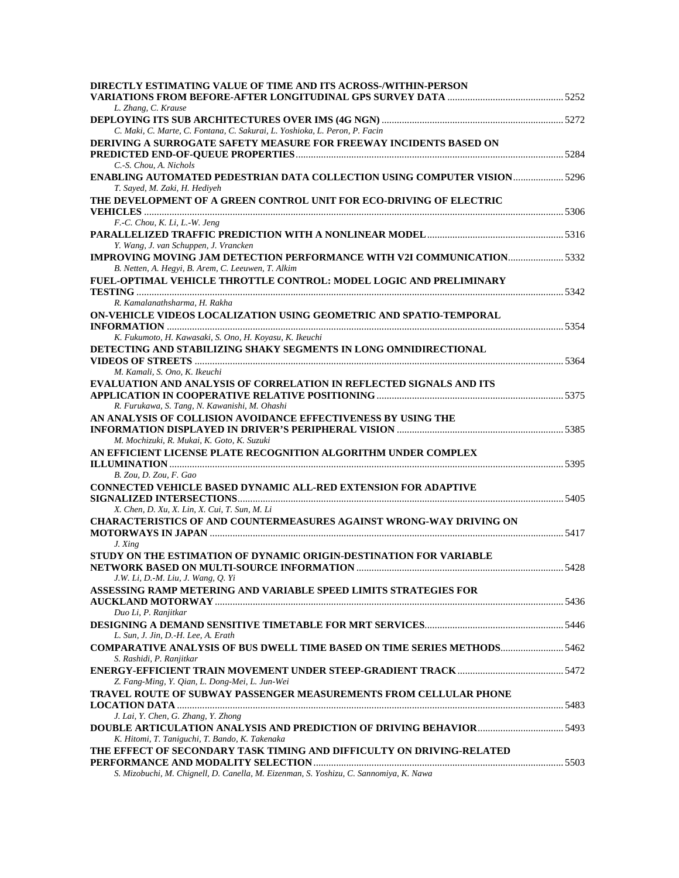**DIRECTLY ESTIMATING VALUE OF TIME AND ITS ACROSS-/WITHIN-PERSON VARIATIONS FROM BEFORE-AFTER LONGITUDINAL GPS SURVEY DATA** ........ 5252
*L. Zhang, C. Krause*

**DEPLOYING ITS SUB ARCHITECTURES OVER IMS (4G NGN)** ........ 5272
*C. Maki, C. Marte, C. Fontana, C. Sakurai, L. Yoshioka, L. Peron, P. Facin*

**DERIVING A SURROGATE SAFETY MEASURE FOR FREEWAY INCIDENTS BASED ON PREDICTED END-OF-QUEUE PROPERTIES** ........ 5284
*C.-S. Chou, A. Nichols*

**ENABLING AUTOMATED PEDESTRIAN DATA COLLECTION USING COMPUTER VISION** ........ 5296
*T. Sayed, M. Zaki, H. Hediyeh*

**THE DEVELOPMENT OF A GREEN CONTROL UNIT FOR ECO-DRIVING OF ELECTRIC VEHICLES** ........ 5306
*F.-C. Chou, K. Li, L.-W. Jeng*

**PARALLELIZED TRAFFIC PREDICTION WITH A NONLINEAR MODEL** ........ 5316
*Y. Wang, J. van Schuppen, J. Vrancken*

**IMPROVING MOVING JAM DETECTION PERFORMANCE WITH V2I COMMUNICATION** ........ 5332
*B. Netten, A. Hegyi, B. Arem, C. Leeuwen, T. Alkim*

**FUEL-OPTIMAL VEHICLE THROTTLE CONTROL: MODEL LOGIC AND PRELIMINARY TESTING** ........ 5342
*R. Kamalanathsharma, H. Rakha*

**ON-VEHICLE VIDEOS LOCALIZATION USING GEOMETRIC AND SPATIO-TEMPORAL INFORMATION** ........ 5354
*K. Fukumoto, H. Kawasaki, S. Ono, H. Koyasu, K. Ikeuchi*

**DETECTING AND STABILIZING SHAKY SEGMENTS IN LONG OMNIDIRECTIONAL VIDEOS OF STREETS** ........ 5364
*M. Kamali, S. Ono, K. Ikeuchi*

**EVALUATION AND ANALYSIS OF CORRELATION IN REFLECTED SIGNALS AND ITS APPLICATION IN COOPERATIVE RELATIVE POSITIONING** ........ 5375
*R. Furukawa, S. Tang, N. Kawanishi, M. Ohashi*

**AN ANALYSIS OF COLLISION AVOIDANCE EFFECTIVENESS BY USING THE INFORMATION DISPLAYED IN DRIVER'S PERIPHERAL VISION** ........ 5385
*M. Mochizuki, R. Mukai, K. Goto, K. Suzuki*

**AN EFFICIENT LICENSE PLATE RECOGNITION ALGORITHM UNDER COMPLEX ILLUMINATION** ........ 5395
*B. Zou, D. Zou, F. Gao*

**CONNECTED VEHICLE BASED DYNAMIC ALL-RED EXTENSION FOR ADAPTIVE SIGNALIZED INTERSECTIONS** ........ 5405
*X. Chen, D. Xu, X. Lin, X. Cui, T. Sun, M. Li*

**CHARACTERISTICS OF AND COUNTERMEASURES AGAINST WRONG-WAY DRIVING ON MOTORWAYS IN JAPAN** ........ 5417
*J. Xing*

**STUDY ON THE ESTIMATION OF DYNAMIC ORIGIN-DESTINATION FOR VARIABLE NETWORK BASED ON MULTI-SOURCE INFORMATION** ........ 5428
*J.W. Li, D.-M. Liu, J. Wang, Q. Yi*

**ASSESSING RAMP METERING AND VARIABLE SPEED LIMITS STRATEGIES FOR AUCKLAND MOTORWAY** ........ 5436
*Duo Li, P. Ranjitkar*

**DESIGNING A DEMAND SENSITIVE TIMETABLE FOR MRT SERVICES** ........ 5446
*L. Sun, J. Jin, D.-H. Lee, A. Erath*

**COMPARATIVE ANALYSIS OF BUS DWELL TIME BASED ON TIME SERIES METHODS** ........ 5462
*S. Rashidi, P. Ranjitkar*

**ENERGY-EFFICIENT TRAIN MOVEMENT UNDER STEEP-GRADIENT TRACK** ........ 5472
*Z. Fang-Ming, Y. Qian, L. Dong-Mei, L. Jun-Wei*

**TRAVEL ROUTE OF SUBWAY PASSENGER MEASUREMENTS FROM CELLULAR PHONE LOCATION DATA** ........ 5483
*J. Lai, Y. Chen, G. Zhang, Y. Zhong*

**DOUBLE ARTICULATION ANALYSIS AND PREDICTION OF DRIVING BEHAVIOR** ........ 5493
*K. Hitomi, T. Taniguchi, T. Bando, K. Takenaka*

**THE EFFECT OF SECONDARY TASK TIMING AND DIFFICULTY ON DRIVING-RELATED PERFORMANCE AND MODALITY SELECTION** ........ 5503
*S. Mizobuchi, M. Chignell, D. Canella, M. Eizenman, S. Yoshizu, C. Sannomiya, K. Nawa*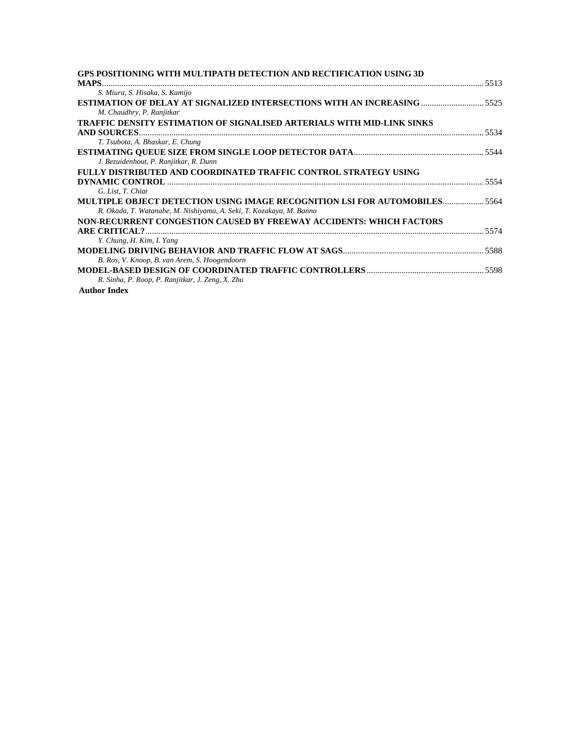**GPS POSITIONING WITH MULTIPATH DETECTION AND RECTIFICATION USING 3D MAPS**............................................................ 5513
*S. Miura, S. Hisaka, S. Kamijo*

**ESTIMATION OF DELAY AT SIGNALIZED INTERSECTIONS WITH AN INCREASING**............................ 5525
*M. Chaudhry, P. Ranjitkar*

**TRAFFIC DENSITY ESTIMATION OF SIGNALISED ARTERIALS WITH MID-LINK SINKS AND SOURCES**............................................................ 5534
*T. Tsubota, A. Bhaskar, E. Chung*

**ESTIMATING QUEUE SIZE FROM SINGLE LOOP DETECTOR DATA**............................................................ 5544
*J. Bezuidenhout, P. Ranjitkar, R. Dunn*

**FULLY DISTRIBUTED AND COORDINATED TRAFFIC CONTROL STRATEGY USING DYNAMIC CONTROL**............................................................ 5554
*G. List, T. Chiat*

**MULTIPLE OBJECT DETECTION USING IMAGE RECOGNITION LSI FOR AUTOMOBILES**.................. 5564
*R. Okada, T. Watanabe, M. Nishiyama, A. Seki, T. Kozakaya, M. Banno*

**NON-RECURRENT CONGESTION CAUSED BY FREEWAY ACCIDENTS: WHICH FACTORS ARE CRITICAL?**............................................................ 5574
*Y. Chung, H. Kim, I. Yang*

**MODELING DRIVING BEHAVIOR AND TRAFFIC FLOW AT SAGS**............................................................ 5588
*B. Ros, V. Knoop, B. van Arem, S. Hoogendoorn*

**MODEL-BASED DESIGN OF COORDINATED TRAFFIC CONTROLLERS**..................................................... 5598
*R. Sinha, P. Roop, P. Ranjitkar, J. Zeng, X. Zhu*

**Author Index**